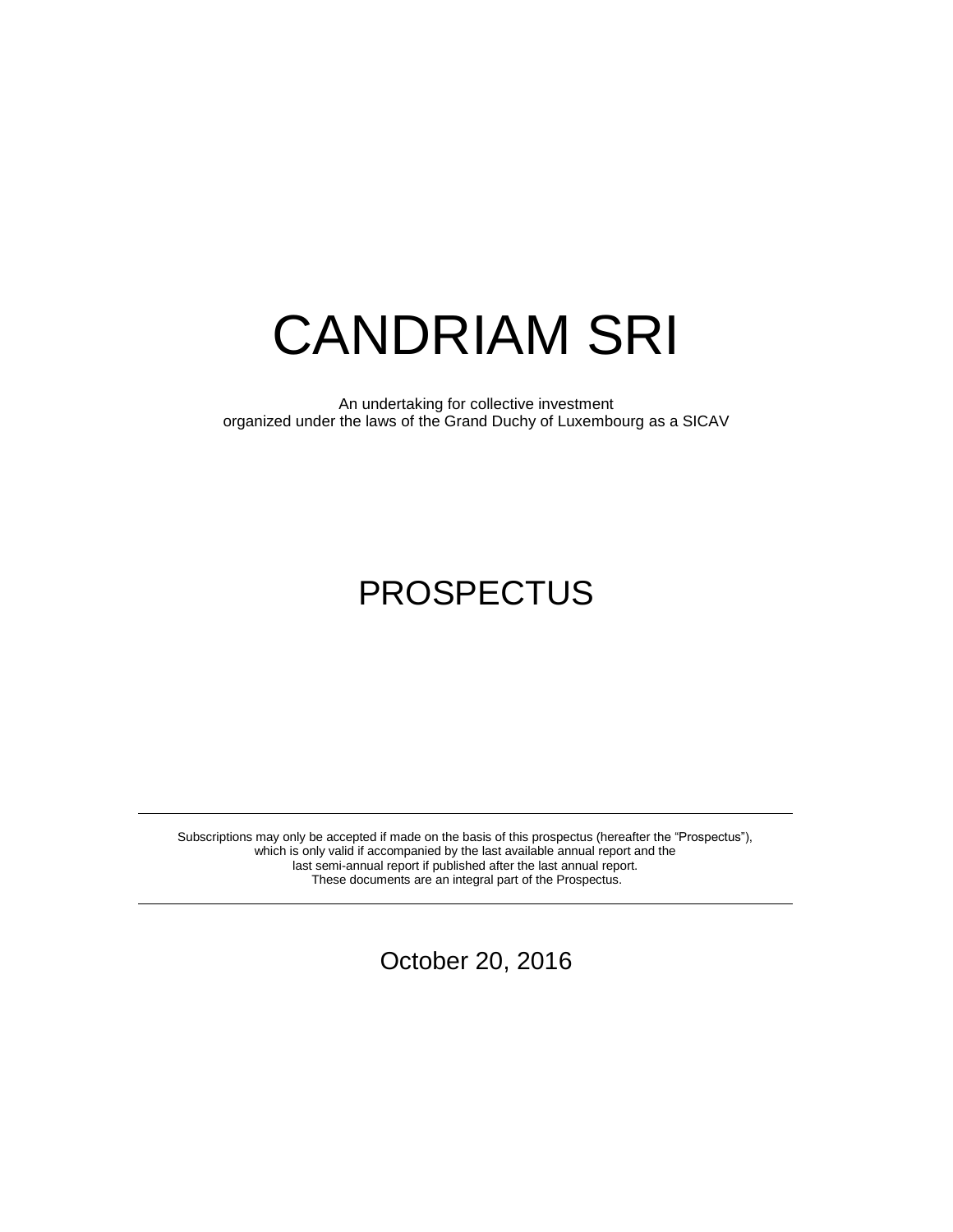# CANDRIAM SRI

An undertaking for collective investment
organized under the laws of the Grand Duchy of Luxembourg as a SICAV

## PROSPECTUS

---

Subscriptions may only be accepted if made on the basis of this prospectus (hereafter the "Prospectus"),
which is only valid if accompanied by the last available annual report and the
last semi-annual report if published after the last annual report.
These documents are an integral part of the Prospectus.

---

October 20, 2016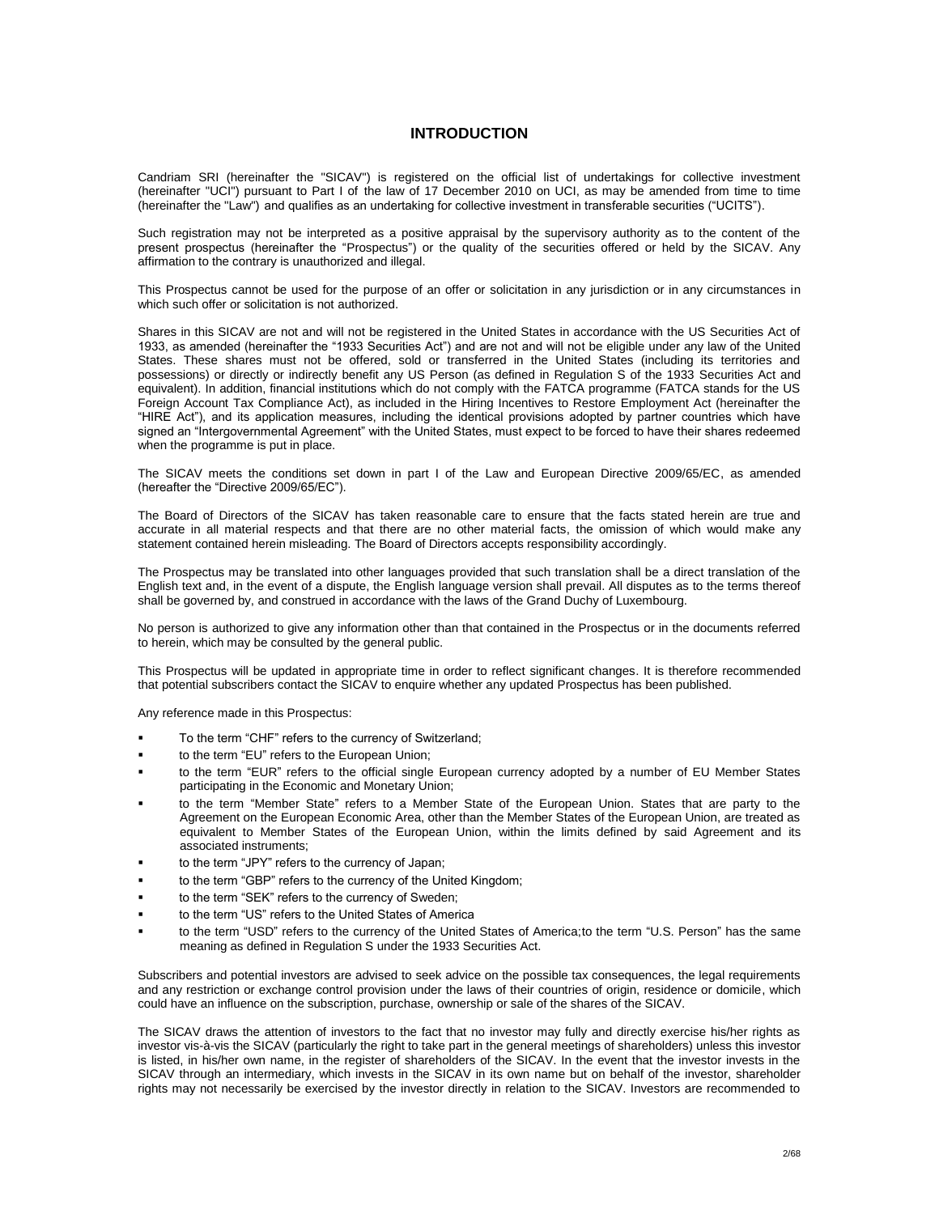# INTRODUCTION

Candriam SRI (hereinafter the "SICAV") is registered on the official list of undertakings for collective investment (hereinafter "UCI") pursuant to Part I of the law of 17 December 2010 on UCI, as may be amended from time to time (hereinafter the "Law") and qualifies as an undertaking for collective investment in transferable securities ("UCITS").

Such registration may not be interpreted as a positive appraisal by the supervisory authority as to the content of the present prospectus (hereinafter the "Prospectus") or the quality of the securities offered or held by the SICAV. Any affirmation to the contrary is unauthorized and illegal.

This Prospectus cannot be used for the purpose of an offer or solicitation in any jurisdiction or in any circumstances in which such offer or solicitation is not authorized.

Shares in this SICAV are not and will not be registered in the United States in accordance with the US Securities Act of 1933, as amended (hereinafter the "1933 Securities Act") and are not and will not be eligible under any law of the United States. These shares must not be offered, sold or transferred in the United States (including its territories and possessions) or directly or indirectly benefit any US Person (as defined in Regulation S of the 1933 Securities Act and equivalent). In addition, financial institutions which do not comply with the FATCA programme (FATCA stands for the US Foreign Account Tax Compliance Act), as included in the Hiring Incentives to Restore Employment Act (hereinafter the "HIRE Act"), and its application measures, including the identical provisions adopted by partner countries which have signed an "Intergovernmental Agreement" with the United States, must expect to be forced to have their shares redeemed when the programme is put in place.

The SICAV meets the conditions set down in part I of the Law and European Directive 2009/65/EC, as amended (hereafter the "Directive 2009/65/EC").

The Board of Directors of the SICAV has taken reasonable care to ensure that the facts stated herein are true and accurate in all material respects and that there are no other material facts, the omission of which would make any statement contained herein misleading. The Board of Directors accepts responsibility accordingly.

The Prospectus may be translated into other languages provided that such translation shall be a direct translation of the English text and, in the event of a dispute, the English language version shall prevail. All disputes as to the terms thereof shall be governed by, and construed in accordance with the laws of the Grand Duchy of Luxembourg.

No person is authorized to give any information other than that contained in the Prospectus or in the documents referred to herein, which may be consulted by the general public.

This Prospectus will be updated in appropriate time in order to reflect significant changes. It is therefore recommended that potential subscribers contact the SICAV to enquire whether any updated Prospectus has been published.

Any reference made in this Prospectus:

- To the term "CHF" refers to the currency of Switzerland;
- to the term "EU" refers to the European Union;
- to the term "EUR" refers to the official single European currency adopted by a number of EU Member States participating in the Economic and Monetary Union;
- to the term "Member State" refers to a Member State of the European Union. States that are party to the Agreement on the European Economic Area, other than the Member States of the European Union, are treated as equivalent to Member States of the European Union, within the limits defined by said Agreement and its associated instruments;
- to the term "JPY" refers to the currency of Japan;
- to the term "GBP" refers to the currency of the United Kingdom;
- to the term "SEK" refers to the currency of Sweden;
- to the term "US" refers to the United States of America
- to the term "USD" refers to the currency of the United States of America;to the term "U.S. Person" has the same meaning as defined in Regulation S under the 1933 Securities Act.

Subscribers and potential investors are advised to seek advice on the possible tax consequences, the legal requirements and any restriction or exchange control provision under the laws of their countries of origin, residence or domicile, which could have an influence on the subscription, purchase, ownership or sale of the shares of the SICAV.

The SICAV draws the attention of investors to the fact that no investor may fully and directly exercise his/her rights as investor vis-à-vis the SICAV (particularly the right to take part in the general meetings of shareholders) unless this investor is listed, in his/her own name, in the register of shareholders of the SICAV. In the event that the investor invests in the SICAV through an intermediary, which invests in the SICAV in its own name but on behalf of the investor, shareholder rights may not necessarily be exercised by the investor directly in relation to the SICAV. Investors are recommended to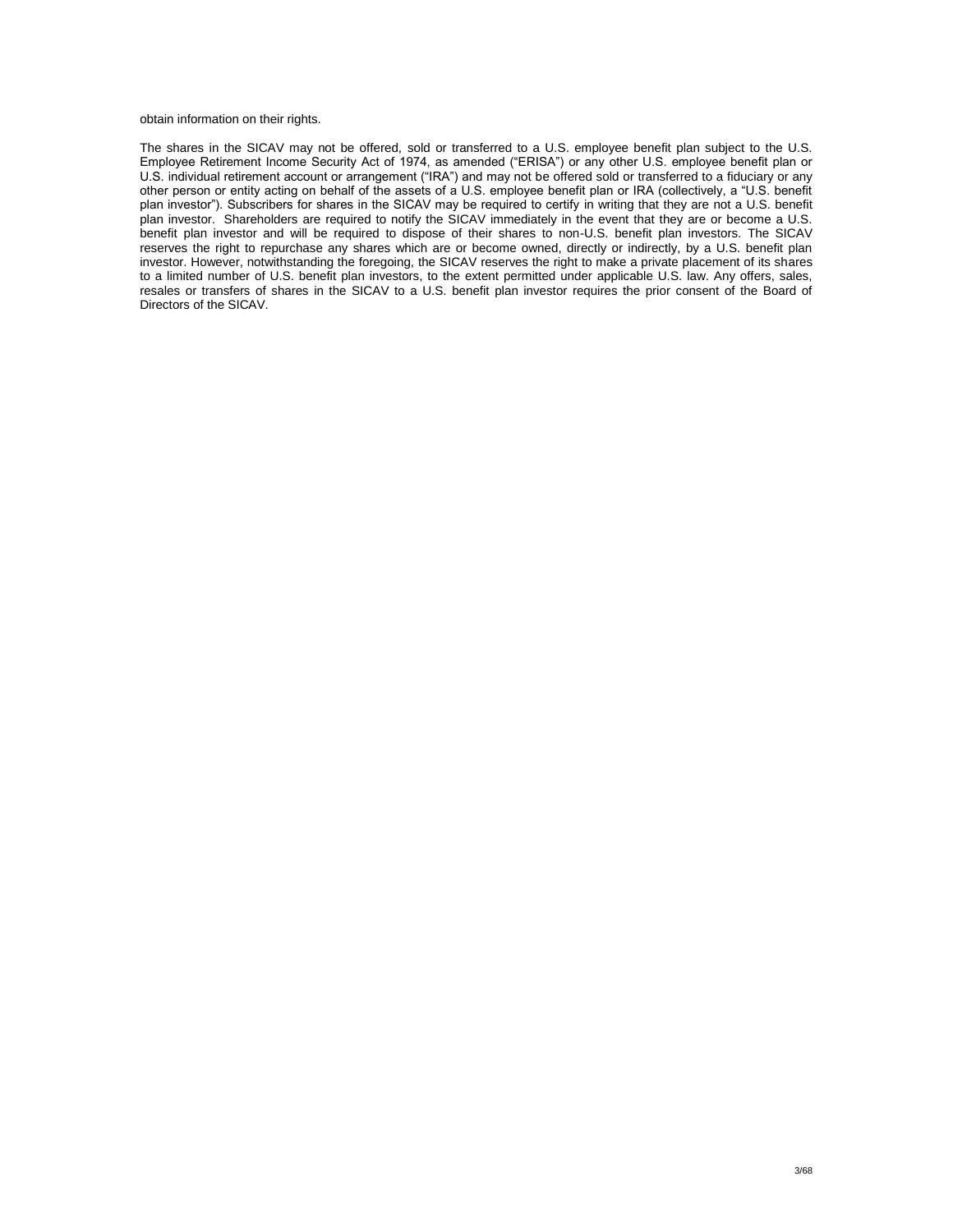obtain information on their rights.

The shares in the SICAV may not be offered, sold or transferred to a U.S. employee benefit plan subject to the U.S. Employee Retirement Income Security Act of 1974, as amended ("ERISA") or any other U.S. employee benefit plan or U.S. individual retirement account or arrangement ("IRA") and may not be offered sold or transferred to a fiduciary or any other person or entity acting on behalf of the assets of a U.S. employee benefit plan or IRA (collectively, a "U.S. benefit plan investor"). Subscribers for shares in the SICAV may be required to certify in writing that they are not a U.S. benefit plan investor. Shareholders are required to notify the SICAV immediately in the event that they are or become a U.S. benefit plan investor and will be required to dispose of their shares to non-U.S. benefit plan investors. The SICAV reserves the right to repurchase any shares which are or become owned, directly or indirectly, by a U.S. benefit plan investor. However, notwithstanding the foregoing, the SICAV reserves the right to make a private placement of its shares to a limited number of U.S. benefit plan investors, to the extent permitted under applicable U.S. law. Any offers, sales, resales or transfers of shares in the SICAV to a U.S. benefit plan investor requires the prior consent of the Board of Directors of the SICAV.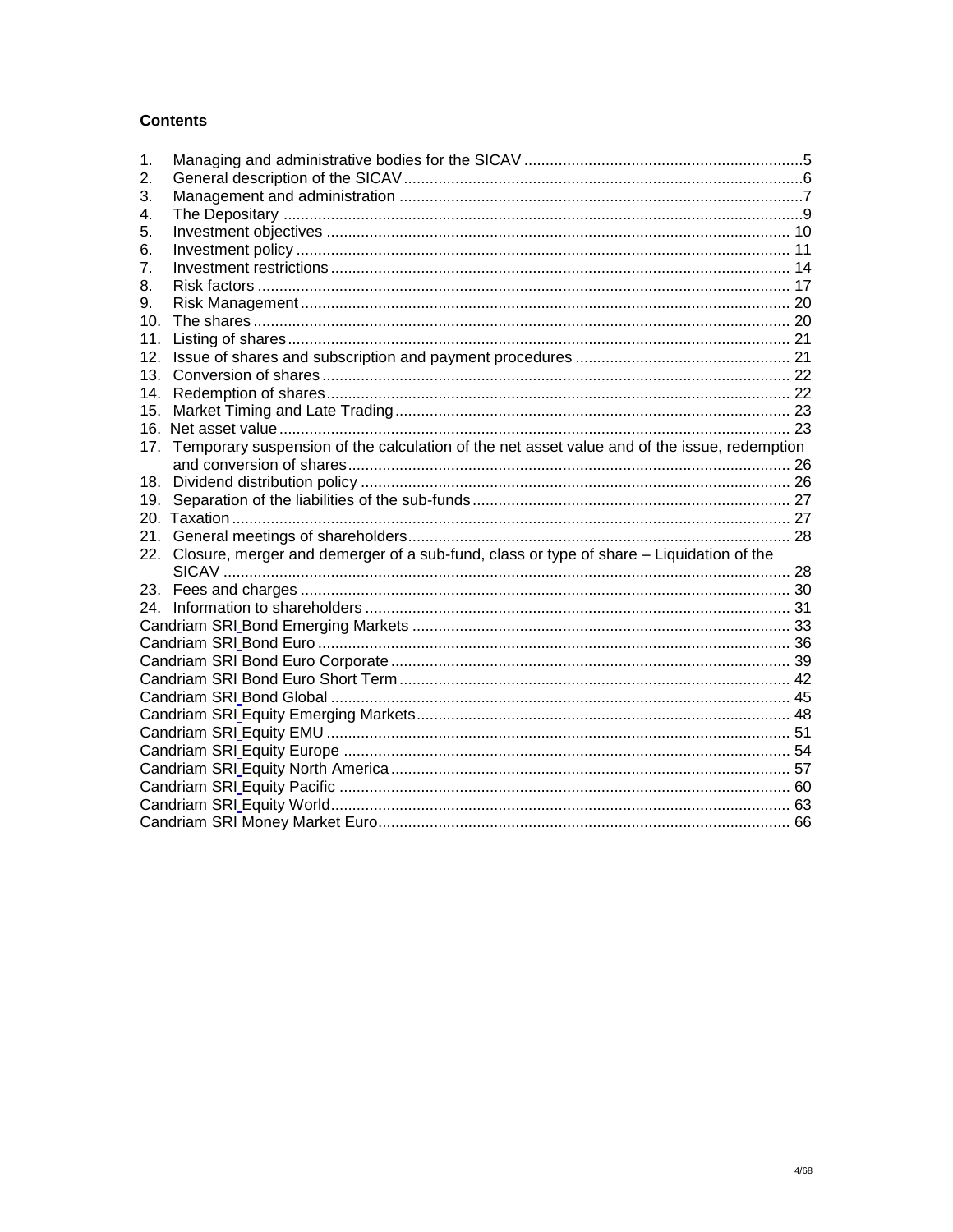**Contents**

1. Managing and administrative bodies for the SICAV ........................................................ 5
2. General description of the SICAV ........................................................ 6
3. Management and administration ........................................................ 7
4. The Depositary ........................................................ 9
5. Investment objectives ........................................................ 10
6. Investment policy ........................................................ 11
7. Investment restrictions ........................................................ 14
8. Risk factors ........................................................ 17
9. Risk Management ........................................................ 20
10. The shares ........................................................ 20
11. Listing of shares ........................................................ 21
12. Issue of shares and subscription and payment procedures ........................................................ 21
13. Conversion of shares ........................................................ 22
14. Redemption of shares ........................................................ 22
15. Market Timing and Late Trading ........................................................ 23
16. Net asset value ........................................................ 23
17. Temporary suspension of the calculation of the net asset value and of the issue, redemption and conversion of shares ........................................................ 26
18. Dividend distribution policy ........................................................ 26
19. Separation of the liabilities of the sub-funds ........................................................ 27
20. Taxation ........................................................ 27
21. General meetings of shareholders ........................................................ 28
22. Closure, merger and demerger of a sub-fund, class or type of share – Liquidation of the SICAV ........................................................ 28
23. Fees and charges ........................................................ 30
24. Information to shareholders ........................................................ 31

Candriam SRI Bond Emerging Markets ........................................................ 33
Candriam SRI Bond Euro ........................................................ 36
Candriam SRI Bond Euro Corporate ........................................................ 39
Candriam SRI Bond Euro Short Term ........................................................ 42
Candriam SRI Bond Global ........................................................ 45
Candriam SRI Equity Emerging Markets ........................................................ 48
Candriam SRI Equity EMU ........................................................ 51
Candriam SRI Equity Europe ........................................................ 54
Candriam SRI Equity North America ........................................................ 57
Candriam SRI Equity Pacific ........................................................ 60
Candriam SRI Equity World ........................................................ 63
Candriam SRI Money Market Euro ........................................................ 66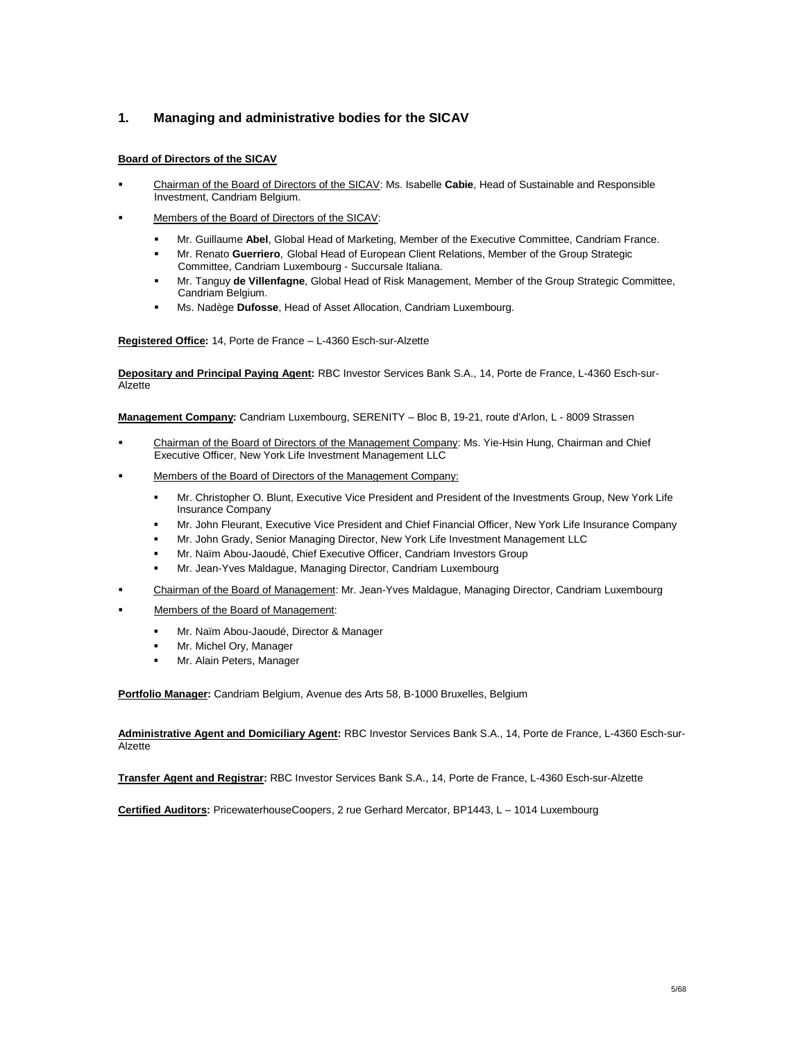## 1. Managing and administrative bodies for the SICAV

**Board of Directors of the SICAV**

- Chairman of the Board of Directors of the SICAV: Ms. Isabelle **Cabie**, Head of Sustainable and Responsible Investment, Candriam Belgium.
- Members of the Board of Directors of the SICAV:
  - Mr. Guillaume **Abel**, Global Head of Marketing, Member of the Executive Committee, Candriam France.
  - Mr. Renato **Guerriero**, Global Head of European Client Relations, Member of the Group Strategic Committee, Candriam Luxembourg - Succursale Italiana.
  - Mr. Tanguy **de Villenfagne**, Global Head of Risk Management, Member of the Group Strategic Committee, Candriam Belgium.
  - Ms. Nadège **Dufosse**, Head of Asset Allocation, Candriam Luxembourg.

**Registered Office:** 14, Porte de France – L-4360 Esch-sur-Alzette

**Depositary and Principal Paying Agent:** RBC Investor Services Bank S.A., 14, Porte de France, L-4360 Esch-sur-Alzette

**Management Company:** Candriam Luxembourg, SERENITY – Bloc B, 19-21, route d'Arlon, L - 8009 Strassen

- Chairman of the Board of Directors of the Management Company: Ms. Yie-Hsin Hung, Chairman and Chief Executive Officer, New York Life Investment Management LLC
- Members of the Board of Directors of the Management Company:
  - Mr. Christopher O. Blunt, Executive Vice President and President of the Investments Group, New York Life Insurance Company
  - Mr. John Fleurant, Executive Vice President and Chief Financial Officer, New York Life Insurance Company
  - Mr. John Grady, Senior Managing Director, New York Life Investment Management LLC
  - Mr. Naïm Abou-Jaoudé, Chief Executive Officer, Candriam Investors Group
  - Mr. Jean-Yves Maldague, Managing Director, Candriam Luxembourg
- Chairman of the Board of Management: Mr. Jean-Yves Maldague, Managing Director, Candriam Luxembourg
- Members of the Board of Management:
  - Mr. Naïm Abou-Jaoudé, Director & Manager
  - Mr. Michel Ory, Manager
  - Mr. Alain Peters, Manager

**Portfolio Manager:** Candriam Belgium, Avenue des Arts 58, B-1000 Bruxelles, Belgium

**Administrative Agent and Domiciliary Agent:** RBC Investor Services Bank S.A., 14, Porte de France, L-4360 Esch-sur-Alzette

**Transfer Agent and Registrar:** RBC Investor Services Bank S.A., 14, Porte de France, L-4360 Esch-sur-Alzette

**Certified Auditors:** PricewaterhouseCoopers, 2 rue Gerhard Mercator, BP1443, L – 1014 Luxembourg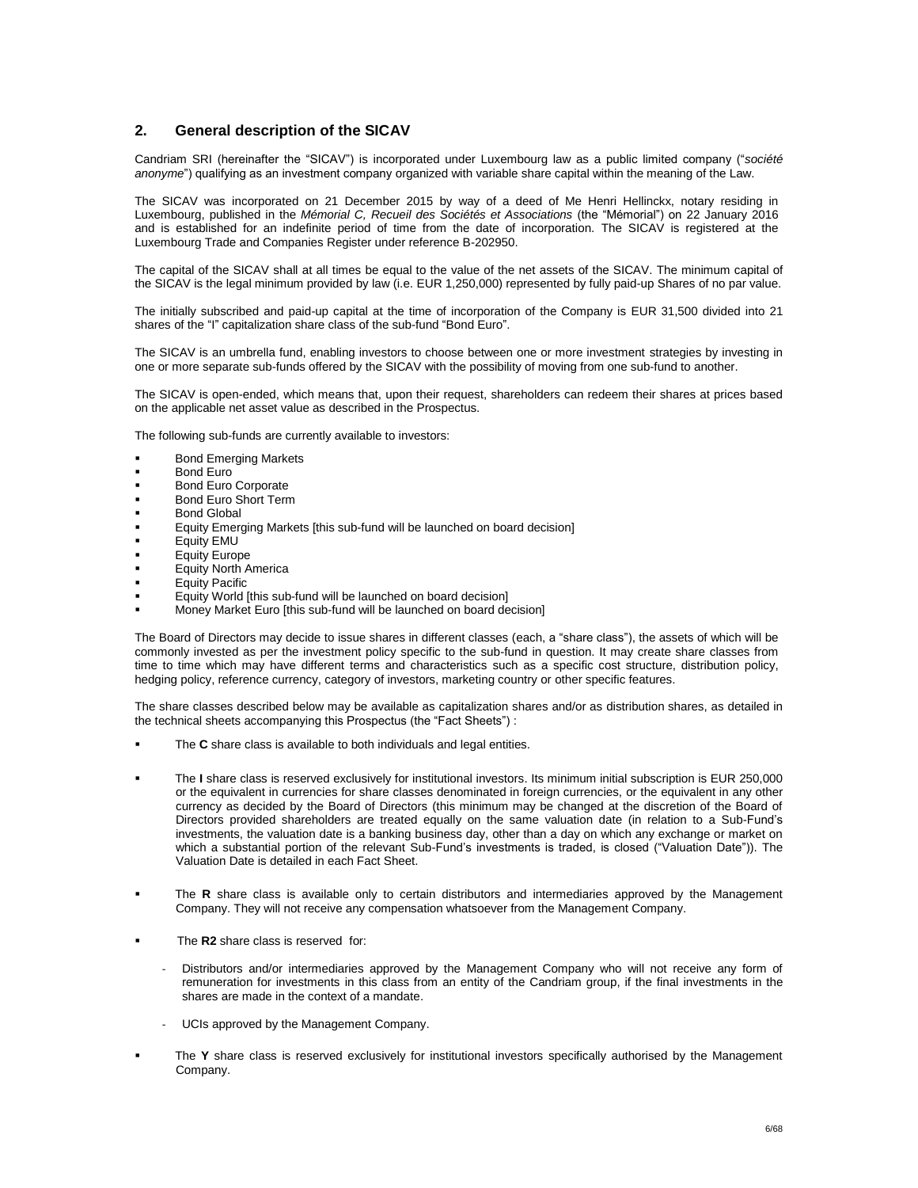## 2. General description of the SICAV

Candriam SRI (hereinafter the "SICAV") is incorporated under Luxembourg law as a public limited company ("*société anonyme*") qualifying as an investment company organized with variable share capital within the meaning of the Law.

The SICAV was incorporated on 21 December 2015 by way of a deed of Me Henri Hellinckx, notary residing in Luxembourg, published in the *Mémorial C, Recueil des Sociétés et Associations* (the "Mémorial") on 22 January 2016 and is established for an indefinite period of time from the date of incorporation. The SICAV is registered at the Luxembourg Trade and Companies Register under reference B-202950.

The capital of the SICAV shall at all times be equal to the value of the net assets of the SICAV. The minimum capital of the SICAV is the legal minimum provided by law (i.e. EUR 1,250,000) represented by fully paid-up Shares of no par value.

The initially subscribed and paid-up capital at the time of incorporation of the Company is EUR 31,500 divided into 21 shares of the "I" capitalization share class of the sub-fund "Bond Euro".

The SICAV is an umbrella fund, enabling investors to choose between one or more investment strategies by investing in one or more separate sub-funds offered by the SICAV with the possibility of moving from one sub-fund to another.

The SICAV is open-ended, which means that, upon their request, shareholders can redeem their shares at prices based on the applicable net asset value as described in the Prospectus.

The following sub-funds are currently available to investors:

- Bond Emerging Markets
- Bond Euro
- Bond Euro Corporate
- Bond Euro Short Term
- Bond Global
- Equity Emerging Markets [this sub-fund will be launched on board decision]
- Equity EMU
- Equity Europe
- Equity North America
- Equity Pacific
- Equity World [this sub-fund will be launched on board decision]
- Money Market Euro [this sub-fund will be launched on board decision]

The Board of Directors may decide to issue shares in different classes (each, a "share class"), the assets of which will be commonly invested as per the investment policy specific to the sub-fund in question. It may create share classes from time to time which may have different terms and characteristics such as a specific cost structure, distribution policy, hedging policy, reference currency, category of investors, marketing country or other specific features.

The share classes described below may be available as capitalization shares and/or as distribution shares, as detailed in the technical sheets accompanying this Prospectus (the "Fact Sheets") :

- The **C** share class is available to both individuals and legal entities.

- The **I** share class is reserved exclusively for institutional investors. Its minimum initial subscription is EUR 250,000 or the equivalent in currencies for share classes denominated in foreign currencies, or the equivalent in any other currency as decided by the Board of Directors (this minimum may be changed at the discretion of the Board of Directors provided shareholders are treated equally on the same valuation date (in relation to a Sub-Fund's investments, the valuation date is a banking business day, other than a day on which any exchange or market on which a substantial portion of the relevant Sub-Fund's investments is traded, is closed ("Valuation Date")). The Valuation Date is detailed in each Fact Sheet.

- The **R** share class is available only to certain distributors and intermediaries approved by the Management Company. They will not receive any compensation whatsoever from the Management Company.

- The **R2** share class is reserved for:

  - Distributors and/or intermediaries approved by the Management Company who will not receive any form of remuneration for investments in this class from an entity of the Candriam group, if the final investments in the shares are made in the context of a mandate.

  - UCIs approved by the Management Company.

- The **Y** share class is reserved exclusively for institutional investors specifically authorised by the Management Company.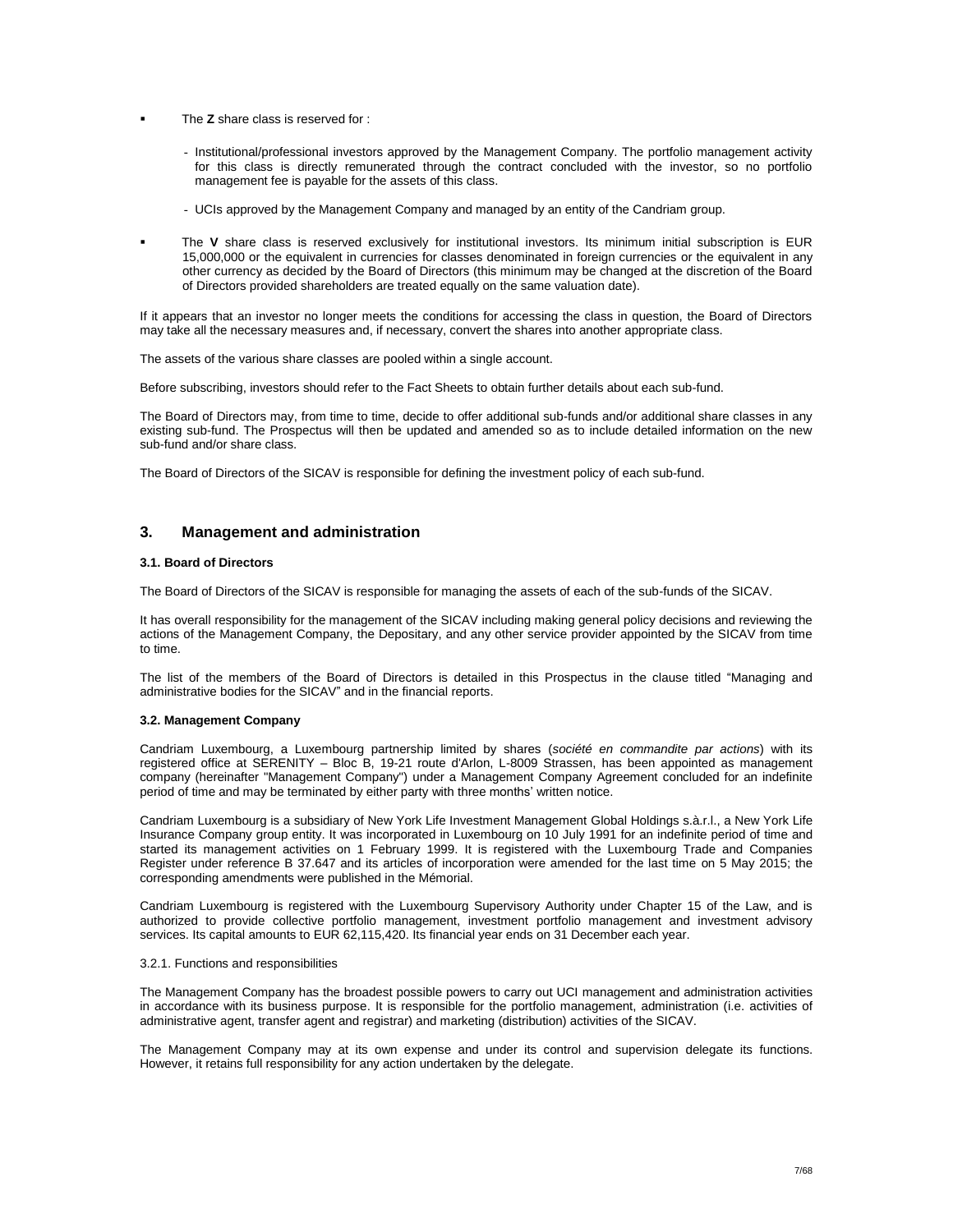- The **Z** share class is reserved for :

  - Institutional/professional investors approved by the Management Company. The portfolio management activity for this class is directly remunerated through the contract concluded with the investor, so no portfolio management fee is payable for the assets of this class.

  - UCIs approved by the Management Company and managed by an entity of the Candriam group.

- The **V** share class is reserved exclusively for institutional investors. Its minimum initial subscription is EUR 15,000,000 or the equivalent in currencies for classes denominated in foreign currencies or the equivalent in any other currency as decided by the Board of Directors (this minimum may be changed at the discretion of the Board of Directors provided shareholders are treated equally on the same valuation date).

If it appears that an investor no longer meets the conditions for accessing the class in question, the Board of Directors may take all the necessary measures and, if necessary, convert the shares into another appropriate class.

The assets of the various share classes are pooled within a single account.

Before subscribing, investors should refer to the Fact Sheets to obtain further details about each sub-fund.

The Board of Directors may, from time to time, decide to offer additional sub-funds and/or additional share classes in any existing sub-fund. The Prospectus will then be updated and amended so as to include detailed information on the new sub-fund and/or share class.

The Board of Directors of the SICAV is responsible for defining the investment policy of each sub-fund.

## 3. Management and administration

### 3.1. Board of Directors

The Board of Directors of the SICAV is responsible for managing the assets of each of the sub-funds of the SICAV.

It has overall responsibility for the management of the SICAV including making general policy decisions and reviewing the actions of the Management Company, the Depositary, and any other service provider appointed by the SICAV from time to time.

The list of the members of the Board of Directors is detailed in this Prospectus in the clause titled "Managing and administrative bodies for the SICAV" and in the financial reports.

### 3.2. Management Company

Candriam Luxembourg, a Luxembourg partnership limited by shares (*société en commandite par actions*) with its registered office at SERENITY – Bloc B, 19-21 route d'Arlon, L-8009 Strassen, has been appointed as management company (hereinafter "Management Company") under a Management Company Agreement concluded for an indefinite period of time and may be terminated by either party with three months' written notice.

Candriam Luxembourg is a subsidiary of New York Life Investment Management Global Holdings s.à.r.l., a New York Life Insurance Company group entity. It was incorporated in Luxembourg on 10 July 1991 for an indefinite period of time and started its management activities on 1 February 1999. It is registered with the Luxembourg Trade and Companies Register under reference B 37.647 and its articles of incorporation were amended for the last time on 5 May 2015; the corresponding amendments were published in the Mémorial.

Candriam Luxembourg is registered with the Luxembourg Supervisory Authority under Chapter 15 of the Law, and is authorized to provide collective portfolio management, investment portfolio management and investment advisory services. Its capital amounts to EUR 62,115,420. Its financial year ends on 31 December each year.

3.2.1. Functions and responsibilities

The Management Company has the broadest possible powers to carry out UCI management and administration activities in accordance with its business purpose. It is responsible for the portfolio management, administration (i.e. activities of administrative agent, transfer agent and registrar) and marketing (distribution) activities of the SICAV.

The Management Company may at its own expense and under its control and supervision delegate its functions. However, it retains full responsibility for any action undertaken by the delegate.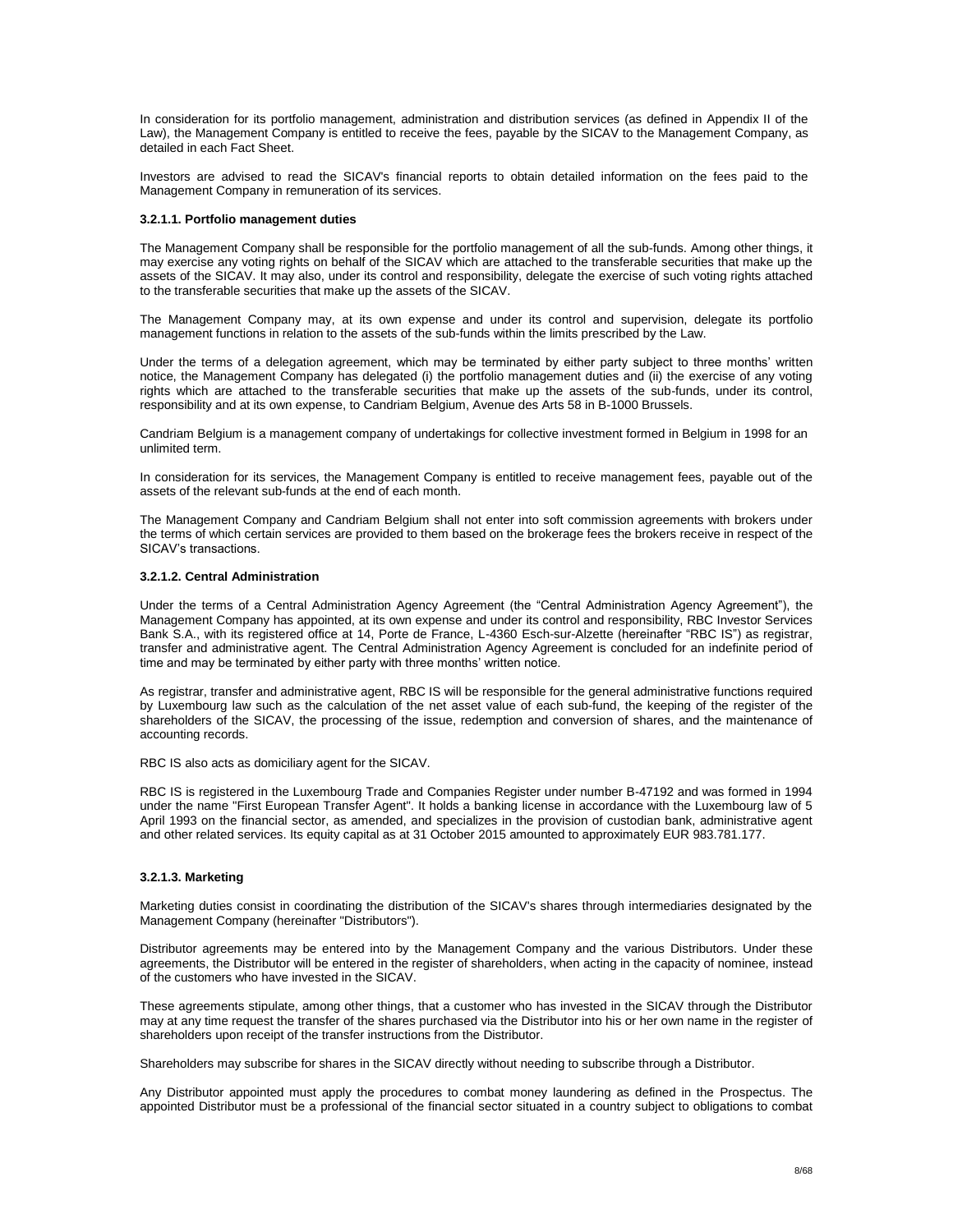In consideration for its portfolio management, administration and distribution services (as defined in Appendix II of the Law), the Management Company is entitled to receive the fees, payable by the SICAV to the Management Company, as detailed in each Fact Sheet.

Investors are advised to read the SICAV's financial reports to obtain detailed information on the fees paid to the Management Company in remuneration of its services.

#### 3.2.1.1. Portfolio management duties

The Management Company shall be responsible for the portfolio management of all the sub-funds. Among other things, it may exercise any voting rights on behalf of the SICAV which are attached to the transferable securities that make up the assets of the SICAV. It may also, under its control and responsibility, delegate the exercise of such voting rights attached to the transferable securities that make up the assets of the SICAV.

The Management Company may, at its own expense and under its control and supervision, delegate its portfolio management functions in relation to the assets of the sub-funds within the limits prescribed by the Law.

Under the terms of a delegation agreement, which may be terminated by either party subject to three months' written notice, the Management Company has delegated (i) the portfolio management duties and (ii) the exercise of any voting rights which are attached to the transferable securities that make up the assets of the sub-funds, under its control, responsibility and at its own expense, to Candriam Belgium, Avenue des Arts 58 in B-1000 Brussels.

Candriam Belgium is a management company of undertakings for collective investment formed in Belgium in 1998 for an unlimited term.

In consideration for its services, the Management Company is entitled to receive management fees, payable out of the assets of the relevant sub-funds at the end of each month.

The Management Company and Candriam Belgium shall not enter into soft commission agreements with brokers under the terms of which certain services are provided to them based on the brokerage fees the brokers receive in respect of the SICAV's transactions.

#### 3.2.1.2. Central Administration

Under the terms of a Central Administration Agency Agreement (the "Central Administration Agency Agreement"), the Management Company has appointed, at its own expense and under its control and responsibility, RBC Investor Services Bank S.A., with its registered office at 14, Porte de France, L-4360 Esch-sur-Alzette (hereinafter "RBC IS") as registrar, transfer and administrative agent. The Central Administration Agency Agreement is concluded for an indefinite period of time and may be terminated by either party with three months' written notice.

As registrar, transfer and administrative agent, RBC IS will be responsible for the general administrative functions required by Luxembourg law such as the calculation of the net asset value of each sub-fund, the keeping of the register of the shareholders of the SICAV, the processing of the issue, redemption and conversion of shares, and the maintenance of accounting records.

RBC IS also acts as domiciliary agent for the SICAV.

RBC IS is registered in the Luxembourg Trade and Companies Register under number B-47192 and was formed in 1994 under the name "First European Transfer Agent". It holds a banking license in accordance with the Luxembourg law of 5 April 1993 on the financial sector, as amended, and specializes in the provision of custodian bank, administrative agent and other related services. Its equity capital as at 31 October 2015 amounted to approximately EUR 983.781.177.

#### 3.2.1.3. Marketing

Marketing duties consist in coordinating the distribution of the SICAV's shares through intermediaries designated by the Management Company (hereinafter "Distributors").

Distributor agreements may be entered into by the Management Company and the various Distributors. Under these agreements, the Distributor will be entered in the register of shareholders, when acting in the capacity of nominee, instead of the customers who have invested in the SICAV.

These agreements stipulate, among other things, that a customer who has invested in the SICAV through the Distributor may at any time request the transfer of the shares purchased via the Distributor into his or her own name in the register of shareholders upon receipt of the transfer instructions from the Distributor.

Shareholders may subscribe for shares in the SICAV directly without needing to subscribe through a Distributor.

Any Distributor appointed must apply the procedures to combat money laundering as defined in the Prospectus. The appointed Distributor must be a professional of the financial sector situated in a country subject to obligations to combat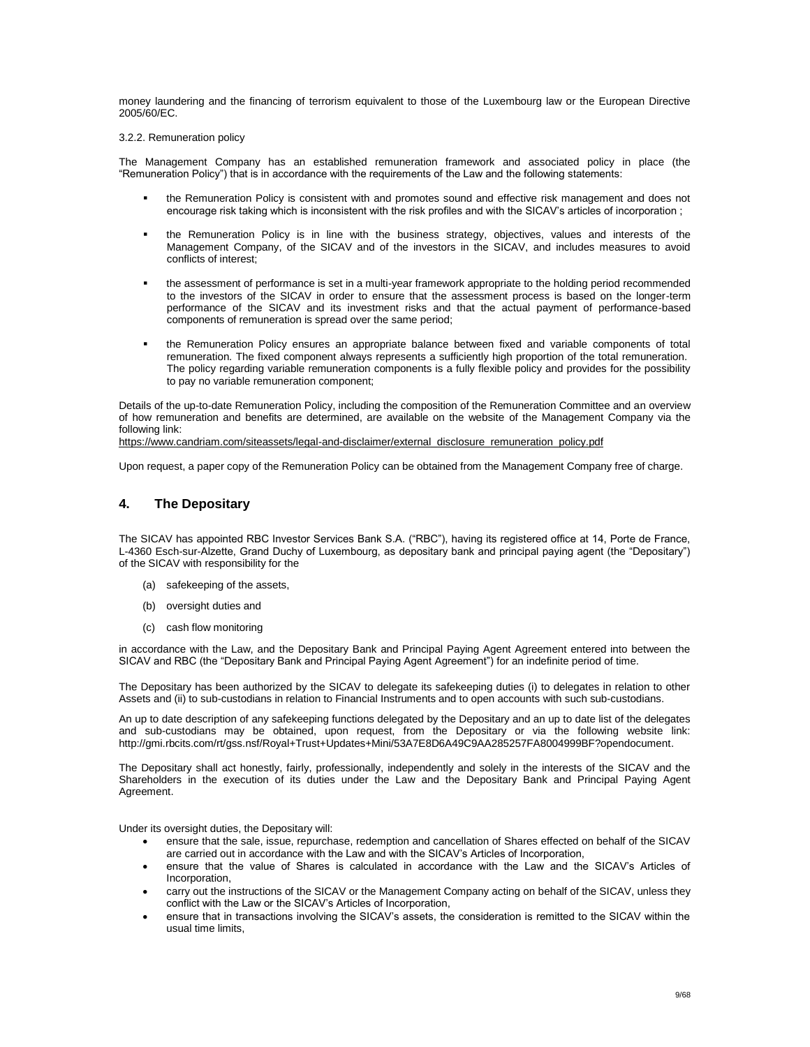money laundering and the financing of terrorism equivalent to those of the Luxembourg law or the European Directive 2005/60/EC.

3.2.2. Remuneration policy

The Management Company has an established remuneration framework and associated policy in place (the "Remuneration Policy") that is in accordance with the requirements of the Law and the following statements:

- the Remuneration Policy is consistent with and promotes sound and effective risk management and does not encourage risk taking which is inconsistent with the risk profiles and with the SICAV's articles of incorporation ;
- the Remuneration Policy is in line with the business strategy, objectives, values and interests of the Management Company, of the SICAV and of the investors in the SICAV, and includes measures to avoid conflicts of interest;
- the assessment of performance is set in a multi-year framework appropriate to the holding period recommended to the investors of the SICAV in order to ensure that the assessment process is based on the longer-term performance of the SICAV and its investment risks and that the actual payment of performance-based components of remuneration is spread over the same period;
- the Remuneration Policy ensures an appropriate balance between fixed and variable components of total remuneration. The fixed component always represents a sufficiently high proportion of the total remuneration. The policy regarding variable remuneration components is a fully flexible policy and provides for the possibility to pay no variable remuneration component;

Details of the up-to-date Remuneration Policy, including the composition of the Remuneration Committee and an overview of how remuneration and benefits are determined, are available on the website of the Management Company via the following link:
https://www.candriam.com/siteassets/legal-and-disclaimer/external_disclosure_remuneration_policy.pdf

Upon request, a paper copy of the Remuneration Policy can be obtained from the Management Company free of charge.

## 4. The Depositary

The SICAV has appointed RBC Investor Services Bank S.A. ("RBC"), having its registered office at 14, Porte de France, L-4360 Esch-sur-Alzette, Grand Duchy of Luxembourg, as depositary bank and principal paying agent (the "Depositary") of the SICAV with responsibility for the

(a) safekeeping of the assets,

(b) oversight duties and

(c) cash flow monitoring

in accordance with the Law, and the Depositary Bank and Principal Paying Agent Agreement entered into between the SICAV and RBC (the "Depositary Bank and Principal Paying Agent Agreement") for an indefinite period of time.

The Depositary has been authorized by the SICAV to delegate its safekeeping duties (i) to delegates in relation to other Assets and (ii) to sub-custodians in relation to Financial Instruments and to open accounts with such sub-custodians.

An up to date description of any safekeeping functions delegated by the Depositary and an up to date list of the delegates and sub-custodians may be obtained, upon request, from the Depositary or via the following website link: http://gmi.rbcits.com/rt/gss.nsf/Royal+Trust+Updates+Mini/53A7E8D6A49C9AA285257FA8004999BF?opendocument.

The Depositary shall act honestly, fairly, professionally, independently and solely in the interests of the SICAV and the Shareholders in the execution of its duties under the Law and the Depositary Bank and Principal Paying Agent Agreement.

Under its oversight duties, the Depositary will:

- ensure that the sale, issue, repurchase, redemption and cancellation of Shares effected on behalf of the SICAV are carried out in accordance with the Law and with the SICAV's Articles of Incorporation,
- ensure that the value of Shares is calculated in accordance with the Law and the SICAV's Articles of Incorporation,
- carry out the instructions of the SICAV or the Management Company acting on behalf of the SICAV, unless they conflict with the Law or the SICAV's Articles of Incorporation,
- ensure that in transactions involving the SICAV's assets, the consideration is remitted to the SICAV within the usual time limits,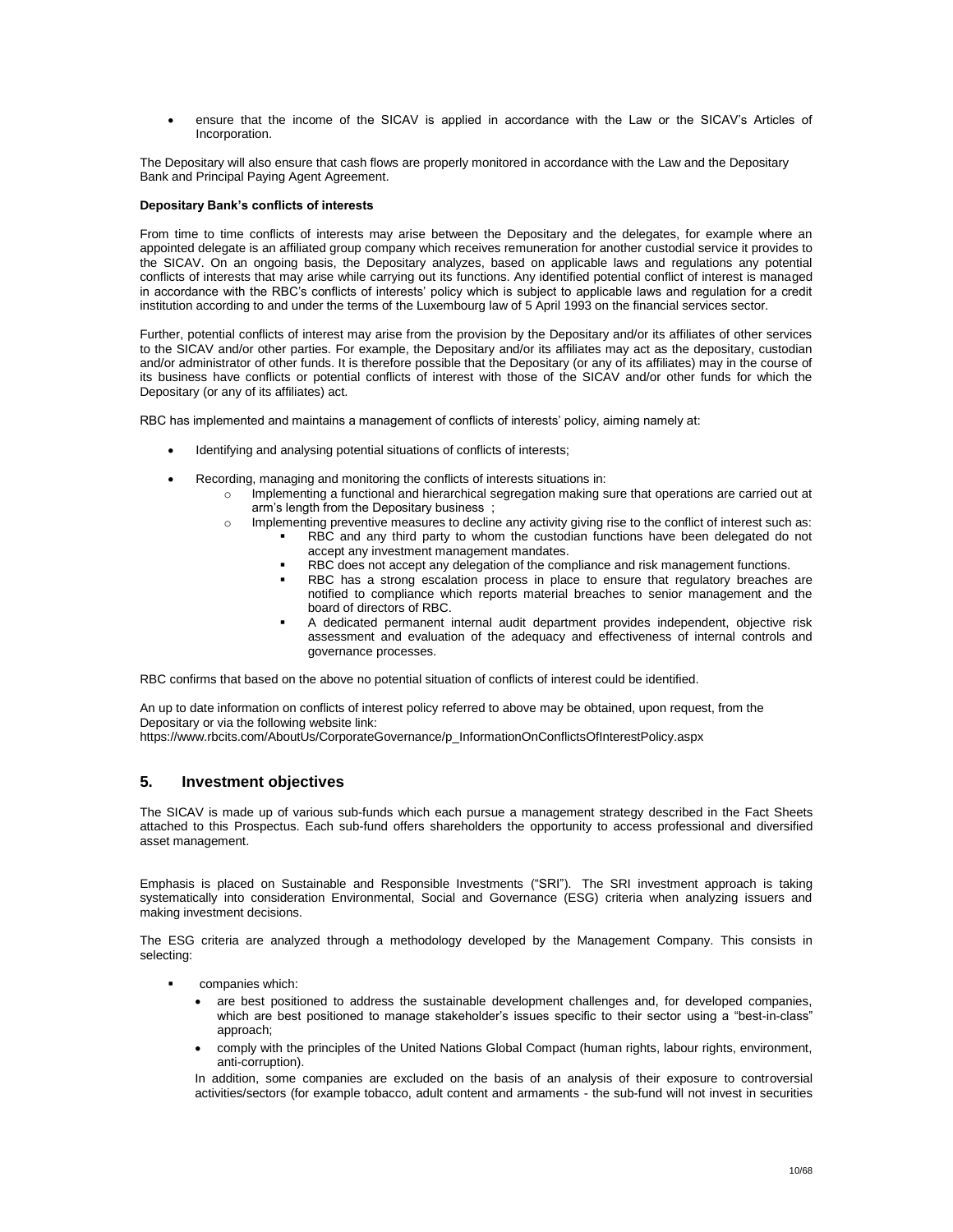- ensure that the income of the SICAV is applied in accordance with the Law or the SICAV's Articles of Incorporation.

The Depositary will also ensure that cash flows are properly monitored in accordance with the Law and the Depositary Bank and Principal Paying Agent Agreement.

**Depositary Bank's conflicts of interests**

From time to time conflicts of interests may arise between the Depositary and the delegates, for example where an appointed delegate is an affiliated group company which receives remuneration for another custodial service it provides to the SICAV. On an ongoing basis, the Depositary analyzes, based on applicable laws and regulations any potential conflicts of interests that may arise while carrying out its functions. Any identified potential conflict of interest is managed in accordance with the RBC's conflicts of interests' policy which is subject to applicable laws and regulation for a credit institution according to and under the terms of the Luxembourg law of 5 April 1993 on the financial services sector.

Further, potential conflicts of interest may arise from the provision by the Depositary and/or its affiliates of other services to the SICAV and/or other parties. For example, the Depositary and/or its affiliates may act as the depositary, custodian and/or administrator of other funds. It is therefore possible that the Depositary (or any of its affiliates) may in the course of its business have conflicts or potential conflicts of interest with those of the SICAV and/or other funds for which the Depositary (or any of its affiliates) act.

RBC has implemented and maintains a management of conflicts of interests' policy, aiming namely at:

- Identifying and analysing potential situations of conflicts of interests;
- Recording, managing and monitoring the conflicts of interests situations in:
  - Implementing a functional and hierarchical segregation making sure that operations are carried out at arm's length from the Depositary business ;
  - Implementing preventive measures to decline any activity giving rise to the conflict of interest such as:
    - RBC and any third party to whom the custodian functions have been delegated do not accept any investment management mandates.
    - RBC does not accept any delegation of the compliance and risk management functions.
    - RBC has a strong escalation process in place to ensure that regulatory breaches are notified to compliance which reports material breaches to senior management and the board of directors of RBC.
    - A dedicated permanent internal audit department provides independent, objective risk assessment and evaluation of the adequacy and effectiveness of internal controls and governance processes.

RBC confirms that based on the above no potential situation of conflicts of interest could be identified.

An up to date information on conflicts of interest policy referred to above may be obtained, upon request, from the Depositary or via the following website link:
https://www.rbcits.com/AboutUs/CorporateGovernance/p_InformationOnConflictsOfInterestPolicy.aspx

## 5. Investment objectives

The SICAV is made up of various sub-funds which each pursue a management strategy described in the Fact Sheets attached to this Prospectus. Each sub-fund offers shareholders the opportunity to access professional and diversified asset management.

Emphasis is placed on Sustainable and Responsible Investments ("SRI"). The SRI investment approach is taking systematically into consideration Environmental, Social and Governance (ESG) criteria when analyzing issuers and making investment decisions.

The ESG criteria are analyzed through a methodology developed by the Management Company. This consists in selecting:

- companies which:
  - are best positioned to address the sustainable development challenges and, for developed companies, which are best positioned to manage stakeholder's issues specific to their sector using a "best-in-class" approach;
  - comply with the principles of the United Nations Global Compact (human rights, labour rights, environment, anti-corruption).

  In addition, some companies are excluded on the basis of an analysis of their exposure to controversial activities/sectors (for example tobacco, adult content and armaments - the sub-fund will not invest in securities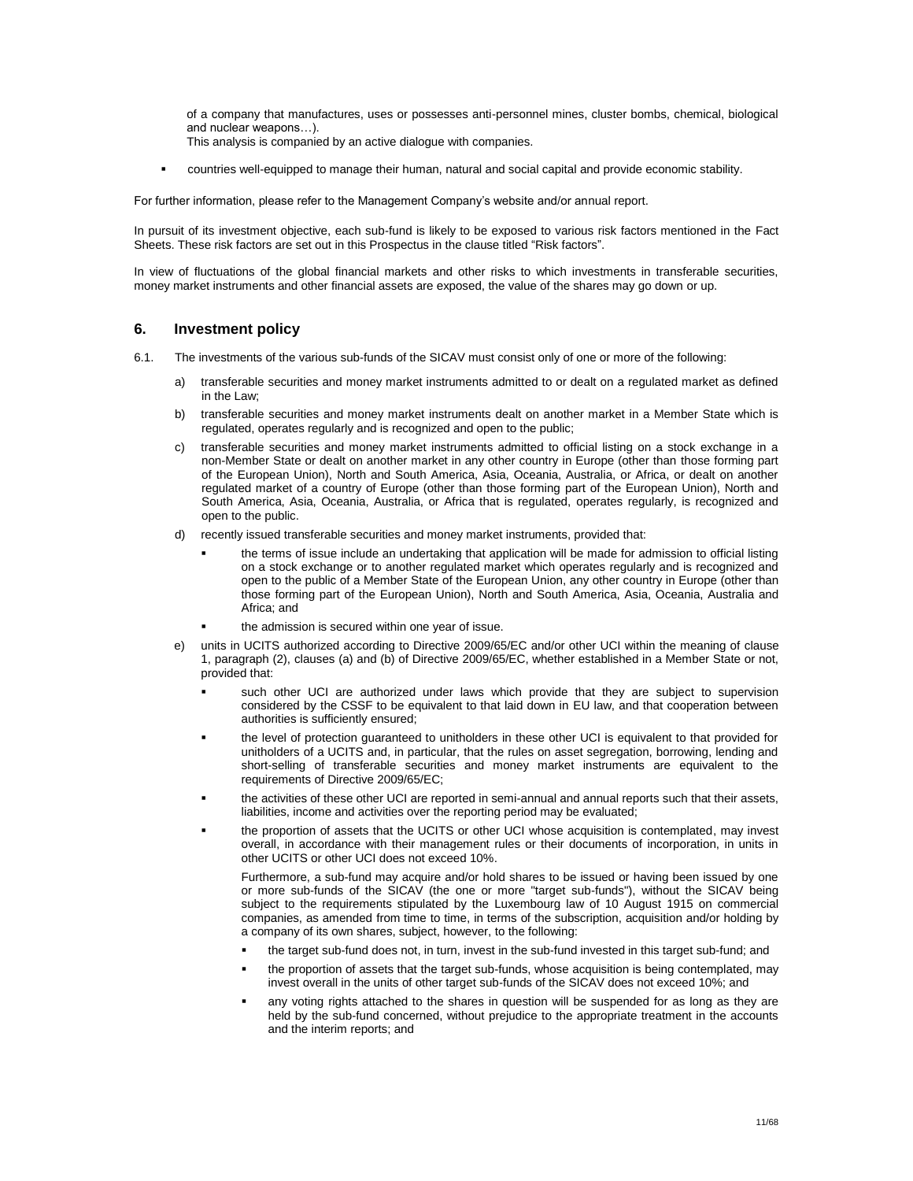of a company that manufactures, uses or possesses anti-personnel mines, cluster bombs, chemical, biological and nuclear weapons…).
This analysis is companied by an active dialogue with companies.

- countries well-equipped to manage their human, natural and social capital and provide economic stability.

For further information, please refer to the Management Company's website and/or annual report.

In pursuit of its investment objective, each sub-fund is likely to be exposed to various risk factors mentioned in the Fact Sheets. These risk factors are set out in this Prospectus in the clause titled "Risk factors".

In view of fluctuations of the global financial markets and other risks to which investments in transferable securities, money market instruments and other financial assets are exposed, the value of the shares may go down or up.

## 6. Investment policy

6.1. The investments of the various sub-funds of the SICAV must consist only of one or more of the following:

a) transferable securities and money market instruments admitted to or dealt on a regulated market as defined in the Law;

b) transferable securities and money market instruments dealt on another market in a Member State which is regulated, operates regularly and is recognized and open to the public;

c) transferable securities and money market instruments admitted to official listing on a stock exchange in a non-Member State or dealt on another market in any other country in Europe (other than those forming part of the European Union), North and South America, Asia, Oceania, Australia, or Africa, or dealt on another regulated market of a country of Europe (other than those forming part of the European Union), North and South America, Asia, Oceania, Australia, or Africa that is regulated, operates regularly, is recognized and open to the public.

d) recently issued transferable securities and money market instruments, provided that:

- the terms of issue include an undertaking that application will be made for admission to official listing on a stock exchange or to another regulated market which operates regularly and is recognized and open to the public of a Member State of the European Union, any other country in Europe (other than those forming part of the European Union), North and South America, Asia, Oceania, Australia and Africa; and
- the admission is secured within one year of issue.

e) units in UCITS authorized according to Directive 2009/65/EC and/or other UCI within the meaning of clause 1, paragraph (2), clauses (a) and (b) of Directive 2009/65/EC, whether established in a Member State or not, provided that:

- such other UCI are authorized under laws which provide that they are subject to supervision considered by the CSSF to be equivalent to that laid down in EU law, and that cooperation between authorities is sufficiently ensured;
- the level of protection guaranteed to unitholders in these other UCI is equivalent to that provided for unitholders of a UCITS and, in particular, that the rules on asset segregation, borrowing, lending and short-selling of transferable securities and money market instruments are equivalent to the requirements of Directive 2009/65/EC;
- the activities of these other UCI are reported in semi-annual and annual reports such that their assets, liabilities, income and activities over the reporting period may be evaluated;
- the proportion of assets that the UCITS or other UCI whose acquisition is contemplated, may invest overall, in accordance with their management rules or their documents of incorporation, in units in other UCITS or other UCI does not exceed 10%.

  Furthermore, a sub-fund may acquire and/or hold shares to be issued or having been issued by one or more sub-funds of the SICAV (the one or more "target sub-funds"), without the SICAV being subject to the requirements stipulated by the Luxembourg law of 10 August 1915 on commercial companies, as amended from time to time, in terms of the subscription, acquisition and/or holding by a company of its own shares, subject, however, to the following:

  - the target sub-fund does not, in turn, invest in the sub-fund invested in this target sub-fund; and
  - the proportion of assets that the target sub-funds, whose acquisition is being contemplated, may invest overall in the units of other target sub-funds of the SICAV does not exceed 10%; and
  - any voting rights attached to the shares in question will be suspended for as long as they are held by the sub-fund concerned, without prejudice to the appropriate treatment in the accounts and the interim reports; and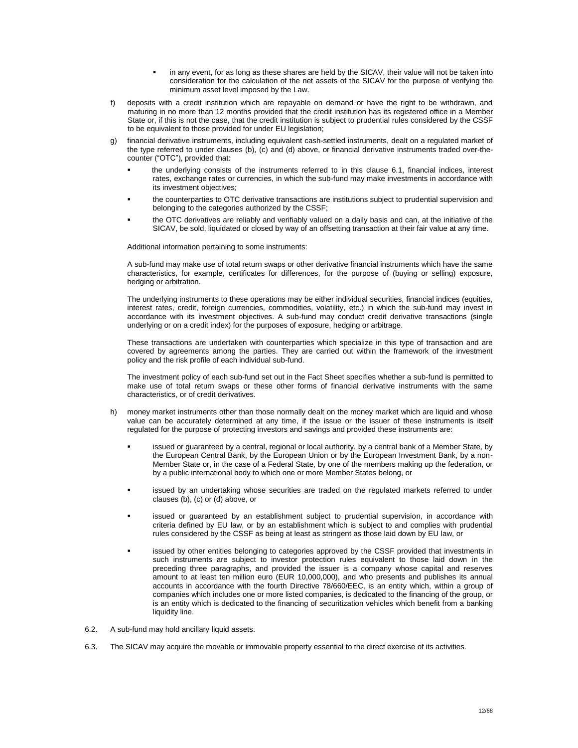- in any event, for as long as these shares are held by the SICAV, their value will not be taken into consideration for the calculation of the net assets of the SICAV for the purpose of verifying the minimum asset level imposed by the Law.

f) deposits with a credit institution which are repayable on demand or have the right to be withdrawn, and maturing in no more than 12 months provided that the credit institution has its registered office in a Member State or, if this is not the case, that the credit institution is subject to prudential rules considered by the CSSF to be equivalent to those provided for under EU legislation;

g) financial derivative instruments, including equivalent cash-settled instruments, dealt on a regulated market of the type referred to under clauses (b), (c) and (d) above, or financial derivative instruments traded over-the-counter ("OTC"), provided that:

- the underlying consists of the instruments referred to in this clause 6.1, financial indices, interest rates, exchange rates or currencies, in which the sub-fund may make investments in accordance with its investment objectives;
- the counterparties to OTC derivative transactions are institutions subject to prudential supervision and belonging to the categories authorized by the CSSF;
- the OTC derivatives are reliably and verifiably valued on a daily basis and can, at the initiative of the SICAV, be sold, liquidated or closed by way of an offsetting transaction at their fair value at any time.

Additional information pertaining to some instruments:

A sub-fund may make use of total return swaps or other derivative financial instruments which have the same characteristics, for example, certificates for differences, for the purpose of (buying or selling) exposure, hedging or arbitration.

The underlying instruments to these operations may be either individual securities, financial indices (equities, interest rates, credit, foreign currencies, commodities, volatility, etc.) in which the sub-fund may invest in accordance with its investment objectives. A sub-fund may conduct credit derivative transactions (single underlying or on a credit index) for the purposes of exposure, hedging or arbitrage.

These transactions are undertaken with counterparties which specialize in this type of transaction and are covered by agreements among the parties. They are carried out within the framework of the investment policy and the risk profile of each individual sub-fund.

The investment policy of each sub-fund set out in the Fact Sheet specifies whether a sub-fund is permitted to make use of total return swaps or these other forms of financial derivative instruments with the same characteristics, or of credit derivatives.

h) money market instruments other than those normally dealt on the money market which are liquid and whose value can be accurately determined at any time, if the issue or the issuer of these instruments is itself regulated for the purpose of protecting investors and savings and provided these instruments are:

- issued or guaranteed by a central, regional or local authority, by a central bank of a Member State, by the European Central Bank, by the European Union or by the European Investment Bank, by a non-Member State or, in the case of a Federal State, by one of the members making up the federation, or by a public international body to which one or more Member States belong, or
- issued by an undertaking whose securities are traded on the regulated markets referred to under clauses (b), (c) or (d) above, or
- issued or guaranteed by an establishment subject to prudential supervision, in accordance with criteria defined by EU law, or by an establishment which is subject to and complies with prudential rules considered by the CSSF as being at least as stringent as those laid down by EU law, or
- issued by other entities belonging to categories approved by the CSSF provided that investments in such instruments are subject to investor protection rules equivalent to those laid down in the preceding three paragraphs, and provided the issuer is a company whose capital and reserves amount to at least ten million euro (EUR 10,000,000), and who presents and publishes its annual accounts in accordance with the fourth Directive 78/660/EEC, is an entity which, within a group of companies which includes one or more listed companies, is dedicated to the financing of the group, or is an entity which is dedicated to the financing of securitization vehicles which benefit from a banking liquidity line.

6.2. A sub-fund may hold ancillary liquid assets.

6.3. The SICAV may acquire the movable or immovable property essential to the direct exercise of its activities.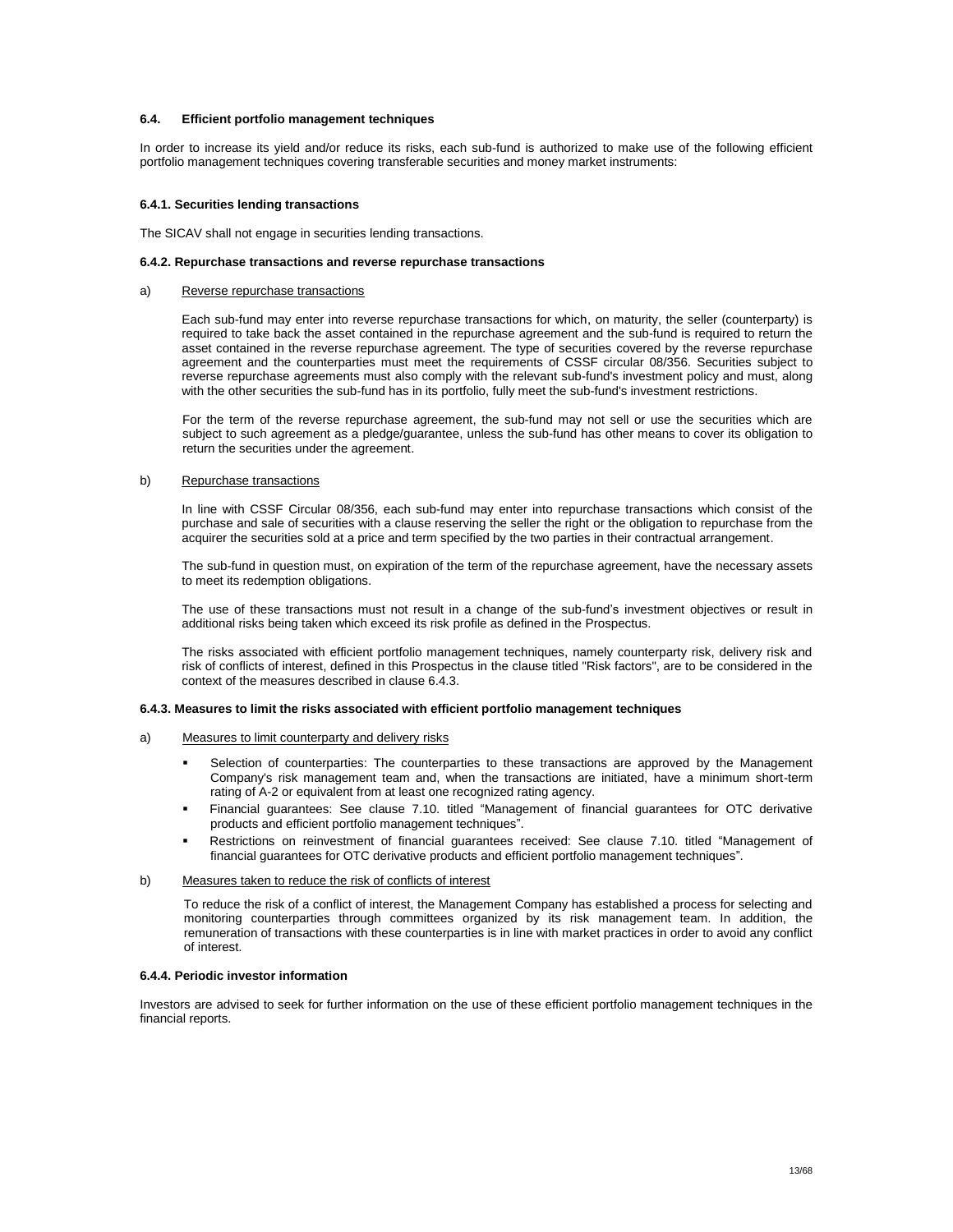## 6.4. Efficient portfolio management techniques

In order to increase its yield and/or reduce its risks, each sub-fund is authorized to make use of the following efficient portfolio management techniques covering transferable securities and money market instruments:

### 6.4.1. Securities lending transactions

The SICAV shall not engage in securities lending transactions.

### 6.4.2. Repurchase transactions and reverse repurchase transactions

a) Reverse repurchase transactions

Each sub-fund may enter into reverse repurchase transactions for which, on maturity, the seller (counterparty) is required to take back the asset contained in the repurchase agreement and the sub-fund is required to return the asset contained in the reverse repurchase agreement. The type of securities covered by the reverse repurchase agreement and the counterparties must meet the requirements of CSSF circular 08/356. Securities subject to reverse repurchase agreements must also comply with the relevant sub-fund's investment policy and must, along with the other securities the sub-fund has in its portfolio, fully meet the sub-fund's investment restrictions.

For the term of the reverse repurchase agreement, the sub-fund may not sell or use the securities which are subject to such agreement as a pledge/guarantee, unless the sub-fund has other means to cover its obligation to return the securities under the agreement.

b) Repurchase transactions

In line with CSSF Circular 08/356, each sub-fund may enter into repurchase transactions which consist of the purchase and sale of securities with a clause reserving the seller the right or the obligation to repurchase from the acquirer the securities sold at a price and term specified by the two parties in their contractual arrangement.

The sub-fund in question must, on expiration of the term of the repurchase agreement, have the necessary assets to meet its redemption obligations.

The use of these transactions must not result in a change of the sub-fund's investment objectives or result in additional risks being taken which exceed its risk profile as defined in the Prospectus.

The risks associated with efficient portfolio management techniques, namely counterparty risk, delivery risk and risk of conflicts of interest, defined in this Prospectus in the clause titled "Risk factors", are to be considered in the context of the measures described in clause 6.4.3.

### 6.4.3. Measures to limit the risks associated with efficient portfolio management techniques

a) Measures to limit counterparty and delivery risks

- Selection of counterparties: The counterparties to these transactions are approved by the Management Company's risk management team and, when the transactions are initiated, have a minimum short-term rating of A-2 or equivalent from at least one recognized rating agency.
- Financial guarantees: See clause 7.10. titled "Management of financial guarantees for OTC derivative products and efficient portfolio management techniques".
- Restrictions on reinvestment of financial guarantees received: See clause 7.10. titled "Management of financial guarantees for OTC derivative products and efficient portfolio management techniques".

b) Measures taken to reduce the risk of conflicts of interest

To reduce the risk of a conflict of interest, the Management Company has established a process for selecting and monitoring counterparties through committees organized by its risk management team. In addition, the remuneration of transactions with these counterparties is in line with market practices in order to avoid any conflict of interest.

### 6.4.4. Periodic investor information

Investors are advised to seek for further information on the use of these efficient portfolio management techniques in the financial reports.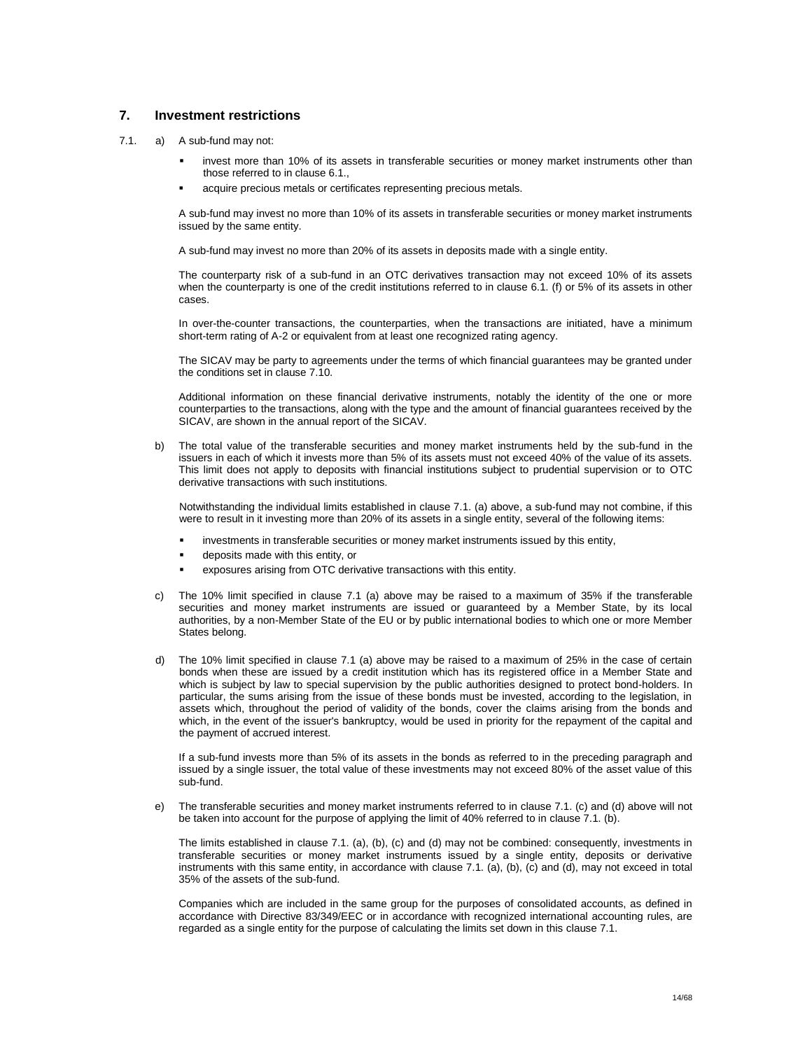## 7. Investment restrictions

7.1. a) A sub-fund may not:

- invest more than 10% of its assets in transferable securities or money market instruments other than those referred to in clause 6.1.,
- acquire precious metals or certificates representing precious metals.

A sub-fund may invest no more than 10% of its assets in transferable securities or money market instruments issued by the same entity.

A sub-fund may invest no more than 20% of its assets in deposits made with a single entity.

The counterparty risk of a sub-fund in an OTC derivatives transaction may not exceed 10% of its assets when the counterparty is one of the credit institutions referred to in clause 6.1. (f) or 5% of its assets in other cases.

In over-the-counter transactions, the counterparties, when the transactions are initiated, have a minimum short-term rating of A-2 or equivalent from at least one recognized rating agency.

The SICAV may be party to agreements under the terms of which financial guarantees may be granted under the conditions set in clause 7.10.

Additional information on these financial derivative instruments, notably the identity of the one or more counterparties to the transactions, along with the type and the amount of financial guarantees received by the SICAV, are shown in the annual report of the SICAV.

b) The total value of the transferable securities and money market instruments held by the sub-fund in the issuers in each of which it invests more than 5% of its assets must not exceed 40% of the value of its assets. This limit does not apply to deposits with financial institutions subject to prudential supervision or to OTC derivative transactions with such institutions.

Notwithstanding the individual limits established in clause 7.1. (a) above, a sub-fund may not combine, if this were to result in it investing more than 20% of its assets in a single entity, several of the following items:

- investments in transferable securities or money market instruments issued by this entity,
- deposits made with this entity, or
- exposures arising from OTC derivative transactions with this entity.

c) The 10% limit specified in clause 7.1 (a) above may be raised to a maximum of 35% if the transferable securities and money market instruments are issued or guaranteed by a Member State, by its local authorities, by a non-Member State of the EU or by public international bodies to which one or more Member States belong.

d) The 10% limit specified in clause 7.1 (a) above may be raised to a maximum of 25% in the case of certain bonds when these are issued by a credit institution which has its registered office in a Member State and which is subject by law to special supervision by the public authorities designed to protect bond-holders. In particular, the sums arising from the issue of these bonds must be invested, according to the legislation, in assets which, throughout the period of validity of the bonds, cover the claims arising from the bonds and which, in the event of the issuer's bankruptcy, would be used in priority for the repayment of the capital and the payment of accrued interest.

If a sub-fund invests more than 5% of its assets in the bonds as referred to in the preceding paragraph and issued by a single issuer, the total value of these investments may not exceed 80% of the asset value of this sub-fund.

e) The transferable securities and money market instruments referred to in clause 7.1. (c) and (d) above will not be taken into account for the purpose of applying the limit of 40% referred to in clause 7.1. (b).

The limits established in clause 7.1. (a), (b), (c) and (d) may not be combined: consequently, investments in transferable securities or money market instruments issued by a single entity, deposits or derivative instruments with this same entity, in accordance with clause 7.1. (a), (b), (c) and (d), may not exceed in total 35% of the assets of the sub-fund.

Companies which are included in the same group for the purposes of consolidated accounts, as defined in accordance with Directive 83/349/EEC or in accordance with recognized international accounting rules, are regarded as a single entity for the purpose of calculating the limits set down in this clause 7.1.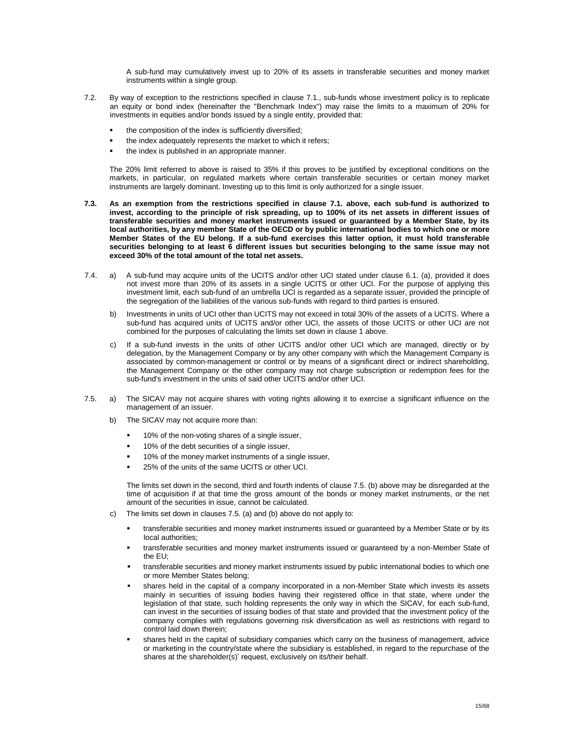A sub-fund may cumulatively invest up to 20% of its assets in transferable securities and money market instruments within a single group.

7.2. By way of exception to the restrictions specified in clause 7.1., sub-funds whose investment policy is to replicate an equity or bond index (hereinafter the "Benchmark Index") may raise the limits to a maximum of 20% for investments in equities and/or bonds issued by a single entity, provided that:

- the composition of the index is sufficiently diversified;
- the index adequately represents the market to which it refers;
- the index is published in an appropriate manner.

The 20% limit referred to above is raised to 35% if this proves to be justified by exceptional conditions on the markets, in particular, on regulated markets where certain transferable securities or certain money market instruments are largely dominant. Investing up to this limit is only authorized for a single issuer.

**7.3. As an exemption from the restrictions specified in clause 7.1. above, each sub-fund is authorized to invest, according to the principle of risk spreading, up to 100% of its net assets in different issues of transferable securities and money market instruments issued or guaranteed by a Member State, by its local authorities, by any member State of the OECD or by public international bodies to which one or more Member States of the EU belong. If a sub-fund exercises this latter option, it must hold transferable securities belonging to at least 6 different issues but securities belonging to the same issue may not exceed 30% of the total amount of the total net assets.**

7.4. a) A sub-fund may acquire units of the UCITS and/or other UCI stated under clause 6.1. (a), provided it does not invest more than 20% of its assets in a single UCITS or other UCI. For the purpose of applying this investment limit, each sub-fund of an umbrella UCI is regarded as a separate issuer, provided the principle of the segregation of the liabilities of the various sub-funds with regard to third parties is ensured.

b) Investments in units of UCI other than UCITS may not exceed in total 30% of the assets of a UCITS. Where a sub-fund has acquired units of UCITS and/or other UCI, the assets of those UCITS or other UCI are not combined for the purposes of calculating the limits set down in clause 1 above.

c) If a sub-fund invests in the units of other UCITS and/or other UCI which are managed, directly or by delegation, by the Management Company or by any other company with which the Management Company is associated by common-management or control or by means of a significant direct or indirect shareholding, the Management Company or the other company may not charge subscription or redemption fees for the sub-fund's investment in the units of said other UCITS and/or other UCI.

7.5. a) The SICAV may not acquire shares with voting rights allowing it to exercise a significant influence on the management of an issuer.

b) The SICAV may not acquire more than:

- 10% of the non-voting shares of a single issuer,
- 10% of the debt securities of a single issuer,
- 10% of the money market instruments of a single issuer,
- 25% of the units of the same UCITS or other UCI.

The limits set down in the second, third and fourth indents of clause 7.5. (b) above may be disregarded at the time of acquisition if at that time the gross amount of the bonds or money market instruments, or the net amount of the securities in issue, cannot be calculated.

c) The limits set down in clauses 7.5. (a) and (b) above do not apply to:

- transferable securities and money market instruments issued or guaranteed by a Member State or by its local authorities;
- transferable securities and money market instruments issued or guaranteed by a non-Member State of the EU;
- transferable securities and money market instruments issued by public international bodies to which one or more Member States belong;
- shares held in the capital of a company incorporated in a non-Member State which invests its assets mainly in securities of issuing bodies having their registered office in that state, where under the legislation of that state, such holding represents the only way in which the SICAV, for each sub-fund, can invest in the securities of issuing bodies of that state and provided that the investment policy of the company complies with regulations governing risk diversification as well as restrictions with regard to control laid down therein;
- shares held in the capital of subsidiary companies which carry on the business of management, advice or marketing in the country/state where the subsidiary is established, in regard to the repurchase of the shares at the shareholder(s)' request, exclusively on its/their behalf.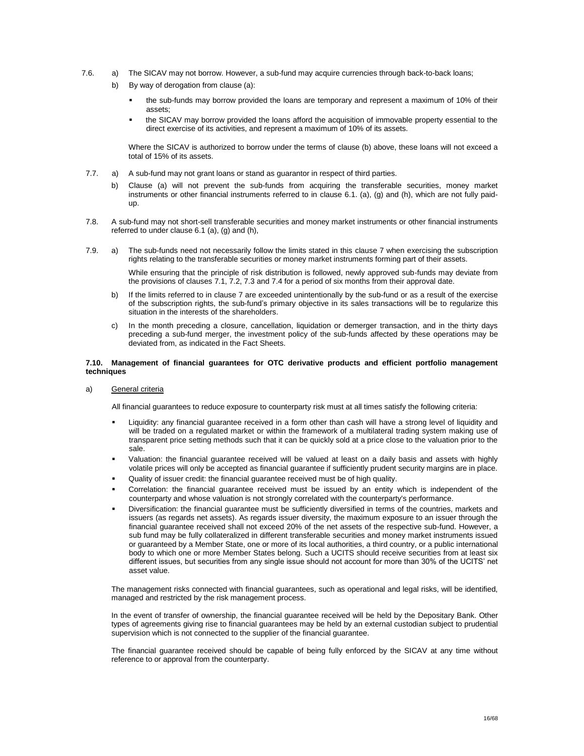7.6. a) The SICAV may not borrow. However, a sub-fund may acquire currencies through back-to-back loans;

b) By way of derogation from clause (a):

- the sub-funds may borrow provided the loans are temporary and represent a maximum of 10% of their assets;
- the SICAV may borrow provided the loans afford the acquisition of immovable property essential to the direct exercise of its activities, and represent a maximum of 10% of its assets.

Where the SICAV is authorized to borrow under the terms of clause (b) above, these loans will not exceed a total of 15% of its assets.

7.7. a) A sub-fund may not grant loans or stand as guarantor in respect of third parties.

b) Clause (a) will not prevent the sub-funds from acquiring the transferable securities, money market instruments or other financial instruments referred to in clause 6.1. (a), (g) and (h), which are not fully paid-up.

7.8. A sub-fund may not short-sell transferable securities and money market instruments or other financial instruments referred to under clause 6.1 (a), (g) and (h),

7.9. a) The sub-funds need not necessarily follow the limits stated in this clause 7 when exercising the subscription rights relating to the transferable securities or money market instruments forming part of their assets.

While ensuring that the principle of risk distribution is followed, newly approved sub-funds may deviate from the provisions of clauses 7.1, 7.2, 7.3 and 7.4 for a period of six months from their approval date.

b) If the limits referred to in clause 7 are exceeded unintentionally by the sub-fund or as a result of the exercise of the subscription rights, the sub-fund's primary objective in its sales transactions will be to regularize this situation in the interests of the shareholders.

c) In the month preceding a closure, cancellation, liquidation or demerger transaction, and in the thirty days preceding a sub-fund merger, the investment policy of the sub-funds affected by these operations may be deviated from, as indicated in the Fact Sheets.

**7.10. Management of financial guarantees for OTC derivative products and efficient portfolio management techniques**

a) <u>General criteria</u>

All financial guarantees to reduce exposure to counterparty risk must at all times satisfy the following criteria:

- Liquidity: any financial guarantee received in a form other than cash will have a strong level of liquidity and will be traded on a regulated market or within the framework of a multilateral trading system making use of transparent price setting methods such that it can be quickly sold at a price close to the valuation prior to the sale.
- Valuation: the financial guarantee received will be valued at least on a daily basis and assets with highly volatile prices will only be accepted as financial guarantee if sufficiently prudent security margins are in place.
- Quality of issuer credit: the financial guarantee received must be of high quality.
- Correlation: the financial guarantee received must be issued by an entity which is independent of the counterparty and whose valuation is not strongly correlated with the counterparty's performance.
- Diversification: the financial guarantee must be sufficiently diversified in terms of the countries, markets and issuers (as regards net assets). As regards issuer diversity, the maximum exposure to an issuer through the financial guarantee received shall not exceed 20% of the net assets of the respective sub-fund. However, a sub fund may be fully collateralized in different transferable securities and money market instruments issued or guaranteed by a Member State, one or more of its local authorities, a third country, or a public international body to which one or more Member States belong. Such a UCITS should receive securities from at least six different issues, but securities from any single issue should not account for more than 30% of the UCITS' net asset value.

The management risks connected with financial guarantees, such as operational and legal risks, will be identified, managed and restricted by the risk management process.

In the event of transfer of ownership, the financial guarantee received will be held by the Depositary Bank. Other types of agreements giving rise to financial guarantees may be held by an external custodian subject to prudential supervision which is not connected to the supplier of the financial guarantee.

The financial guarantee received should be capable of being fully enforced by the SICAV at any time without reference to or approval from the counterparty.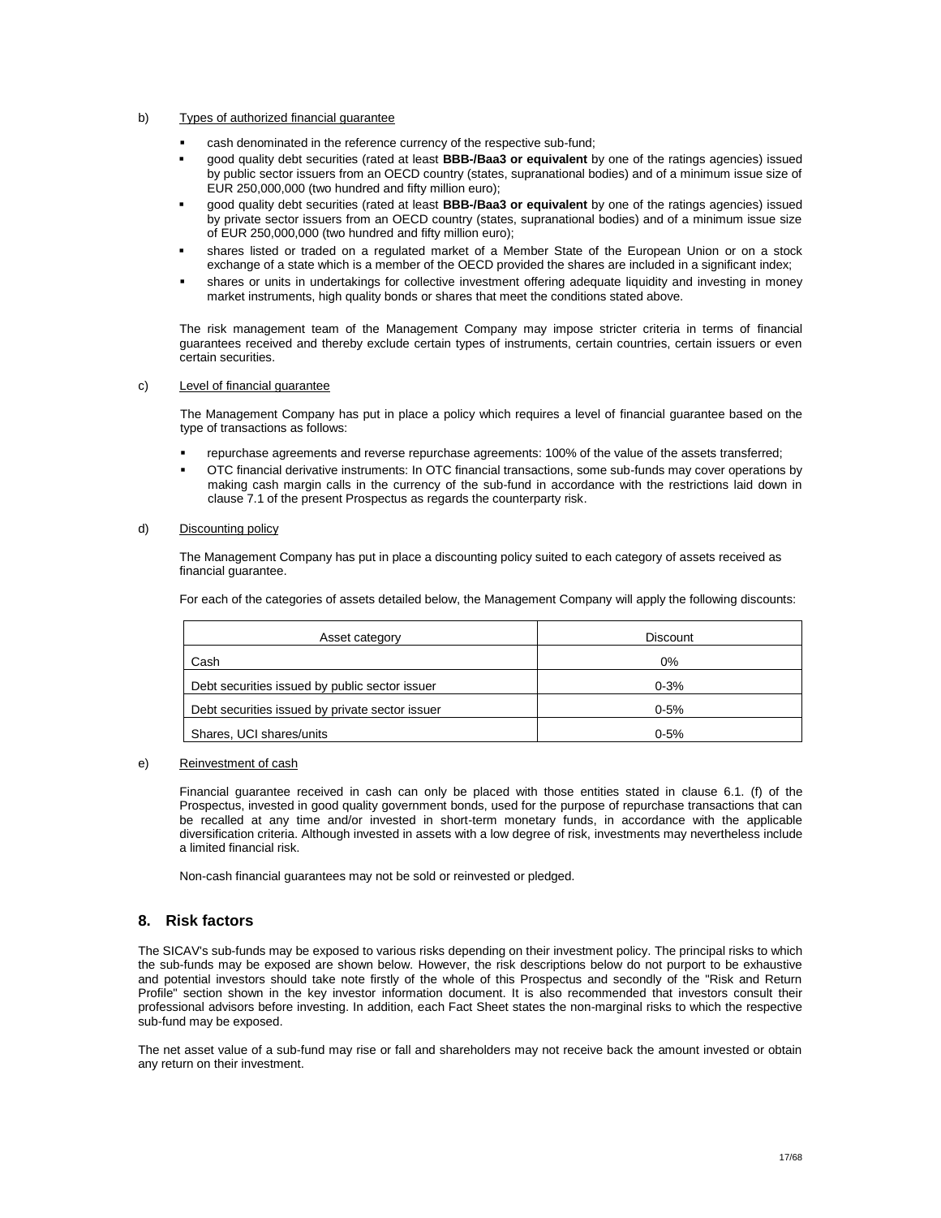b) Types of authorized financial guarantee

- cash denominated in the reference currency of the respective sub-fund;
- good quality debt securities (rated at least **BBB-/Baa3 or equivalent** by one of the ratings agencies) issued by public sector issuers from an OECD country (states, supranational bodies) and of a minimum issue size of EUR 250,000,000 (two hundred and fifty million euro);
- good quality debt securities (rated at least **BBB-/Baa3 or equivalent** by one of the ratings agencies) issued by private sector issuers from an OECD country (states, supranational bodies) and of a minimum issue size of EUR 250,000,000 (two hundred and fifty million euro);
- shares listed or traded on a regulated market of a Member State of the European Union or on a stock exchange of a state which is a member of the OECD provided the shares are included in a significant index;
- shares or units in undertakings for collective investment offering adequate liquidity and investing in money market instruments, high quality bonds or shares that meet the conditions stated above.

The risk management team of the Management Company may impose stricter criteria in terms of financial guarantees received and thereby exclude certain types of instruments, certain countries, certain issuers or even certain securities.

c) Level of financial guarantee

The Management Company has put in place a policy which requires a level of financial guarantee based on the type of transactions as follows:

- repurchase agreements and reverse repurchase agreements: 100% of the value of the assets transferred;
- OTC financial derivative instruments: In OTC financial transactions, some sub-funds may cover operations by making cash margin calls in the currency of the sub-fund in accordance with the restrictions laid down in clause 7.1 of the present Prospectus as regards the counterparty risk.

d) Discounting policy

The Management Company has put in place a discounting policy suited to each category of assets received as financial guarantee.

For each of the categories of assets detailed below, the Management Company will apply the following discounts:

| Asset category | Discount |
|---|---|
| Cash | 0% |
| Debt securities issued by public sector issuer | 0-3% |
| Debt securities issued by private sector issuer | 0-5% |
| Shares, UCI shares/units | 0-5% |

e) Reinvestment of cash

Financial guarantee received in cash can only be placed with those entities stated in clause 6.1. (f) of the Prospectus, invested in good quality government bonds, used for the purpose of repurchase transactions that can be recalled at any time and/or invested in short-term monetary funds, in accordance with the applicable diversification criteria. Although invested in assets with a low degree of risk, investments may nevertheless include a limited financial risk.

Non-cash financial guarantees may not be sold or reinvested or pledged.

## 8. Risk factors

The SICAV's sub-funds may be exposed to various risks depending on their investment policy. The principal risks to which the sub-funds may be exposed are shown below. However, the risk descriptions below do not purport to be exhaustive and potential investors should take note firstly of the whole of this Prospectus and secondly of the "Risk and Return Profile" section shown in the key investor information document. It is also recommended that investors consult their professional advisors before investing. In addition, each Fact Sheet states the non-marginal risks to which the respective sub-fund may be exposed.

The net asset value of a sub-fund may rise or fall and shareholders may not receive back the amount invested or obtain any return on their investment.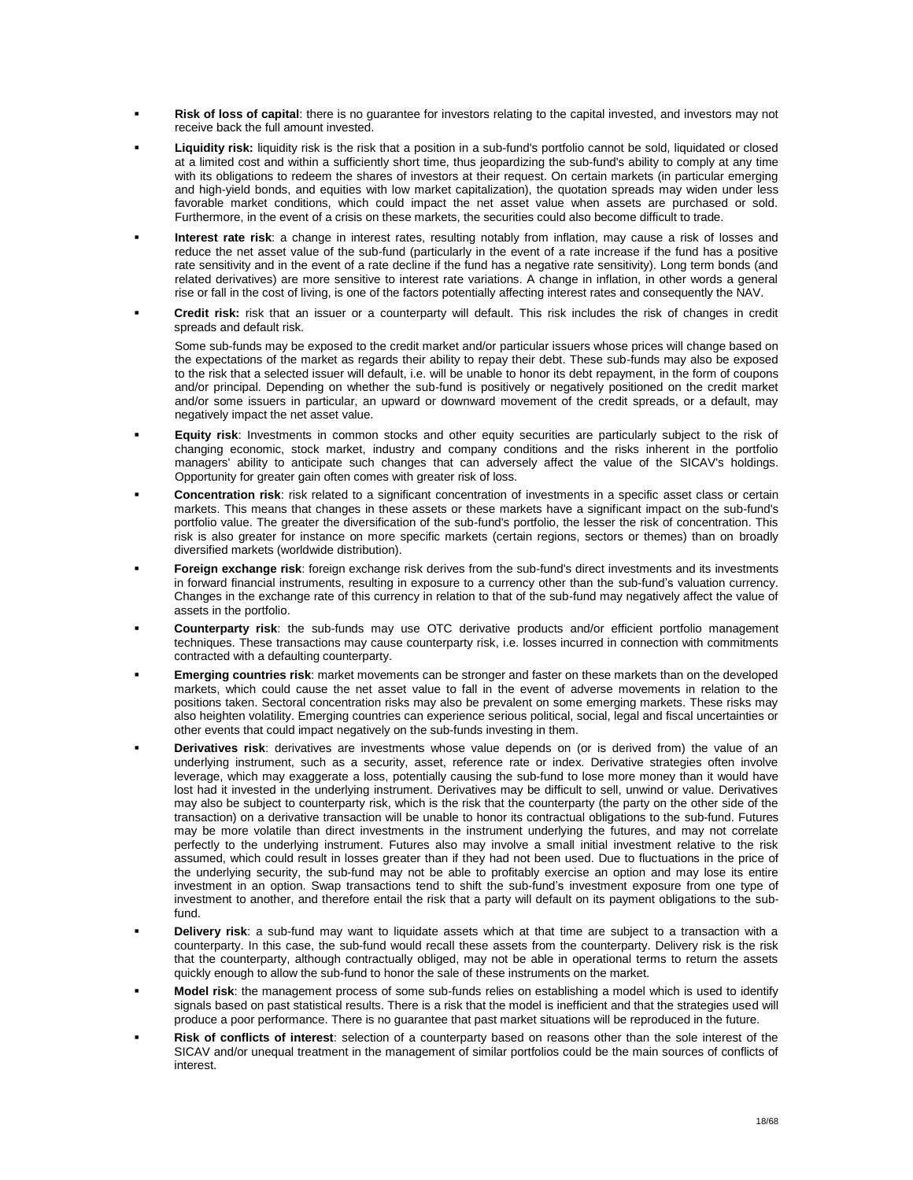- **Risk of loss of capital**: there is no guarantee for investors relating to the capital invested, and investors may not receive back the full amount invested.
- **Liquidity risk:** liquidity risk is the risk that a position in a sub-fund's portfolio cannot be sold, liquidated or closed at a limited cost and within a sufficiently short time, thus jeopardizing the sub-fund's ability to comply at any time with its obligations to redeem the shares of investors at their request. On certain markets (in particular emerging and high-yield bonds, and equities with low market capitalization), the quotation spreads may widen under less favorable market conditions, which could impact the net asset value when assets are purchased or sold. Furthermore, in the event of a crisis on these markets, the securities could also become difficult to trade.
- **Interest rate risk**: a change in interest rates, resulting notably from inflation, may cause a risk of losses and reduce the net asset value of the sub-fund (particularly in the event of a rate increase if the fund has a positive rate sensitivity and in the event of a rate decline if the fund has a negative rate sensitivity). Long term bonds (and related derivatives) are more sensitive to interest rate variations. A change in inflation, in other words a general rise or fall in the cost of living, is one of the factors potentially affecting interest rates and consequently the NAV.
- **Credit risk:** risk that an issuer or a counterparty will default. This risk includes the risk of changes in credit spreads and default risk.

  Some sub-funds may be exposed to the credit market and/or particular issuers whose prices will change based on the expectations of the market as regards their ability to repay their debt. These sub-funds may also be exposed to the risk that a selected issuer will default, i.e. will be unable to honor its debt repayment, in the form of coupons and/or principal. Depending on whether the sub-fund is positively or negatively positioned on the credit market and/or some issuers in particular, an upward or downward movement of the credit spreads, or a default, may negatively impact the net asset value.
- **Equity risk**: Investments in common stocks and other equity securities are particularly subject to the risk of changing economic, stock market, industry and company conditions and the risks inherent in the portfolio managers' ability to anticipate such changes that can adversely affect the value of the SICAV's holdings. Opportunity for greater gain often comes with greater risk of loss.
- **Concentration risk**: risk related to a significant concentration of investments in a specific asset class or certain markets. This means that changes in these assets or these markets have a significant impact on the sub-fund's portfolio value. The greater the diversification of the sub-fund's portfolio, the lesser the risk of concentration. This risk is also greater for instance on more specific markets (certain regions, sectors or themes) than on broadly diversified markets (worldwide distribution).
- **Foreign exchange risk**: foreign exchange risk derives from the sub-fund's direct investments and its investments in forward financial instruments, resulting in exposure to a currency other than the sub-fund's valuation currency. Changes in the exchange rate of this currency in relation to that of the sub-fund may negatively affect the value of assets in the portfolio.
- **Counterparty risk**: the sub-funds may use OTC derivative products and/or efficient portfolio management techniques. These transactions may cause counterparty risk, i.e. losses incurred in connection with commitments contracted with a defaulting counterparty.
- **Emerging countries risk**: market movements can be stronger and faster on these markets than on the developed markets, which could cause the net asset value to fall in the event of adverse movements in relation to the positions taken. Sectoral concentration risks may also be prevalent on some emerging markets. These risks may also heighten volatility. Emerging countries can experience serious political, social, legal and fiscal uncertainties or other events that could impact negatively on the sub-funds investing in them.
- **Derivatives risk**: derivatives are investments whose value depends on (or is derived from) the value of an underlying instrument, such as a security, asset, reference rate or index. Derivative strategies often involve leverage, which may exaggerate a loss, potentially causing the sub-fund to lose more money than it would have lost had it invested in the underlying instrument. Derivatives may be difficult to sell, unwind or value. Derivatives may also be subject to counterparty risk, which is the risk that the counterparty (the party on the other side of the transaction) on a derivative transaction will be unable to honor its contractual obligations to the sub-fund. Futures may be more volatile than direct investments in the instrument underlying the futures, and may not correlate perfectly to the underlying instrument. Futures also may involve a small initial investment relative to the risk assumed, which could result in losses greater than if they had not been used. Due to fluctuations in the price of the underlying security, the sub-fund may not be able to profitably exercise an option and may lose its entire investment in an option. Swap transactions tend to shift the sub-fund's investment exposure from one type of investment to another, and therefore entail the risk that a party will default on its payment obligations to the sub-fund.
- **Delivery risk**: a sub-fund may want to liquidate assets which at that time are subject to a transaction with a counterparty. In this case, the sub-fund would recall these assets from the counterparty. Delivery risk is the risk that the counterparty, although contractually obliged, may not be able in operational terms to return the assets quickly enough to allow the sub-fund to honor the sale of these instruments on the market.
- **Model risk**: the management process of some sub-funds relies on establishing a model which is used to identify signals based on past statistical results. There is a risk that the model is inefficient and that the strategies used will produce a poor performance. There is no guarantee that past market situations will be reproduced in the future.
- **Risk of conflicts of interest**: selection of a counterparty based on reasons other than the sole interest of the SICAV and/or unequal treatment in the management of similar portfolios could be the main sources of conflicts of interest.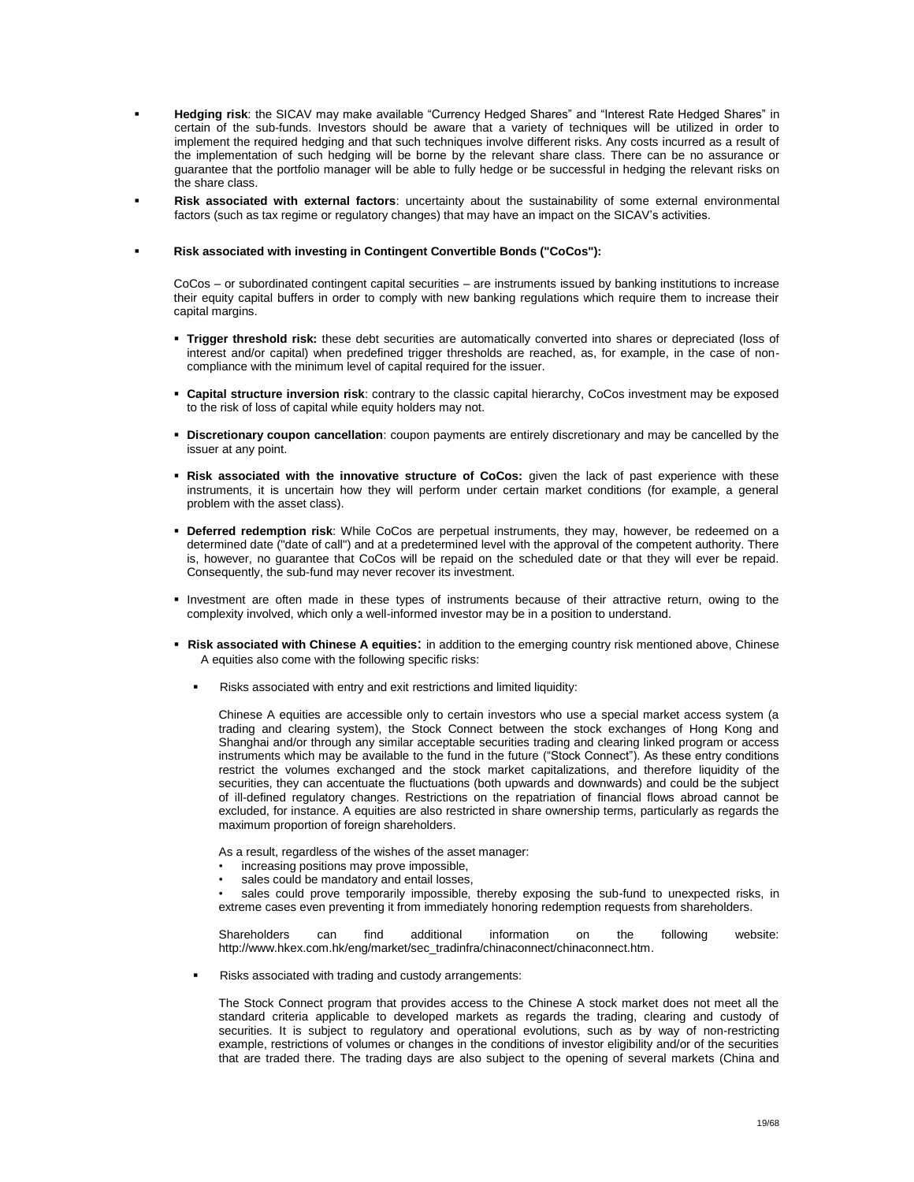- **Hedging risk**: the SICAV may make available "Currency Hedged Shares" and "Interest Rate Hedged Shares" in certain of the sub-funds. Investors should be aware that a variety of techniques will be utilized in order to implement the required hedging and that such techniques involve different risks. Any costs incurred as a result of the implementation of such hedging will be borne by the relevant share class. There can be no assurance or guarantee that the portfolio manager will be able to fully hedge or be successful in hedging the relevant risks on the share class.
- **Risk associated with external factors**: uncertainty about the sustainability of some external environmental factors (such as tax regime or regulatory changes) that may have an impact on the SICAV's activities.
- **Risk associated with investing in Contingent Convertible Bonds ("CoCos"):**

  CoCos – or subordinated contingent capital securities – are instruments issued by banking institutions to increase their equity capital buffers in order to comply with new banking regulations which require them to increase their capital margins.

  - **Trigger threshold risk:** these debt securities are automatically converted into shares or depreciated (loss of interest and/or capital) when predefined trigger thresholds are reached, as, for example, in the case of non-compliance with the minimum level of capital required for the issuer.
  - **Capital structure inversion risk**: contrary to the classic capital hierarchy, CoCos investment may be exposed to the risk of loss of capital while equity holders may not.
  - **Discretionary coupon cancellation**: coupon payments are entirely discretionary and may be cancelled by the issuer at any point.
  - **Risk associated with the innovative structure of CoCos:** given the lack of past experience with these instruments, it is uncertain how they will perform under certain market conditions (for example, a general problem with the asset class).
  - **Deferred redemption risk**: While CoCos are perpetual instruments, they may, however, be redeemed on a determined date ("date of call") and at a predetermined level with the approval of the competent authority. There is, however, no guarantee that CoCos will be repaid on the scheduled date or that they will ever be repaid. Consequently, the sub-fund may never recover its investment.
  - Investment are often made in these types of instruments because of their attractive return, owing to the complexity involved, which only a well-informed investor may be in a position to understand.
  - **Risk associated with Chinese A equities:** in addition to the emerging country risk mentioned above, Chinese A equities also come with the following specific risks:
    - Risks associated with entry and exit restrictions and limited liquidity:

      Chinese A equities are accessible only to certain investors who use a special market access system (a trading and clearing system), the Stock Connect between the stock exchanges of Hong Kong and Shanghai and/or through any similar acceptable securities trading and clearing linked program or access instruments which may be available to the fund in the future ("Stock Connect"). As these entry conditions restrict the volumes exchanged and the stock market capitalizations, and therefore liquidity of the securities, they can accentuate the fluctuations (both upwards and downwards) and could be the subject of ill-defined regulatory changes. Restrictions on the repatriation of financial flows abroad cannot be excluded, for instance. A equities are also restricted in share ownership terms, particularly as regards the maximum proportion of foreign shareholders.

      As a result, regardless of the wishes of the asset manager:
      - increasing positions may prove impossible,
      - sales could be mandatory and entail losses,
      - sales could prove temporarily impossible, thereby exposing the sub-fund to unexpected risks, in extreme cases even preventing it from immediately honoring redemption requests from shareholders.

      Shareholders can find additional information on the following website: http://www.hkex.com.hk/eng/market/sec_tradinfra/chinaconnect/chinaconnect.htm.

    - Risks associated with trading and custody arrangements:

      The Stock Connect program that provides access to the Chinese A stock market does not meet all the standard criteria applicable to developed markets as regards the trading, clearing and custody of securities. It is subject to regulatory and operational evolutions, such as by way of non-restricting example, restrictions of volumes or changes in the conditions of investor eligibility and/or of the securities that are traded there. The trading days are also subject to the opening of several markets (China and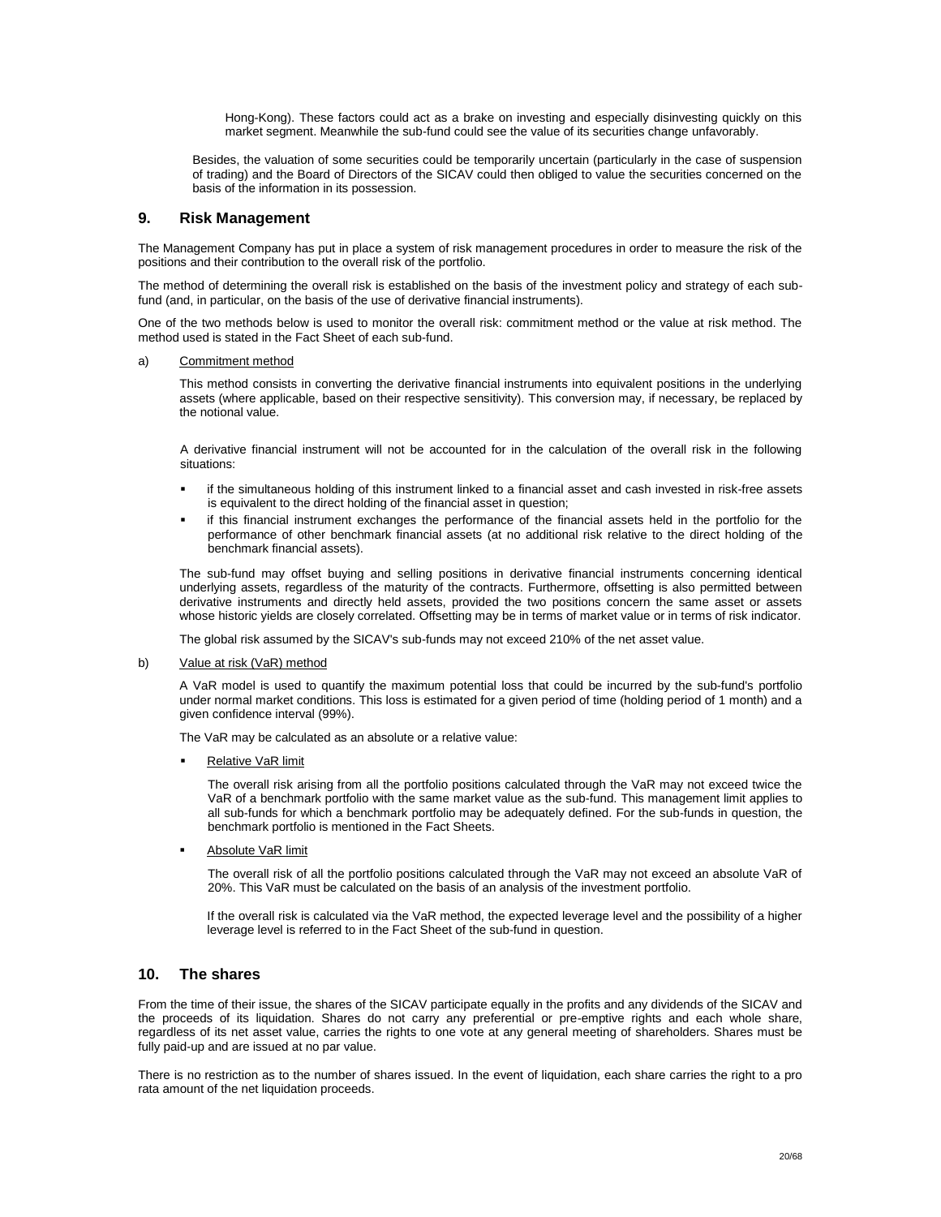Hong-Kong). These factors could act as a brake on investing and especially disinvesting quickly on this market segment. Meanwhile the sub-fund could see the value of its securities change unfavorably.

Besides, the valuation of some securities could be temporarily uncertain (particularly in the case of suspension of trading) and the Board of Directors of the SICAV could then obliged to value the securities concerned on the basis of the information in its possession.

## 9. Risk Management

The Management Company has put in place a system of risk management procedures in order to measure the risk of the positions and their contribution to the overall risk of the portfolio.

The method of determining the overall risk is established on the basis of the investment policy and strategy of each sub-fund (and, in particular, on the basis of the use of derivative financial instruments).

One of the two methods below is used to monitor the overall risk: commitment method or the value at risk method. The method used is stated in the Fact Sheet of each sub-fund.

a) Commitment method

This method consists in converting the derivative financial instruments into equivalent positions in the underlying assets (where applicable, based on their respective sensitivity). This conversion may, if necessary, be replaced by the notional value.

A derivative financial instrument will not be accounted for in the calculation of the overall risk in the following situations:

- if the simultaneous holding of this instrument linked to a financial asset and cash invested in risk-free assets is equivalent to the direct holding of the financial asset in question;
- if this financial instrument exchanges the performance of the financial assets held in the portfolio for the performance of other benchmark financial assets (at no additional risk relative to the direct holding of the benchmark financial assets).

The sub-fund may offset buying and selling positions in derivative financial instruments concerning identical underlying assets, regardless of the maturity of the contracts. Furthermore, offsetting is also permitted between derivative instruments and directly held assets, provided the two positions concern the same asset or assets whose historic yields are closely correlated. Offsetting may be in terms of market value or in terms of risk indicator.

The global risk assumed by the SICAV's sub-funds may not exceed 210% of the net asset value.

b) Value at risk (VaR) method

A VaR model is used to quantify the maximum potential loss that could be incurred by the sub-fund's portfolio under normal market conditions. This loss is estimated for a given period of time (holding period of 1 month) and a given confidence interval (99%).

The VaR may be calculated as an absolute or a relative value:

- Relative VaR limit

  The overall risk arising from all the portfolio positions calculated through the VaR may not exceed twice the VaR of a benchmark portfolio with the same market value as the sub-fund. This management limit applies to all sub-funds for which a benchmark portfolio may be adequately defined. For the sub-funds in question, the benchmark portfolio is mentioned in the Fact Sheets.

- Absolute VaR limit

  The overall risk of all the portfolio positions calculated through the VaR may not exceed an absolute VaR of 20%. This VaR must be calculated on the basis of an analysis of the investment portfolio.

  If the overall risk is calculated via the VaR method, the expected leverage level and the possibility of a higher leverage level is referred to in the Fact Sheet of the sub-fund in question.

## 10. The shares

From the time of their issue, the shares of the SICAV participate equally in the profits and any dividends of the SICAV and the proceeds of its liquidation. Shares do not carry any preferential or pre-emptive rights and each whole share, regardless of its net asset value, carries the rights to one vote at any general meeting of shareholders. Shares must be fully paid-up and are issued at no par value.

There is no restriction as to the number of shares issued. In the event of liquidation, each share carries the right to a pro rata amount of the net liquidation proceeds.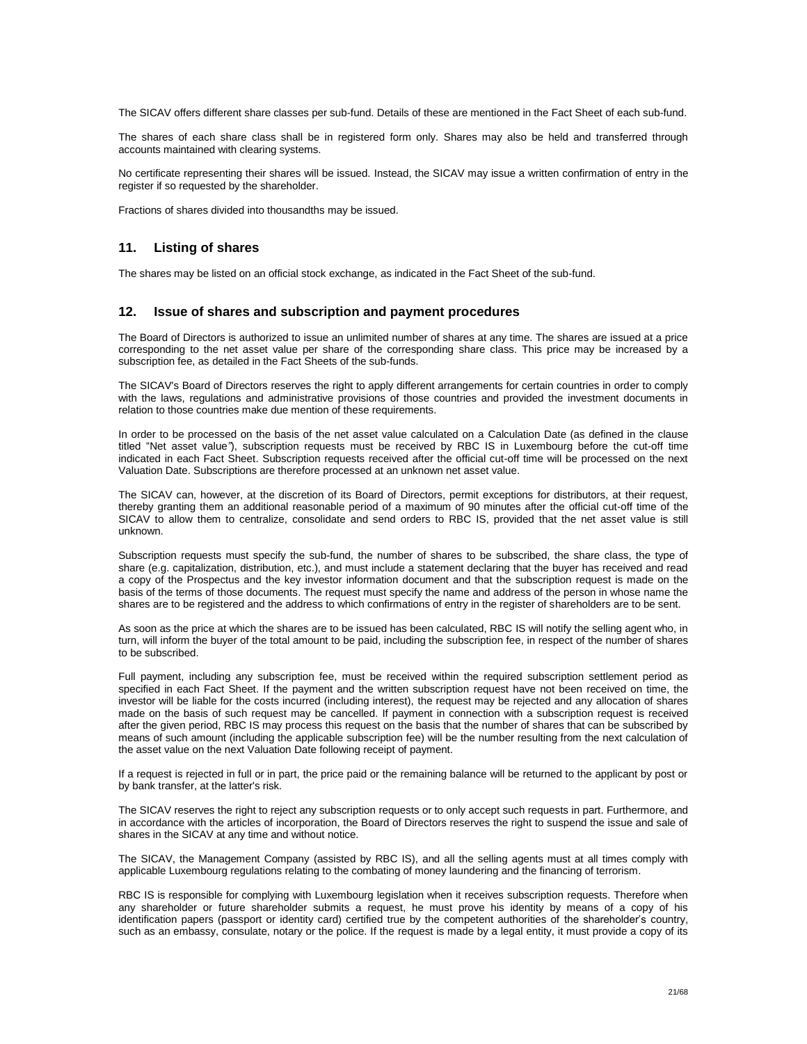The SICAV offers different share classes per sub-fund. Details of these are mentioned in the Fact Sheet of each sub-fund.

The shares of each share class shall be in registered form only. Shares may also be held and transferred through accounts maintained with clearing systems.

No certificate representing their shares will be issued. Instead, the SICAV may issue a written confirmation of entry in the register if so requested by the shareholder.

Fractions of shares divided into thousandths may be issued.

## 11. Listing of shares

The shares may be listed on an official stock exchange, as indicated in the Fact Sheet of the sub-fund.

## 12. Issue of shares and subscription and payment procedures

The Board of Directors is authorized to issue an unlimited number of shares at any time. The shares are issued at a price corresponding to the net asset value per share of the corresponding share class. This price may be increased by a subscription fee, as detailed in the Fact Sheets of the sub-funds.

The SICAV's Board of Directors reserves the right to apply different arrangements for certain countries in order to comply with the laws, regulations and administrative provisions of those countries and provided the investment documents in relation to those countries make due mention of these requirements.

In order to be processed on the basis of the net asset value calculated on a Calculation Date (as defined in the clause titled "Net asset value"), subscription requests must be received by RBC IS in Luxembourg before the cut-off time indicated in each Fact Sheet. Subscription requests received after the official cut-off time will be processed on the next Valuation Date. Subscriptions are therefore processed at an unknown net asset value.

The SICAV can, however, at the discretion of its Board of Directors, permit exceptions for distributors, at their request, thereby granting them an additional reasonable period of a maximum of 90 minutes after the official cut-off time of the SICAV to allow them to centralize, consolidate and send orders to RBC IS, provided that the net asset value is still unknown.

Subscription requests must specify the sub-fund, the number of shares to be subscribed, the share class, the type of share (e.g. capitalization, distribution, etc.), and must include a statement declaring that the buyer has received and read a copy of the Prospectus and the key investor information document and that the subscription request is made on the basis of the terms of those documents. The request must specify the name and address of the person in whose name the shares are to be registered and the address to which confirmations of entry in the register of shareholders are to be sent.

As soon as the price at which the shares are to be issued has been calculated, RBC IS will notify the selling agent who, in turn, will inform the buyer of the total amount to be paid, including the subscription fee, in respect of the number of shares to be subscribed.

Full payment, including any subscription fee, must be received within the required subscription settlement period as specified in each Fact Sheet. If the payment and the written subscription request have not been received on time, the investor will be liable for the costs incurred (including interest), the request may be rejected and any allocation of shares made on the basis of such request may be cancelled. If payment in connection with a subscription request is received after the given period, RBC IS may process this request on the basis that the number of shares that can be subscribed by means of such amount (including the applicable subscription fee) will be the number resulting from the next calculation of the asset value on the next Valuation Date following receipt of payment.

If a request is rejected in full or in part, the price paid or the remaining balance will be returned to the applicant by post or by bank transfer, at the latter's risk.

The SICAV reserves the right to reject any subscription requests or to only accept such requests in part. Furthermore, and in accordance with the articles of incorporation, the Board of Directors reserves the right to suspend the issue and sale of shares in the SICAV at any time and without notice.

The SICAV, the Management Company (assisted by RBC IS), and all the selling agents must at all times comply with applicable Luxembourg regulations relating to the combating of money laundering and the financing of terrorism.

RBC IS is responsible for complying with Luxembourg legislation when it receives subscription requests. Therefore when any shareholder or future shareholder submits a request, he must prove his identity by means of a copy of his identification papers (passport or identity card) certified true by the competent authorities of the shareholder's country, such as an embassy, consulate, notary or the police. If the request is made by a legal entity, it must provide a copy of its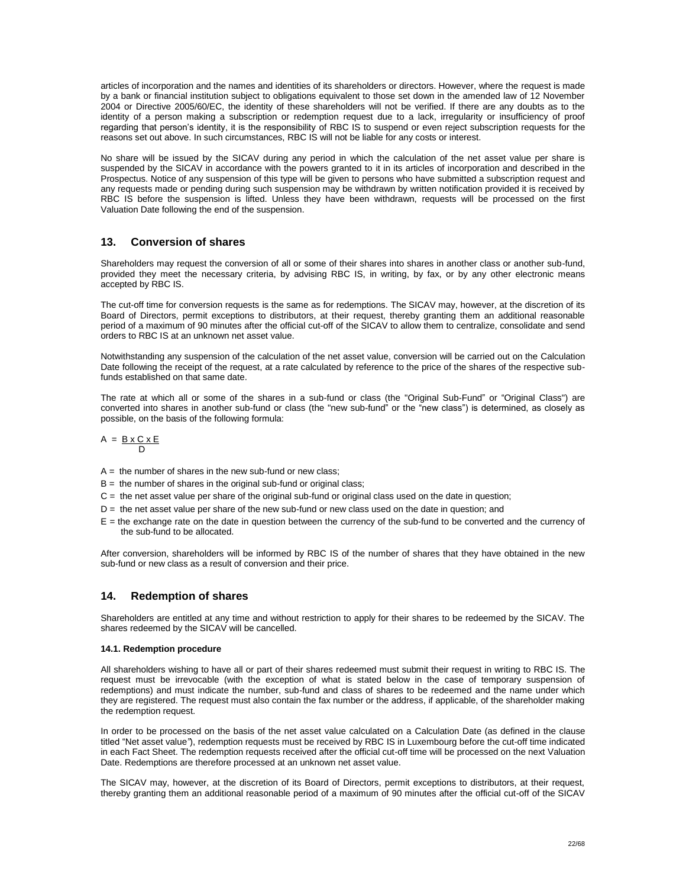articles of incorporation and the names and identities of its shareholders or directors. However, where the request is made by a bank or financial institution subject to obligations equivalent to those set down in the amended law of 12 November 2004 or Directive 2005/60/EC, the identity of these shareholders will not be verified. If there are any doubts as to the identity of a person making a subscription or redemption request due to a lack, irregularity or insufficiency of proof regarding that person's identity, it is the responsibility of RBC IS to suspend or even reject subscription requests for the reasons set out above. In such circumstances, RBC IS will not be liable for any costs or interest.

No share will be issued by the SICAV during any period in which the calculation of the net asset value per share is suspended by the SICAV in accordance with the powers granted to it in its articles of incorporation and described in the Prospectus. Notice of any suspension of this type will be given to persons who have submitted a subscription request and any requests made or pending during such suspension may be withdrawn by written notification provided it is received by RBC IS before the suspension is lifted. Unless they have been withdrawn, requests will be processed on the first Valuation Date following the end of the suspension.

## 13. Conversion of shares

Shareholders may request the conversion of all or some of their shares into shares in another class or another sub-fund, provided they meet the necessary criteria, by advising RBC IS, in writing, by fax, or by any other electronic means accepted by RBC IS.

The cut-off time for conversion requests is the same as for redemptions. The SICAV may, however, at the discretion of its Board of Directors, permit exceptions to distributors, at their request, thereby granting them an additional reasonable period of a maximum of 90 minutes after the official cut-off of the SICAV to allow them to centralize, consolidate and send orders to RBC IS at an unknown net asset value.

Notwithstanding any suspension of the calculation of the net asset value, conversion will be carried out on the Calculation Date following the receipt of the request, at a rate calculated by reference to the price of the shares of the respective sub-funds established on that same date.

The rate at which all or some of the shares in a sub-fund or class (the "Original Sub-Fund" or "Original Class") are converted into shares in another sub-fund or class (the "new sub-fund" or the "new class") is determined, as closely as possible, on the basis of the following formula:

$$A = \frac{B \times C \times E}{D}$$

A = the number of shares in the new sub-fund or new class;

B = the number of shares in the original sub-fund or original class;

C = the net asset value per share of the original sub-fund or original class used on the date in question;

D = the net asset value per share of the new sub-fund or new class used on the date in question; and

E = the exchange rate on the date in question between the currency of the sub-fund to be converted and the currency of the sub-fund to be allocated.

After conversion, shareholders will be informed by RBC IS of the number of shares that they have obtained in the new sub-fund or new class as a result of conversion and their price.

## 14. Redemption of shares

Shareholders are entitled at any time and without restriction to apply for their shares to be redeemed by the SICAV. The shares redeemed by the SICAV will be cancelled.

### 14.1. Redemption procedure

All shareholders wishing to have all or part of their shares redeemed must submit their request in writing to RBC IS. The request must be irrevocable (with the exception of what is stated below in the case of temporary suspension of redemptions) and must indicate the number, sub-fund and class of shares to be redeemed and the name under which they are registered. The request must also contain the fax number or the address, if applicable, of the shareholder making the redemption request.

In order to be processed on the basis of the net asset value calculated on a Calculation Date (as defined in the clause titled "Net asset value"), redemption requests must be received by RBC IS in Luxembourg before the cut-off time indicated in each Fact Sheet. The redemption requests received after the official cut-off time will be processed on the next Valuation Date. Redemptions are therefore processed at an unknown net asset value.

The SICAV may, however, at the discretion of its Board of Directors, permit exceptions to distributors, at their request, thereby granting them an additional reasonable period of a maximum of 90 minutes after the official cut-off of the SICAV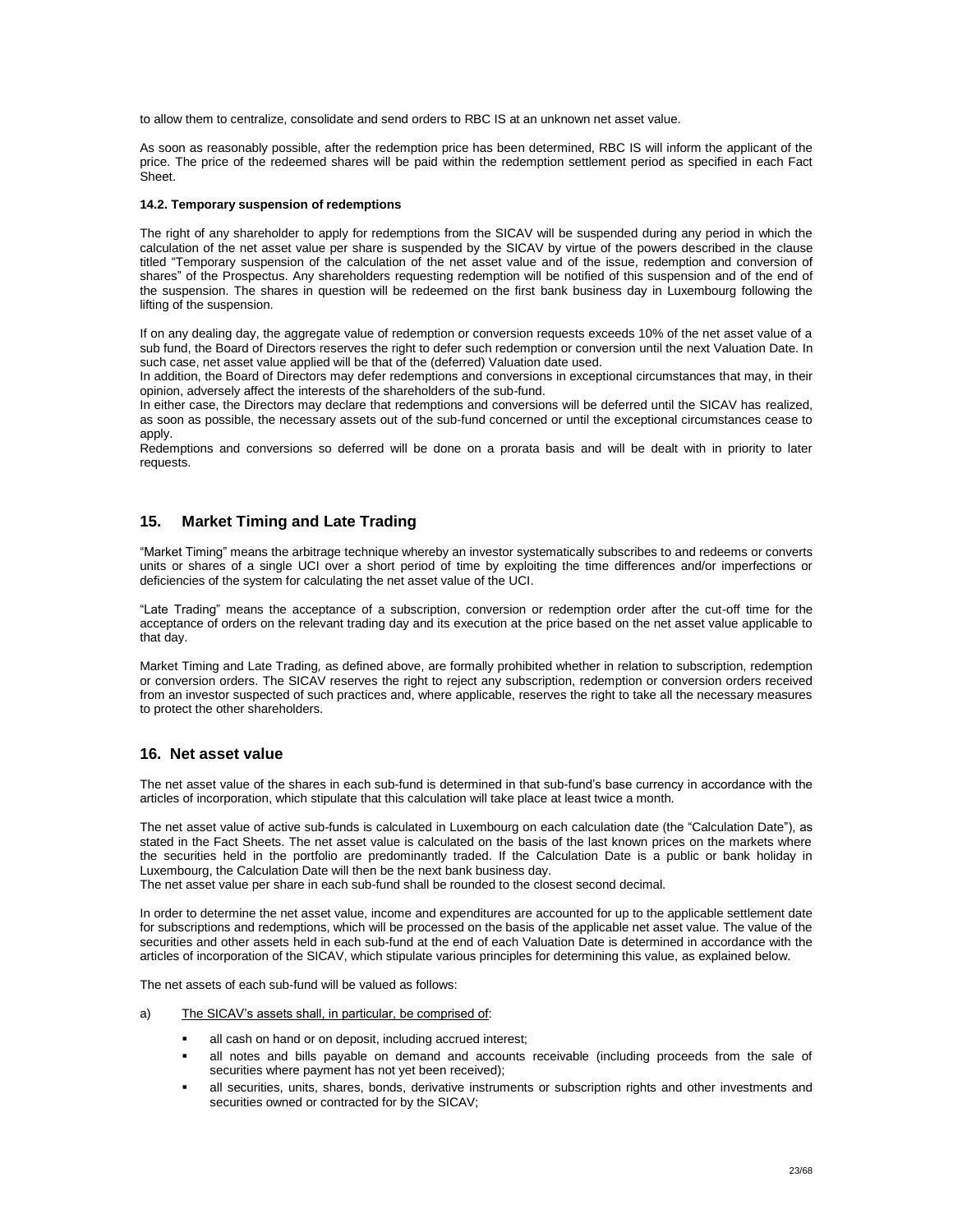to allow them to centralize, consolidate and send orders to RBC IS at an unknown net asset value.

As soon as reasonably possible, after the redemption price has been determined, RBC IS will inform the applicant of the price. The price of the redeemed shares will be paid within the redemption settlement period as specified in each Fact Sheet.

#### 14.2. Temporary suspension of redemptions

The right of any shareholder to apply for redemptions from the SICAV will be suspended during any period in which the calculation of the net asset value per share is suspended by the SICAV by virtue of the powers described in the clause titled "Temporary suspension of the calculation of the net asset value and of the issue, redemption and conversion of shares" of the Prospectus. Any shareholders requesting redemption will be notified of this suspension and of the end of the suspension. The shares in question will be redeemed on the first bank business day in Luxembourg following the lifting of the suspension.

If on any dealing day, the aggregate value of redemption or conversion requests exceeds 10% of the net asset value of a sub fund, the Board of Directors reserves the right to defer such redemption or conversion until the next Valuation Date. In such case, net asset value applied will be that of the (deferred) Valuation date used.
In addition, the Board of Directors may defer redemptions and conversions in exceptional circumstances that may, in their opinion, adversely affect the interests of the shareholders of the sub-fund.
In either case, the Directors may declare that redemptions and conversions will be deferred until the SICAV has realized, as soon as possible, the necessary assets out of the sub-fund concerned or until the exceptional circumstances cease to apply.
Redemptions and conversions so deferred will be done on a prorata basis and will be dealt with in priority to later requests.

## 15. Market Timing and Late Trading

"Market Timing" means the arbitrage technique whereby an investor systematically subscribes to and redeems or converts units or shares of a single UCI over a short period of time by exploiting the time differences and/or imperfections or deficiencies of the system for calculating the net asset value of the UCI.

"Late Trading" means the acceptance of a subscription, conversion or redemption order after the cut-off time for the acceptance of orders on the relevant trading day and its execution at the price based on the net asset value applicable to that day.

Market Timing and Late Trading, as defined above, are formally prohibited whether in relation to subscription, redemption or conversion orders. The SICAV reserves the right to reject any subscription, redemption or conversion orders received from an investor suspected of such practices and, where applicable, reserves the right to take all the necessary measures to protect the other shareholders.

## 16. Net asset value

The net asset value of the shares in each sub-fund is determined in that sub-fund's base currency in accordance with the articles of incorporation, which stipulate that this calculation will take place at least twice a month.

The net asset value of active sub-funds is calculated in Luxembourg on each calculation date (the "Calculation Date"), as stated in the Fact Sheets. The net asset value is calculated on the basis of the last known prices on the markets where the securities held in the portfolio are predominantly traded. If the Calculation Date is a public or bank holiday in Luxembourg, the Calculation Date will then be the next bank business day.
The net asset value per share in each sub-fund shall be rounded to the closest second decimal.

In order to determine the net asset value, income and expenditures are accounted for up to the applicable settlement date for subscriptions and redemptions, which will be processed on the basis of the applicable net asset value. The value of the securities and other assets held in each sub-fund at the end of each Valuation Date is determined in accordance with the articles of incorporation of the SICAV, which stipulate various principles for determining this value, as explained below.

The net assets of each sub-fund will be valued as follows:

a) The SICAV's assets shall, in particular, be comprised of:

- all cash on hand or on deposit, including accrued interest;
- all notes and bills payable on demand and accounts receivable (including proceeds from the sale of securities where payment has not yet been received);
- all securities, units, shares, bonds, derivative instruments or subscription rights and other investments and securities owned or contracted for by the SICAV;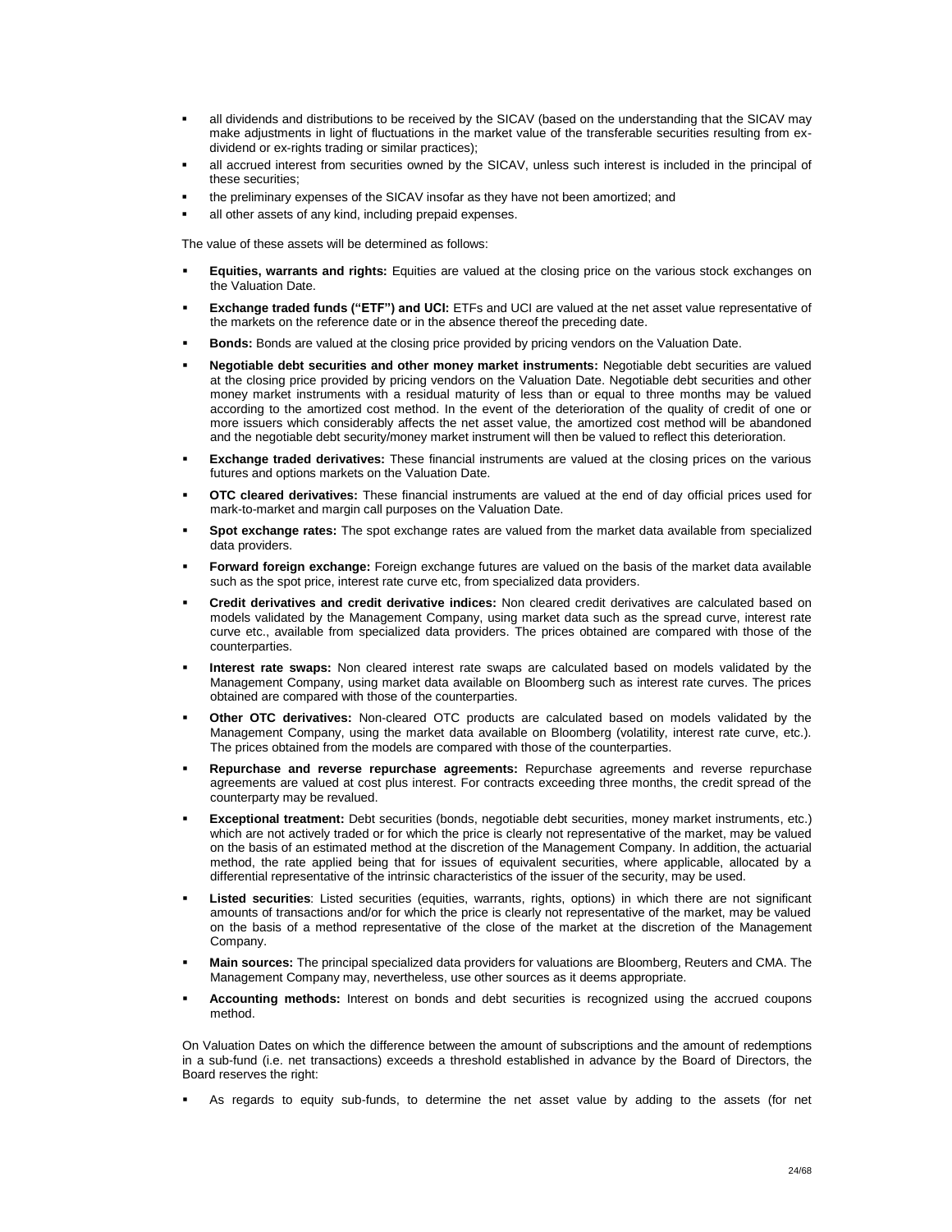- all dividends and distributions to be received by the SICAV (based on the understanding that the SICAV may make adjustments in light of fluctuations in the market value of the transferable securities resulting from ex-dividend or ex-rights trading or similar practices);
- all accrued interest from securities owned by the SICAV, unless such interest is included in the principal of these securities;
- the preliminary expenses of the SICAV insofar as they have not been amortized; and
- all other assets of any kind, including prepaid expenses.

The value of these assets will be determined as follows:

- **Equities, warrants and rights:** Equities are valued at the closing price on the various stock exchanges on the Valuation Date.
- **Exchange traded funds ("ETF") and UCI:** ETFs and UCI are valued at the net asset value representative of the markets on the reference date or in the absence thereof the preceding date.
- **Bonds:** Bonds are valued at the closing price provided by pricing vendors on the Valuation Date.
- **Negotiable debt securities and other money market instruments:** Negotiable debt securities are valued at the closing price provided by pricing vendors on the Valuation Date. Negotiable debt securities and other money market instruments with a residual maturity of less than or equal to three months may be valued according to the amortized cost method. In the event of the deterioration of the quality of credit of one or more issuers which considerably affects the net asset value, the amortized cost method will be abandoned and the negotiable debt security/money market instrument will then be valued to reflect this deterioration.
- **Exchange traded derivatives:** These financial instruments are valued at the closing prices on the various futures and options markets on the Valuation Date.
- **OTC cleared derivatives:** These financial instruments are valued at the end of day official prices used for mark-to-market and margin call purposes on the Valuation Date.
- **Spot exchange rates:** The spot exchange rates are valued from the market data available from specialized data providers.
- **Forward foreign exchange:** Foreign exchange futures are valued on the basis of the market data available such as the spot price, interest rate curve etc, from specialized data providers.
- **Credit derivatives and credit derivative indices:** Non cleared credit derivatives are calculated based on models validated by the Management Company, using market data such as the spread curve, interest rate curve etc., available from specialized data providers. The prices obtained are compared with those of the counterparties.
- **Interest rate swaps:** Non cleared interest rate swaps are calculated based on models validated by the Management Company, using market data available on Bloomberg such as interest rate curves. The prices obtained are compared with those of the counterparties.
- **Other OTC derivatives:** Non-cleared OTC products are calculated based on models validated by the Management Company, using the market data available on Bloomberg (volatility, interest rate curve, etc.). The prices obtained from the models are compared with those of the counterparties.
- **Repurchase and reverse repurchase agreements:** Repurchase agreements and reverse repurchase agreements are valued at cost plus interest. For contracts exceeding three months, the credit spread of the counterparty may be revalued.
- **Exceptional treatment:** Debt securities (bonds, negotiable debt securities, money market instruments, etc.) which are not actively traded or for which the price is clearly not representative of the market, may be valued on the basis of an estimated method at the discretion of the Management Company. In addition, the actuarial method, the rate applied being that for issues of equivalent securities, where applicable, allocated by a differential representative of the intrinsic characteristics of the issuer of the security, may be used.
- **Listed securities**: Listed securities (equities, warrants, rights, options) in which there are not significant amounts of transactions and/or for which the price is clearly not representative of the market, may be valued on the basis of a method representative of the close of the market at the discretion of the Management Company.
- **Main sources:** The principal specialized data providers for valuations are Bloomberg, Reuters and CMA. The Management Company may, nevertheless, use other sources as it deems appropriate.
- **Accounting methods:** Interest on bonds and debt securities is recognized using the accrued coupons method.

On Valuation Dates on which the difference between the amount of subscriptions and the amount of redemptions in a sub-fund (i.e. net transactions) exceeds a threshold established in advance by the Board of Directors, the Board reserves the right:

- As regards to equity sub-funds, to determine the net asset value by adding to the assets (for net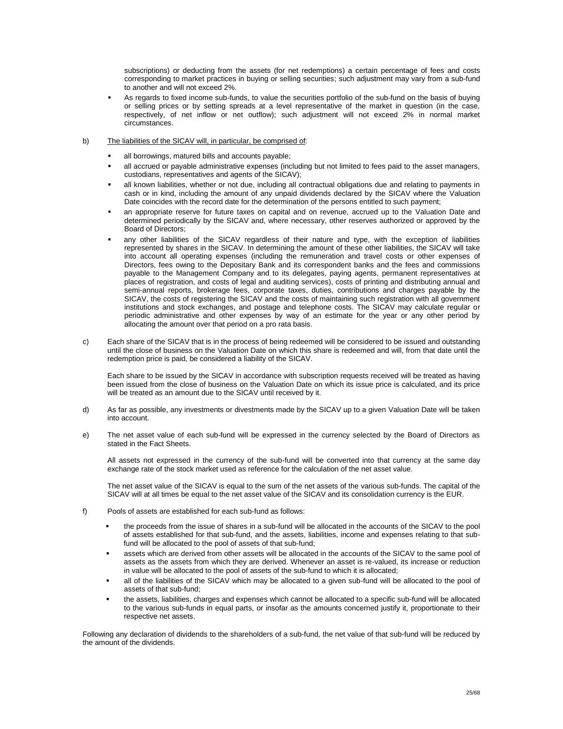subscriptions) or deducting from the assets (for net redemptions) a certain percentage of fees and costs corresponding to market practices in buying or selling securities; such adjustment may vary from a sub-fund to another and will not exceed 2%.

- As regards to fixed income sub-funds, to value the securities portfolio of the sub-fund on the basis of buying or selling prices or by setting spreads at a level representative of the market in question (in the case, respectively, of net inflow or net outflow); such adjustment will not exceed 2% in normal market circumstances.

b) The liabilities of the SICAV will, in particular, be comprised of:

- all borrowings, matured bills and accounts payable;
- all accrued or payable administrative expenses (including but not limited to fees paid to the asset managers, custodians, representatives and agents of the SICAV);
- all known liabilities, whether or not due, including all contractual obligations due and relating to payments in cash or in kind, including the amount of any unpaid dividends declared by the SICAV where the Valuation Date coincides with the record date for the determination of the persons entitled to such payment;
- an appropriate reserve for future taxes on capital and on revenue, accrued up to the Valuation Date and determined periodically by the SICAV and, where necessary, other reserves authorized or approved by the Board of Directors;
- any other liabilities of the SICAV regardless of their nature and type, with the exception of liabilities represented by shares in the SICAV. In determining the amount of these other liabilities, the SICAV will take into account all operating expenses (including the remuneration and travel costs or other expenses of Directors, fees owing to the Depositary Bank and its correspondent banks and the fees and commissions payable to the Management Company and to its delegates, paying agents, permanent representatives at places of registration, and costs of legal and auditing services), costs of printing and distributing annual and semi-annual reports, brokerage fees, corporate taxes, duties, contributions and charges payable by the SICAV, the costs of registering the SICAV and the costs of maintaining such registration with all government institutions and stock exchanges, and postage and telephone costs. The SICAV may calculate regular or periodic administrative and other expenses by way of an estimate for the year or any other period by allocating the amount over that period on a pro rata basis.

c) Each share of the SICAV that is in the process of being redeemed will be considered to be issued and outstanding until the close of business on the Valuation Date on which this share is redeemed and will, from that date until the redemption price is paid, be considered a liability of the SICAV.

Each share to be issued by the SICAV in accordance with subscription requests received will be treated as having been issued from the close of business on the Valuation Date on which its issue price is calculated, and its price will be treated as an amount due to the SICAV until received by it.

d) As far as possible, any investments or divestments made by the SICAV up to a given Valuation Date will be taken into account.

e) The net asset value of each sub-fund will be expressed in the currency selected by the Board of Directors as stated in the Fact Sheets.

All assets not expressed in the currency of the sub-fund will be converted into that currency at the same day exchange rate of the stock market used as reference for the calculation of the net asset value.

The net asset value of the SICAV is equal to the sum of the net assets of the various sub-funds. The capital of the SICAV will at all times be equal to the net asset value of the SICAV and its consolidation currency is the EUR.

f) Pools of assets are established for each sub-fund as follows:

- the proceeds from the issue of shares in a sub-fund will be allocated in the accounts of the SICAV to the pool of assets established for that sub-fund, and the assets, liabilities, income and expenses relating to that sub-fund will be allocated to the pool of assets of that sub-fund;
- assets which are derived from other assets will be allocated in the accounts of the SICAV to the same pool of assets as the assets from which they are derived. Whenever an asset is re-valued, its increase or reduction in value will be allocated to the pool of assets of the sub-fund to which it is allocated;
- all of the liabilities of the SICAV which may be allocated to a given sub-fund will be allocated to the pool of assets of that sub-fund;
- the assets, liabilities, charges and expenses which cannot be allocated to a specific sub-fund will be allocated to the various sub-funds in equal parts, or insofar as the amounts concerned justify it, proportionate to their respective net assets.

Following any declaration of dividends to the shareholders of a sub-fund, the net value of that sub-fund will be reduced by the amount of the dividends.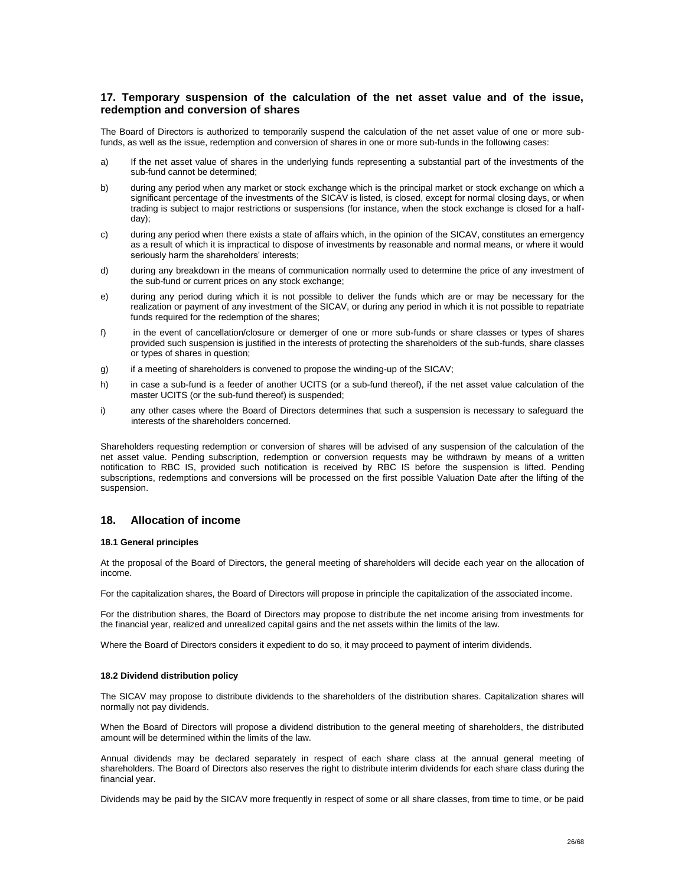## 17. Temporary suspension of the calculation of the net asset value and of the issue, redemption and conversion of shares

The Board of Directors is authorized to temporarily suspend the calculation of the net asset value of one or more sub-funds, as well as the issue, redemption and conversion of shares in one or more sub-funds in the following cases:

a) If the net asset value of shares in the underlying funds representing a substantial part of the investments of the sub-fund cannot be determined;

b) during any period when any market or stock exchange which is the principal market or stock exchange on which a significant percentage of the investments of the SICAV is listed, is closed, except for normal closing days, or when trading is subject to major restrictions or suspensions (for instance, when the stock exchange is closed for a half-day);

c) during any period when there exists a state of affairs which, in the opinion of the SICAV, constitutes an emergency as a result of which it is impractical to dispose of investments by reasonable and normal means, or where it would seriously harm the shareholders' interests;

d) during any breakdown in the means of communication normally used to determine the price of any investment of the sub-fund or current prices on any stock exchange;

e) during any period during which it is not possible to deliver the funds which are or may be necessary for the realization or payment of any investment of the SICAV, or during any period in which it is not possible to repatriate funds required for the redemption of the shares;

f) in the event of cancellation/closure or demerger of one or more sub-funds or share classes or types of shares provided such suspension is justified in the interests of protecting the shareholders of the sub-funds, share classes or types of shares in question;

g) if a meeting of shareholders is convened to propose the winding-up of the SICAV;

h) in case a sub-fund is a feeder of another UCITS (or a sub-fund thereof), if the net asset value calculation of the master UCITS (or the sub-fund thereof) is suspended;

i) any other cases where the Board of Directors determines that such a suspension is necessary to safeguard the interests of the shareholders concerned.

Shareholders requesting redemption or conversion of shares will be advised of any suspension of the calculation of the net asset value. Pending subscription, redemption or conversion requests may be withdrawn by means of a written notification to RBC IS, provided such notification is received by RBC IS before the suspension is lifted. Pending subscriptions, redemptions and conversions will be processed on the first possible Valuation Date after the lifting of the suspension.

## 18. Allocation of income

### 18.1 General principles

At the proposal of the Board of Directors, the general meeting of shareholders will decide each year on the allocation of income.

For the capitalization shares, the Board of Directors will propose in principle the capitalization of the associated income.

For the distribution shares, the Board of Directors may propose to distribute the net income arising from investments for the financial year, realized and unrealized capital gains and the net assets within the limits of the law.

Where the Board of Directors considers it expedient to do so, it may proceed to payment of interim dividends.

### 18.2 Dividend distribution policy

The SICAV may propose to distribute dividends to the shareholders of the distribution shares. Capitalization shares will normally not pay dividends.

When the Board of Directors will propose a dividend distribution to the general meeting of shareholders, the distributed amount will be determined within the limits of the law.

Annual dividends may be declared separately in respect of each share class at the annual general meeting of shareholders. The Board of Directors also reserves the right to distribute interim dividends for each share class during the financial year.

Dividends may be paid by the SICAV more frequently in respect of some or all share classes, from time to time, or be paid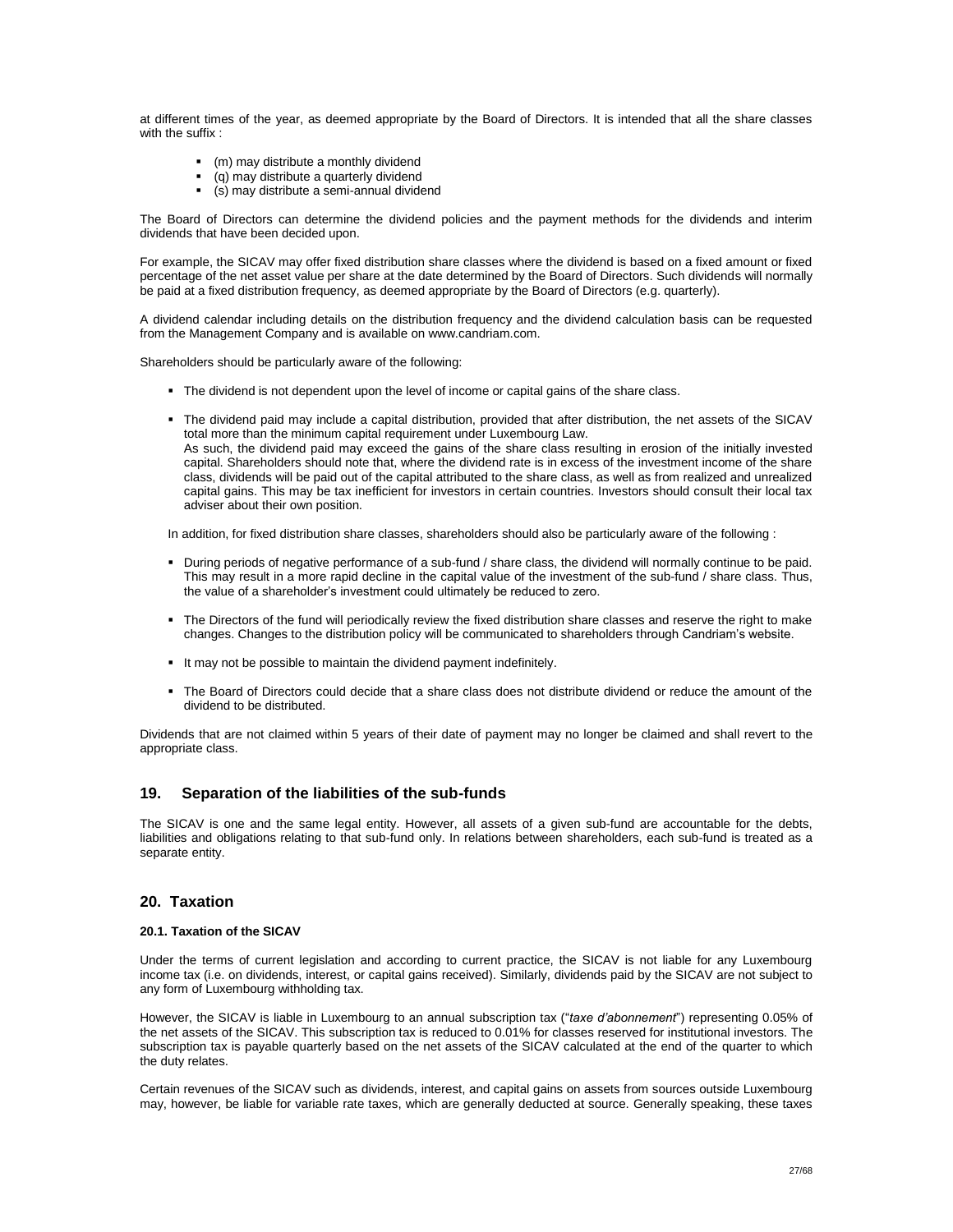at different times of the year, as deemed appropriate by the Board of Directors. It is intended that all the share classes with the suffix :

- (m) may distribute a monthly dividend
- (q) may distribute a quarterly dividend
- (s) may distribute a semi-annual dividend

The Board of Directors can determine the dividend policies and the payment methods for the dividends and interim dividends that have been decided upon.

For example, the SICAV may offer fixed distribution share classes where the dividend is based on a fixed amount or fixed percentage of the net asset value per share at the date determined by the Board of Directors. Such dividends will normally be paid at a fixed distribution frequency, as deemed appropriate by the Board of Directors (e.g. quarterly).

A dividend calendar including details on the distribution frequency and the dividend calculation basis can be requested from the Management Company and is available on www.candriam.com.

Shareholders should be particularly aware of the following:

- The dividend is not dependent upon the level of income or capital gains of the share class.
- The dividend paid may include a capital distribution, provided that after distribution, the net assets of the SICAV total more than the minimum capital requirement under Luxembourg Law.
  As such, the dividend paid may exceed the gains of the share class resulting in erosion of the initially invested capital. Shareholders should note that, where the dividend rate is in excess of the investment income of the share class, dividends will be paid out of the capital attributed to the share class, as well as from realized and unrealized capital gains. This may be tax inefficient for investors in certain countries. Investors should consult their local tax adviser about their own position.

In addition, for fixed distribution share classes, shareholders should also be particularly aware of the following :

- During periods of negative performance of a sub-fund / share class, the dividend will normally continue to be paid. This may result in a more rapid decline in the capital value of the investment of the sub-fund / share class. Thus, the value of a shareholder's investment could ultimately be reduced to zero.
- The Directors of the fund will periodically review the fixed distribution share classes and reserve the right to make changes. Changes to the distribution policy will be communicated to shareholders through Candriam's website.
- It may not be possible to maintain the dividend payment indefinitely.
- The Board of Directors could decide that a share class does not distribute dividend or reduce the amount of the dividend to be distributed.

Dividends that are not claimed within 5 years of their date of payment may no longer be claimed and shall revert to the appropriate class.

## 19. Separation of the liabilities of the sub-funds

The SICAV is one and the same legal entity. However, all assets of a given sub-fund are accountable for the debts, liabilities and obligations relating to that sub-fund only. In relations between shareholders, each sub-fund is treated as a separate entity.

## 20. Taxation

### 20.1. Taxation of the SICAV

Under the terms of current legislation and according to current practice, the SICAV is not liable for any Luxembourg income tax (i.e. on dividends, interest, or capital gains received). Similarly, dividends paid by the SICAV are not subject to any form of Luxembourg withholding tax.

However, the SICAV is liable in Luxembourg to an annual subscription tax ("*taxe d'abonnement*") representing 0.05% of the net assets of the SICAV. This subscription tax is reduced to 0.01% for classes reserved for institutional investors. The subscription tax is payable quarterly based on the net assets of the SICAV calculated at the end of the quarter to which the duty relates.

Certain revenues of the SICAV such as dividends, interest, and capital gains on assets from sources outside Luxembourg may, however, be liable for variable rate taxes, which are generally deducted at source. Generally speaking, these taxes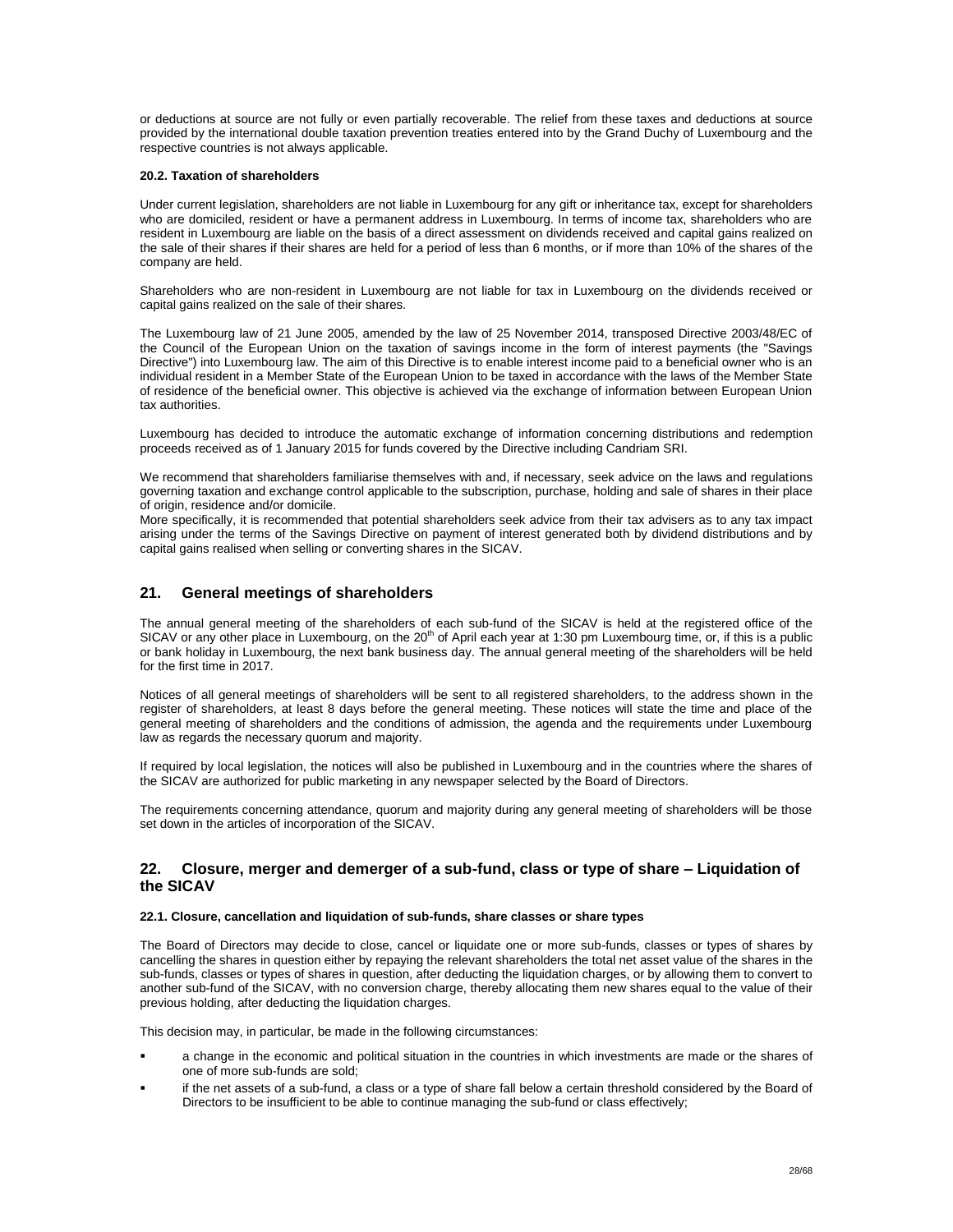or deductions at source are not fully or even partially recoverable. The relief from these taxes and deductions at source provided by the international double taxation prevention treaties entered into by the Grand Duchy of Luxembourg and the respective countries is not always applicable.

#### 20.2. Taxation of shareholders

Under current legislation, shareholders are not liable in Luxembourg for any gift or inheritance tax, except for shareholders who are domiciled, resident or have a permanent address in Luxembourg. In terms of income tax, shareholders who are resident in Luxembourg are liable on the basis of a direct assessment on dividends received and capital gains realized on the sale of their shares if their shares are held for a period of less than 6 months, or if more than 10% of the shares of the company are held.

Shareholders who are non-resident in Luxembourg are not liable for tax in Luxembourg on the dividends received or capital gains realized on the sale of their shares.

The Luxembourg law of 21 June 2005, amended by the law of 25 November 2014, transposed Directive 2003/48/EC of the Council of the European Union on the taxation of savings income in the form of interest payments (the "Savings Directive") into Luxembourg law. The aim of this Directive is to enable interest income paid to a beneficial owner who is an individual resident in a Member State of the European Union to be taxed in accordance with the laws of the Member State of residence of the beneficial owner. This objective is achieved via the exchange of information between European Union tax authorities.

Luxembourg has decided to introduce the automatic exchange of information concerning distributions and redemption proceeds received as of 1 January 2015 for funds covered by the Directive including Candriam SRI.

We recommend that shareholders familiarise themselves with and, if necessary, seek advice on the laws and regulations governing taxation and exchange control applicable to the subscription, purchase, holding and sale of shares in their place of origin, residence and/or domicile.
More specifically, it is recommended that potential shareholders seek advice from their tax advisers as to any tax impact arising under the terms of the Savings Directive on payment of interest generated both by dividend distributions and by capital gains realised when selling or converting shares in the SICAV.

## 21. General meetings of shareholders

The annual general meeting of the shareholders of each sub-fund of the SICAV is held at the registered office of the SICAV or any other place in Luxembourg, on the 20th of April each year at 1:30 pm Luxembourg time, or, if this is a public or bank holiday in Luxembourg, the next bank business day. The annual general meeting of the shareholders will be held for the first time in 2017.

Notices of all general meetings of shareholders will be sent to all registered shareholders, to the address shown in the register of shareholders, at least 8 days before the general meeting. These notices will state the time and place of the general meeting of shareholders and the conditions of admission, the agenda and the requirements under Luxembourg law as regards the necessary quorum and majority.

If required by local legislation, the notices will also be published in Luxembourg and in the countries where the shares of the SICAV are authorized for public marketing in any newspaper selected by the Board of Directors.

The requirements concerning attendance, quorum and majority during any general meeting of shareholders will be those set down in the articles of incorporation of the SICAV.

## 22. Closure, merger and demerger of a sub-fund, class or type of share – Liquidation of the SICAV

#### 22.1. Closure, cancellation and liquidation of sub-funds, share classes or share types

The Board of Directors may decide to close, cancel or liquidate one or more sub-funds, classes or types of shares by cancelling the shares in question either by repaying the relevant shareholders the total net asset value of the shares in the sub-funds, classes or types of shares in question, after deducting the liquidation charges, or by allowing them to convert to another sub-fund of the SICAV, with no conversion charge, thereby allocating them new shares equal to the value of their previous holding, after deducting the liquidation charges.

This decision may, in particular, be made in the following circumstances:

- a change in the economic and political situation in the countries in which investments are made or the shares of one of more sub-funds are sold;
- if the net assets of a sub-fund, a class or a type of share fall below a certain threshold considered by the Board of Directors to be insufficient to be able to continue managing the sub-fund or class effectively;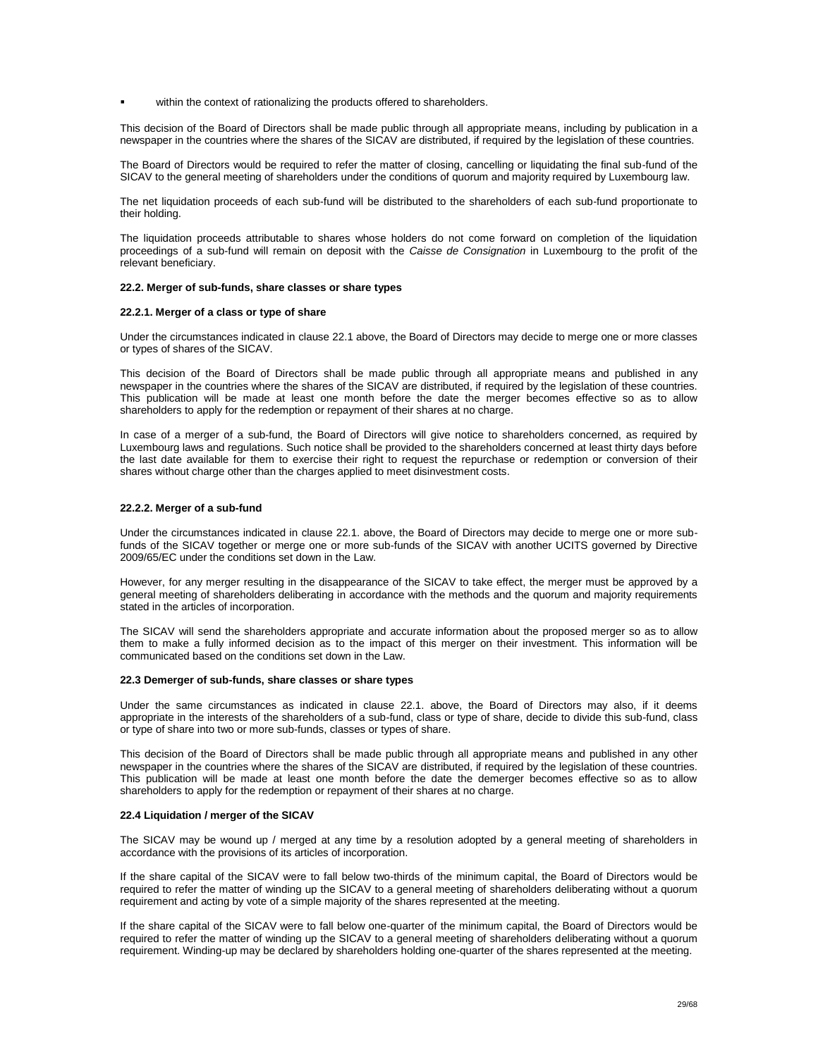- within the context of rationalizing the products offered to shareholders.

This decision of the Board of Directors shall be made public through all appropriate means, including by publication in a newspaper in the countries where the shares of the SICAV are distributed, if required by the legislation of these countries.

The Board of Directors would be required to refer the matter of closing, cancelling or liquidating the final sub-fund of the SICAV to the general meeting of shareholders under the conditions of quorum and majority required by Luxembourg law.

The net liquidation proceeds of each sub-fund will be distributed to the shareholders of each sub-fund proportionate to their holding.

The liquidation proceeds attributable to shares whose holders do not come forward on completion of the liquidation proceedings of a sub-fund will remain on deposit with the *Caisse de Consignation* in Luxembourg to the profit of the relevant beneficiary.

**22.2. Merger of sub-funds, share classes or share types**

**22.2.1. Merger of a class or type of share**

Under the circumstances indicated in clause 22.1 above, the Board of Directors may decide to merge one or more classes or types of shares of the SICAV.

This decision of the Board of Directors shall be made public through all appropriate means and published in any newspaper in the countries where the shares of the SICAV are distributed, if required by the legislation of these countries. This publication will be made at least one month before the date the merger becomes effective so as to allow shareholders to apply for the redemption or repayment of their shares at no charge.

In case of a merger of a sub-fund, the Board of Directors will give notice to shareholders concerned, as required by Luxembourg laws and regulations. Such notice shall be provided to the shareholders concerned at least thirty days before the last date available for them to exercise their right to request the repurchase or redemption or conversion of their shares without charge other than the charges applied to meet disinvestment costs.

**22.2.2. Merger of a sub-fund**

Under the circumstances indicated in clause 22.1. above, the Board of Directors may decide to merge one or more sub-funds of the SICAV together or merge one or more sub-funds of the SICAV with another UCITS governed by Directive 2009/65/EC under the conditions set down in the Law.

However, for any merger resulting in the disappearance of the SICAV to take effect, the merger must be approved by a general meeting of shareholders deliberating in accordance with the methods and the quorum and majority requirements stated in the articles of incorporation.

The SICAV will send the shareholders appropriate and accurate information about the proposed merger so as to allow them to make a fully informed decision as to the impact of this merger on their investment. This information will be communicated based on the conditions set down in the Law.

**22.3 Demerger of sub-funds, share classes or share types**

Under the same circumstances as indicated in clause 22.1. above, the Board of Directors may also, if it deems appropriate in the interests of the shareholders of a sub-fund, class or type of share, decide to divide this sub-fund, class or type of share into two or more sub-funds, classes or types of share.

This decision of the Board of Directors shall be made public through all appropriate means and published in any other newspaper in the countries where the shares of the SICAV are distributed, if required by the legislation of these countries. This publication will be made at least one month before the date the demerger becomes effective so as to allow shareholders to apply for the redemption or repayment of their shares at no charge.

**22.4 Liquidation / merger of the SICAV**

The SICAV may be wound up / merged at any time by a resolution adopted by a general meeting of shareholders in accordance with the provisions of its articles of incorporation.

If the share capital of the SICAV were to fall below two-thirds of the minimum capital, the Board of Directors would be required to refer the matter of winding up the SICAV to a general meeting of shareholders deliberating without a quorum requirement and acting by vote of a simple majority of the shares represented at the meeting.

If the share capital of the SICAV were to fall below one-quarter of the minimum capital, the Board of Directors would be required to refer the matter of winding up the SICAV to a general meeting of shareholders deliberating without a quorum requirement. Winding-up may be declared by shareholders holding one-quarter of the shares represented at the meeting.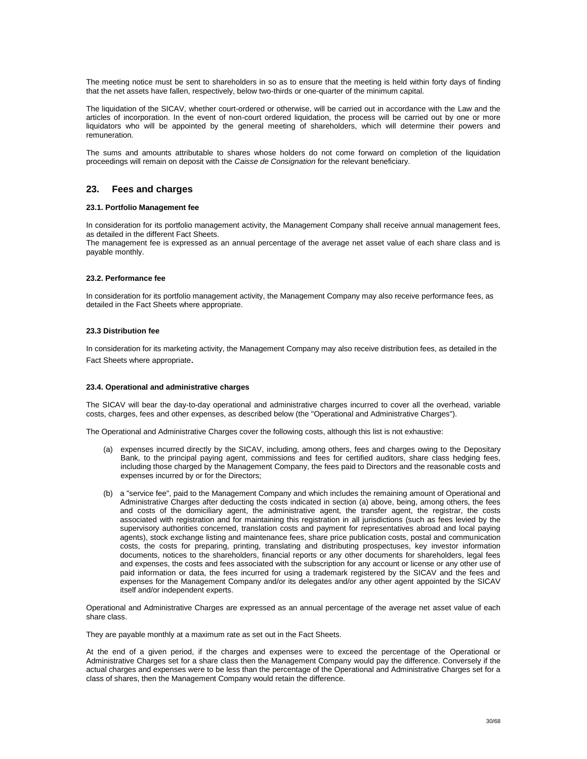The meeting notice must be sent to shareholders in so as to ensure that the meeting is held within forty days of finding that the net assets have fallen, respectively, below two-thirds or one-quarter of the minimum capital.

The liquidation of the SICAV, whether court-ordered or otherwise, will be carried out in accordance with the Law and the articles of incorporation. In the event of non-court ordered liquidation, the process will be carried out by one or more liquidators who will be appointed by the general meeting of shareholders, which will determine their powers and remuneration.

The sums and amounts attributable to shares whose holders do not come forward on completion of the liquidation proceedings will remain on deposit with the *Caisse de Consignation* for the relevant beneficiary.

## 23. Fees and charges

#### 23.1. Portfolio Management fee

In consideration for its portfolio management activity, the Management Company shall receive annual management fees, as detailed in the different Fact Sheets.
The management fee is expressed as an annual percentage of the average net asset value of each share class and is payable monthly.

#### 23.2. Performance fee

In consideration for its portfolio management activity, the Management Company may also receive performance fees, as detailed in the Fact Sheets where appropriate.

#### 23.3 Distribution fee

In consideration for its marketing activity, the Management Company may also receive distribution fees, as detailed in the Fact Sheets where appropriate.

#### 23.4. Operational and administrative charges

The SICAV will bear the day-to-day operational and administrative charges incurred to cover all the overhead, variable costs, charges, fees and other expenses, as described below (the "Operational and Administrative Charges").

The Operational and Administrative Charges cover the following costs, although this list is not exhaustive:

(a) expenses incurred directly by the SICAV, including, among others, fees and charges owing to the Depositary Bank, to the principal paying agent, commissions and fees for certified auditors, share class hedging fees, including those charged by the Management Company, the fees paid to Directors and the reasonable costs and expenses incurred by or for the Directors;

(b) a "service fee", paid to the Management Company and which includes the remaining amount of Operational and Administrative Charges after deducting the costs indicated in section (a) above, being, among others, the fees and costs of the domiciliary agent, the administrative agent, the transfer agent, the registrar, the costs associated with registration and for maintaining this registration in all jurisdictions (such as fees levied by the supervisory authorities concerned, translation costs and payment for representatives abroad and local paying agents), stock exchange listing and maintenance fees, share price publication costs, postal and communication costs, the costs for preparing, printing, translating and distributing prospectuses, key investor information documents, notices to the shareholders, financial reports or any other documents for shareholders, legal fees and expenses, the costs and fees associated with the subscription for any account or license or any other use of paid information or data, the fees incurred for using a trademark registered by the SICAV and the fees and expenses for the Management Company and/or its delegates and/or any other agent appointed by the SICAV itself and/or independent experts.

Operational and Administrative Charges are expressed as an annual percentage of the average net asset value of each share class.

They are payable monthly at a maximum rate as set out in the Fact Sheets.

At the end of a given period, if the charges and expenses were to exceed the percentage of the Operational or Administrative Charges set for a share class then the Management Company would pay the difference. Conversely if the actual charges and expenses were to be less than the percentage of the Operational and Administrative Charges set for a class of shares, then the Management Company would retain the difference.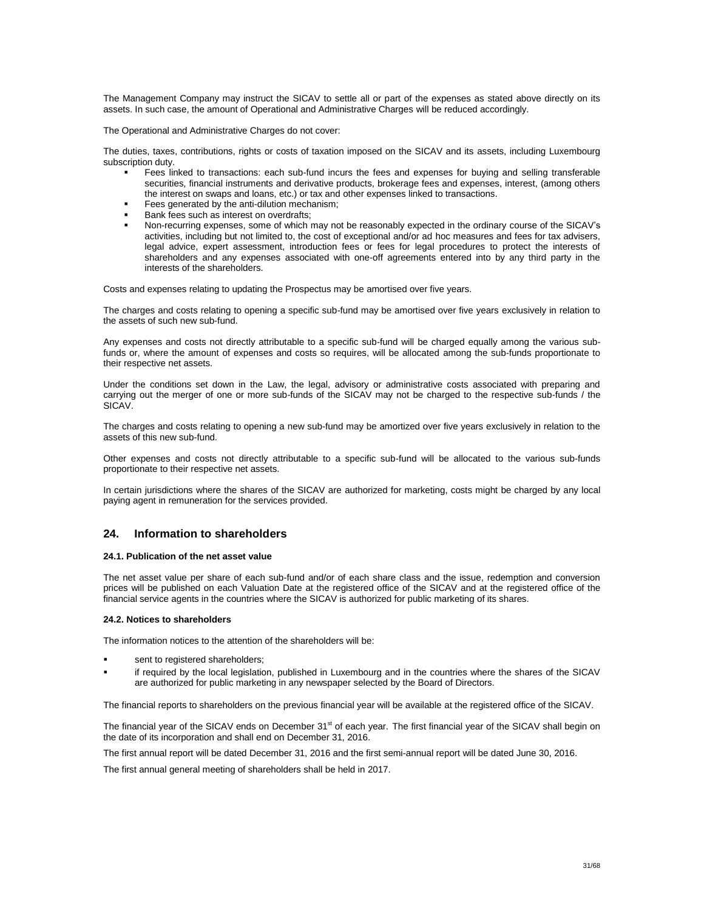The Management Company may instruct the SICAV to settle all or part of the expenses as stated above directly on its assets. In such case, the amount of Operational and Administrative Charges will be reduced accordingly.

The Operational and Administrative Charges do not cover:

The duties, taxes, contributions, rights or costs of taxation imposed on the SICAV and its assets, including Luxembourg subscription duty.

- Fees linked to transactions: each sub-fund incurs the fees and expenses for buying and selling transferable securities, financial instruments and derivative products, brokerage fees and expenses, interest, (among others the interest on swaps and loans, etc.) or tax and other expenses linked to transactions.
- Fees generated by the anti-dilution mechanism;
- Bank fees such as interest on overdrafts;
- Non-recurring expenses, some of which may not be reasonably expected in the ordinary course of the SICAV's activities, including but not limited to, the cost of exceptional and/or ad hoc measures and fees for tax advisers, legal advice, expert assessment, introduction fees or fees for legal procedures to protect the interests of shareholders and any expenses associated with one-off agreements entered into by any third party in the interests of the shareholders.

Costs and expenses relating to updating the Prospectus may be amortised over five years.

The charges and costs relating to opening a specific sub-fund may be amortised over five years exclusively in relation to the assets of such new sub-fund.

Any expenses and costs not directly attributable to a specific sub-fund will be charged equally among the various sub-funds or, where the amount of expenses and costs so requires, will be allocated among the sub-funds proportionate to their respective net assets.

Under the conditions set down in the Law, the legal, advisory or administrative costs associated with preparing and carrying out the merger of one or more sub-funds of the SICAV may not be charged to the respective sub-funds / the SICAV.

The charges and costs relating to opening a new sub-fund may be amortized over five years exclusively in relation to the assets of this new sub-fund.

Other expenses and costs not directly attributable to a specific sub-fund will be allocated to the various sub-funds proportionate to their respective net assets.

In certain jurisdictions where the shares of the SICAV are authorized for marketing, costs might be charged by any local paying agent in remuneration for the services provided.

## 24. Information to shareholders

#### 24.1. Publication of the net asset value

The net asset value per share of each sub-fund and/or of each share class and the issue, redemption and conversion prices will be published on each Valuation Date at the registered office of the SICAV and at the registered office of the financial service agents in the countries where the SICAV is authorized for public marketing of its shares.

#### 24.2. Notices to shareholders

The information notices to the attention of the shareholders will be:

- sent to registered shareholders;
- if required by the local legislation, published in Luxembourg and in the countries where the shares of the SICAV are authorized for public marketing in any newspaper selected by the Board of Directors.

The financial reports to shareholders on the previous financial year will be available at the registered office of the SICAV.

The financial year of the SICAV ends on December 31st of each year. The first financial year of the SICAV shall begin on the date of its incorporation and shall end on December 31, 2016.

The first annual report will be dated December 31, 2016 and the first semi-annual report will be dated June 30, 2016.

The first annual general meeting of shareholders shall be held in 2017.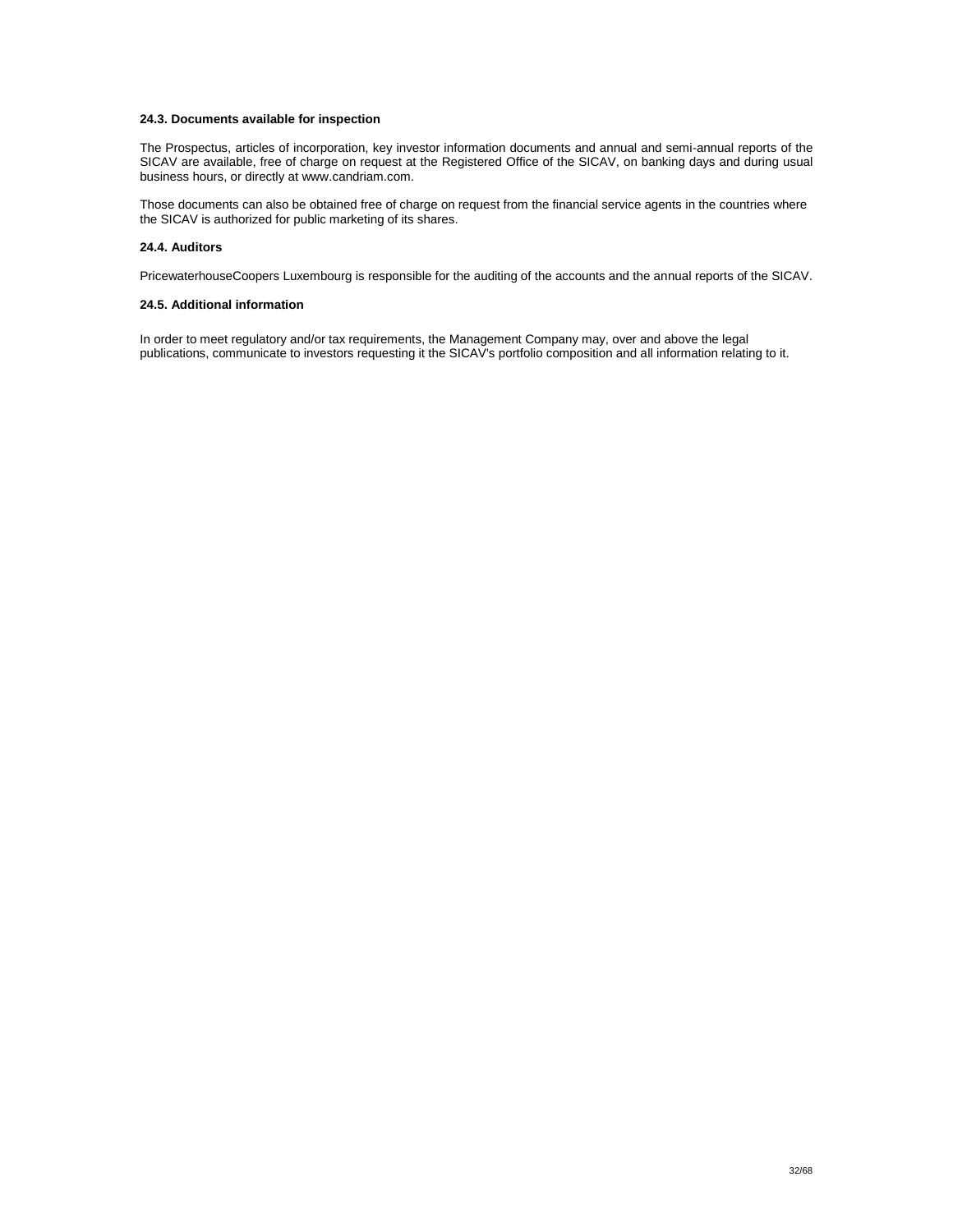### 24.3. Documents available for inspection

The Prospectus, articles of incorporation, key investor information documents and annual and semi-annual reports of the SICAV are available, free of charge on request at the Registered Office of the SICAV, on banking days and during usual business hours, or directly at www.candriam.com.

Those documents can also be obtained free of charge on request from the financial service agents in the countries where the SICAV is authorized for public marketing of its shares.

### 24.4. Auditors

PricewaterhouseCoopers Luxembourg is responsible for the auditing of the accounts and the annual reports of the SICAV.

### 24.5. Additional information

In order to meet regulatory and/or tax requirements, the Management Company may, over and above the legal publications, communicate to investors requesting it the SICAV's portfolio composition and all information relating to it.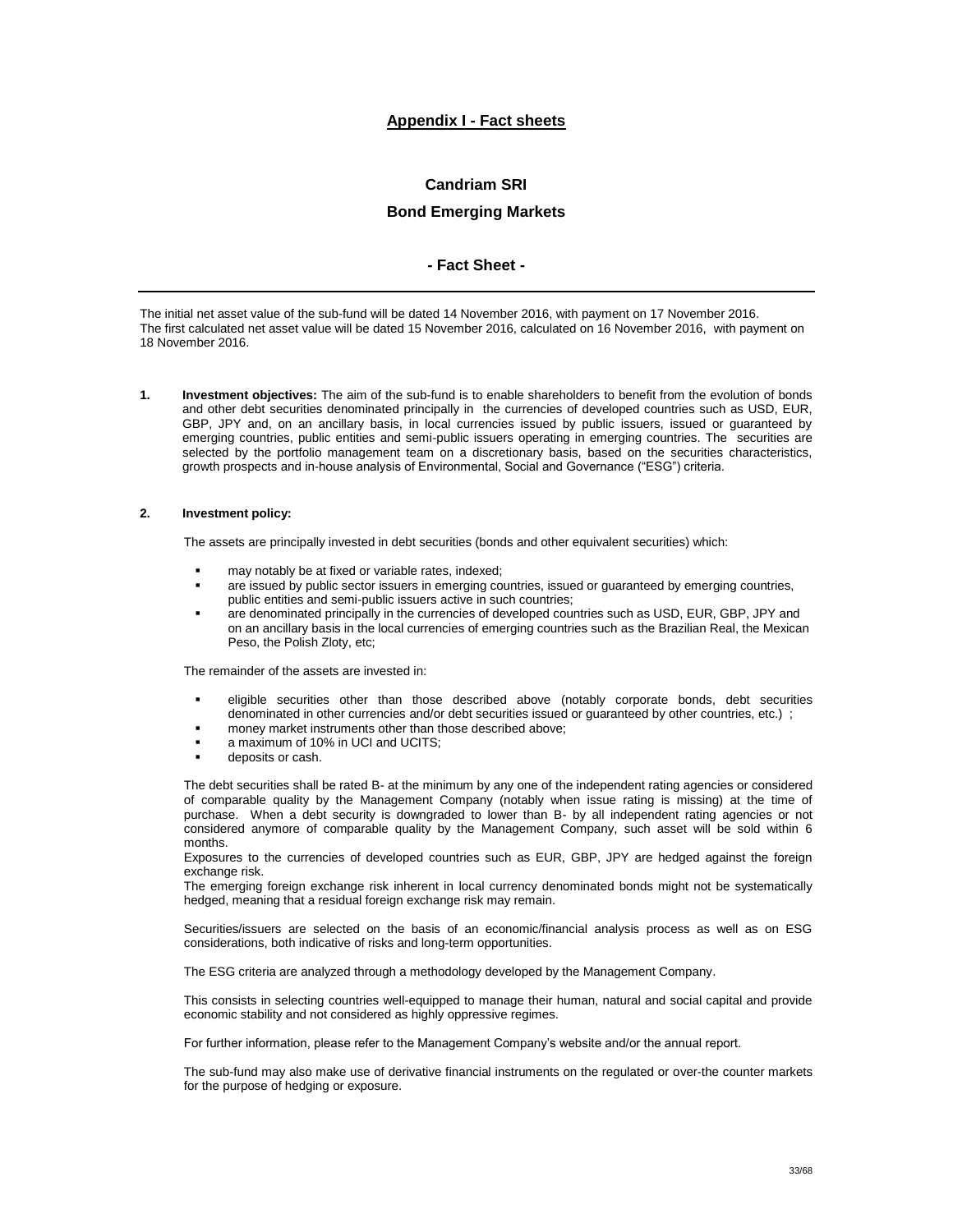## Appendix I - Fact sheets

### Candriam SRI

### Bond Emerging Markets

### - Fact Sheet -

---

The initial net asset value of the sub-fund will be dated 14 November 2016, with payment on 17 November 2016. The first calculated net asset value will be dated 15 November 2016, calculated on 16 November 2016, with payment on 18 November 2016.

**1. Investment objectives:** The aim of the sub-fund is to enable shareholders to benefit from the evolution of bonds and other debt securities denominated principally in the currencies of developed countries such as USD, EUR, GBP, JPY and, on an ancillary basis, in local currencies issued by public issuers, issued or guaranteed by emerging countries, public entities and semi-public issuers operating in emerging countries. The securities are selected by the portfolio management team on a discretionary basis, based on the securities characteristics, growth prospects and in-house analysis of Environmental, Social and Governance ("ESG") criteria.

**2. Investment policy:**

The assets are principally invested in debt securities (bonds and other equivalent securities) which:

- may notably be at fixed or variable rates, indexed;
- are issued by public sector issuers in emerging countries, issued or guaranteed by emerging countries, public entities and semi-public issuers active in such countries;
- are denominated principally in the currencies of developed countries such as USD, EUR, GBP, JPY and on an ancillary basis in the local currencies of emerging countries such as the Brazilian Real, the Mexican Peso, the Polish Zloty, etc;

The remainder of the assets are invested in:

- eligible securities other than those described above (notably corporate bonds, debt securities denominated in other currencies and/or debt securities issued or guaranteed by other countries, etc.) ;
- money market instruments other than those described above;
- a maximum of 10% in UCI and UCITS;
- deposits or cash.

The debt securities shall be rated B- at the minimum by any one of the independent rating agencies or considered of comparable quality by the Management Company (notably when issue rating is missing) at the time of purchase. When a debt security is downgraded to lower than B- by all independent rating agencies or not considered anymore of comparable quality by the Management Company, such asset will be sold within 6 months.

Exposures to the currencies of developed countries such as EUR, GBP, JPY are hedged against the foreign exchange risk.

The emerging foreign exchange risk inherent in local currency denominated bonds might not be systematically hedged, meaning that a residual foreign exchange risk may remain.

Securities/issuers are selected on the basis of an economic/financial analysis process as well as on ESG considerations, both indicative of risks and long-term opportunities.

The ESG criteria are analyzed through a methodology developed by the Management Company.

This consists in selecting countries well-equipped to manage their human, natural and social capital and provide economic stability and not considered as highly oppressive regimes.

For further information, please refer to the Management Company's website and/or the annual report.

The sub-fund may also make use of derivative financial instruments on the regulated or over-the counter markets for the purpose of hedging or exposure.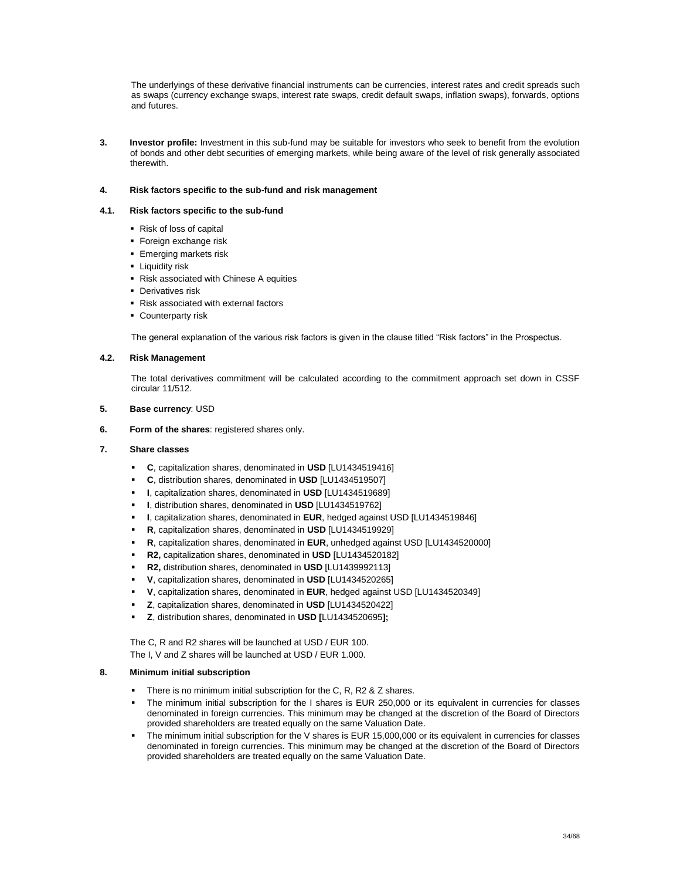The underlyings of these derivative financial instruments can be currencies, interest rates and credit spreads such as swaps (currency exchange swaps, interest rate swaps, credit default swaps, inflation swaps), forwards, options and futures.

**3. Investor profile:** Investment in this sub-fund may be suitable for investors who seek to benefit from the evolution of bonds and other debt securities of emerging markets, while being aware of the level of risk generally associated therewith.

**4. Risk factors specific to the sub-fund and risk management**

**4.1. Risk factors specific to the sub-fund**

- Risk of loss of capital
- Foreign exchange risk
- Emerging markets risk
- Liquidity risk
- Risk associated with Chinese A equities
- Derivatives risk
- Risk associated with external factors
- Counterparty risk

The general explanation of the various risk factors is given in the clause titled "Risk factors" in the Prospectus.

**4.2. Risk Management**

The total derivatives commitment will be calculated according to the commitment approach set down in CSSF circular 11/512.

**5. Base currency**: USD

**6. Form of the shares**: registered shares only.

**7. Share classes**

- **C**, capitalization shares, denominated in **USD** [LU1434519416]
- **C**, distribution shares, denominated in **USD** [LU1434519507]
- **I**, capitalization shares, denominated in **USD** [LU1434519689]
- **I**, distribution shares, denominated in **USD** [LU1434519762]
- **I**, capitalization shares, denominated in **EUR**, hedged against USD [LU1434519846]
- **R**, capitalization shares, denominated in **USD** [LU1434519929]
- **R**, capitalization shares, denominated in **EUR**, unhedged against USD [LU1434520000]
- **R2,** capitalization shares, denominated in **USD** [LU1434520182]
- **R2,** distribution shares, denominated in **USD** [LU1439992113]
- **V**, capitalization shares, denominated in **USD** [LU1434520265]
- **V**, capitalization shares, denominated in **EUR**, hedged against USD [LU1434520349]
- **Z**, capitalization shares, denominated in **USD** [LU1434520422]
- **Z**, distribution shares, denominated in **USD [**LU1434520695**];**

The C, R and R2 shares will be launched at USD / EUR 100.
The I, V and Z shares will be launched at USD / EUR 1.000.

**8. Minimum initial subscription**

- There is no minimum initial subscription for the C, R, R2 & Z shares.
- The minimum initial subscription for the I shares is EUR 250,000 or its equivalent in currencies for classes denominated in foreign currencies. This minimum may be changed at the discretion of the Board of Directors provided shareholders are treated equally on the same Valuation Date.
- The minimum initial subscription for the V shares is EUR 15,000,000 or its equivalent in currencies for classes denominated in foreign currencies. This minimum may be changed at the discretion of the Board of Directors provided shareholders are treated equally on the same Valuation Date.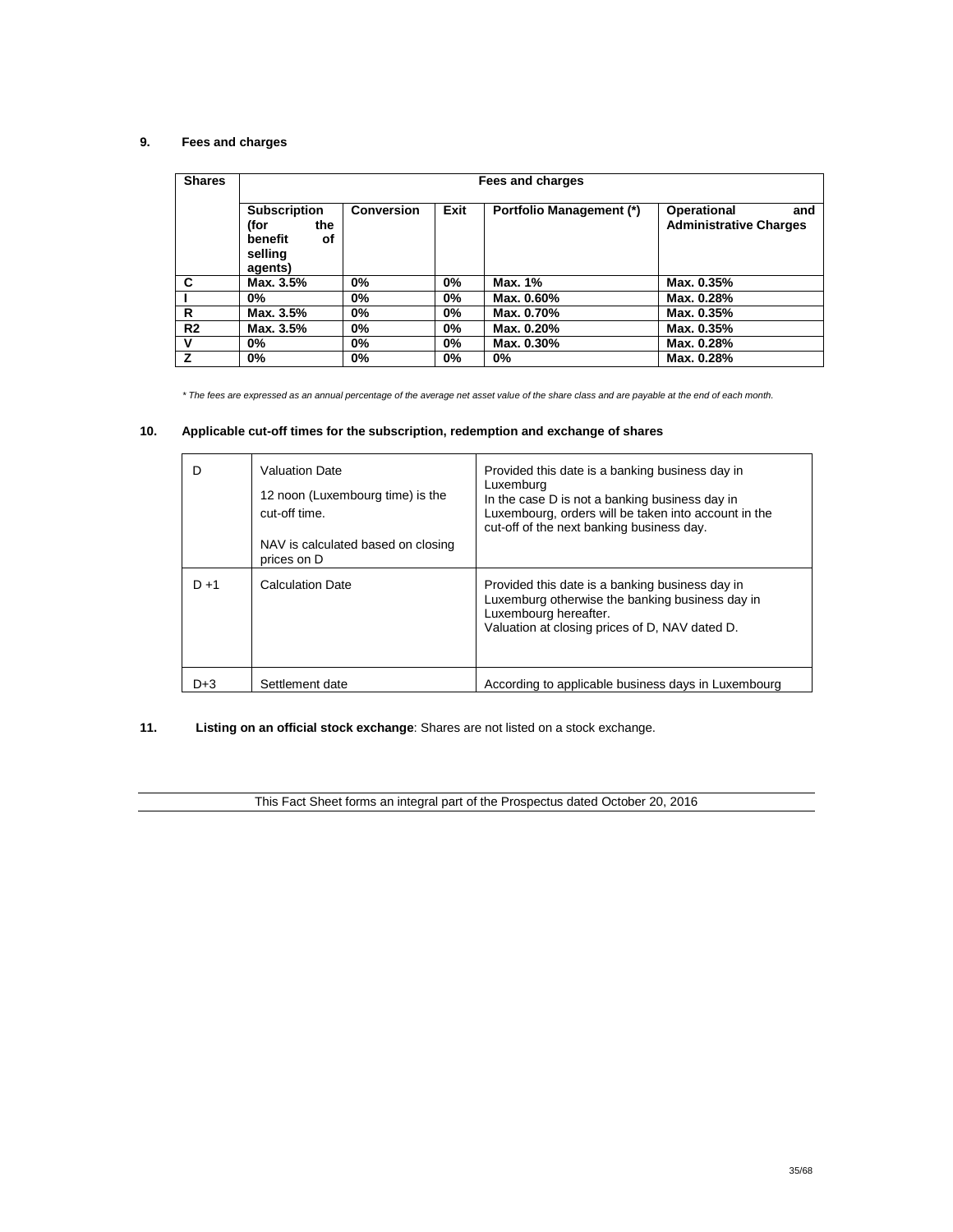## 9. Fees and charges

| Shares | Fees and charges | | | | |
|---|---|---|---|---|---|
| | **Subscription (for the benefit of selling agents)** | **Conversion** | **Exit** | **Portfolio Management (*)** | **Operational and Administrative Charges** |
| **C** | **Max. 3.5%** | **0%** | **0%** | **Max. 1%** | **Max. 0.35%** |
| **I** | **0%** | **0%** | **0%** | **Max. 0.60%** | **Max. 0.28%** |
| **R** | **Max. 3.5%** | **0%** | **0%** | **Max. 0.70%** | **Max. 0.35%** |
| **R2** | **Max. 3.5%** | **0%** | **0%** | **Max. 0.20%** | **Max. 0.35%** |
| **V** | **0%** | **0%** | **0%** | **Max. 0.30%** | **Max. 0.28%** |
| **Z** | **0%** | **0%** | **0%** | **0%** | **Max. 0.28%** |

*\* The fees are expressed as an annual percentage of the average net asset value of the share class and are payable at the end of each month.*

## 10. Applicable cut-off times for the subscription, redemption and exchange of shares

| | | |
|---|---|---|
| D | Valuation Date<br><br>12 noon (Luxembourg time) is the cut-off time.<br><br>NAV is calculated based on closing prices on D | Provided this date is a banking business day in Luxemburg<br>In the case D is not a banking business day in Luxembourg, orders will be taken into account in the cut-off of the next banking business day. |
| D +1 | Calculation Date | Provided this date is a banking business day in Luxemburg otherwise the banking business day in Luxembourg hereafter.<br>Valuation at closing prices of D, NAV dated D. |
| D+3 | Settlement date | According to applicable business days in Luxembourg |

## 11. **Listing on an official stock exchange**: Shares are not listed on a stock exchange.

This Fact Sheet forms an integral part of the Prospectus dated October 20, 2016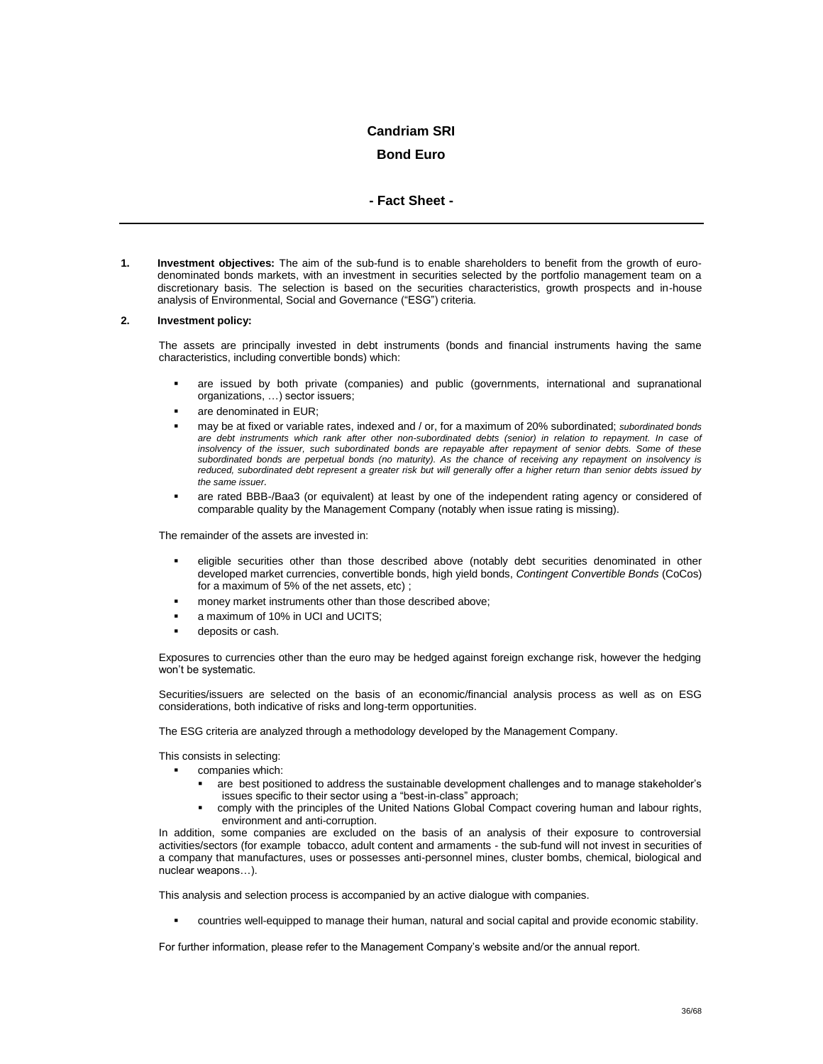# Candriam SRI

## Bond Euro

### - Fact Sheet -

---

1. **Investment objectives:** The aim of the sub-fund is to enable shareholders to benefit from the growth of euro-denominated bonds markets, with an investment in securities selected by the portfolio management team on a discretionary basis. The selection is based on the securities characteristics, growth prospects and in-house analysis of Environmental, Social and Governance ("ESG") criteria.

2. **Investment policy:**

The assets are principally invested in debt instruments (bonds and financial instruments having the same characteristics, including convertible bonds) which:

- are issued by both private (companies) and public (governments, international and supranational organizations, …) sector issuers;
- are denominated in EUR;
- may be at fixed or variable rates, indexed and / or, for a maximum of 20% subordinated; *subordinated bonds are debt instruments which rank after other non-subordinated debts (senior) in relation to repayment. In case of insolvency of the issuer, such subordinated bonds are repayable after repayment of senior debts. Some of these subordinated bonds are perpetual bonds (no maturity). As the chance of receiving any repayment on insolvency is reduced, subordinated debt represent a greater risk but will generally offer a higher return than senior debts issued by the same issuer.*
- are rated BBB-/Baa3 (or equivalent) at least by one of the independent rating agency or considered of comparable quality by the Management Company (notably when issue rating is missing).

The remainder of the assets are invested in:

- eligible securities other than those described above (notably debt securities denominated in other developed market currencies, convertible bonds, high yield bonds, *Contingent Convertible Bonds* (CoCos) for a maximum of 5% of the net assets, etc) ;
- money market instruments other than those described above;
- a maximum of 10% in UCI and UCITS;
- deposits or cash.

Exposures to currencies other than the euro may be hedged against foreign exchange risk, however the hedging won't be systematic.

Securities/issuers are selected on the basis of an economic/financial analysis process as well as on ESG considerations, both indicative of risks and long-term opportunities.

The ESG criteria are analyzed through a methodology developed by the Management Company.

This consists in selecting:

- companies which:
  - are best positioned to address the sustainable development challenges and to manage stakeholder's issues specific to their sector using a "best-in-class" approach;
  - comply with the principles of the United Nations Global Compact covering human and labour rights, environment and anti-corruption.

In addition, some companies are excluded on the basis of an analysis of their exposure to controversial activities/sectors (for example tobacco, adult content and armaments - the sub-fund will not invest in securities of a company that manufactures, uses or possesses anti-personnel mines, cluster bombs, chemical, biological and nuclear weapons…).

This analysis and selection process is accompanied by an active dialogue with companies.

- countries well-equipped to manage their human, natural and social capital and provide economic stability.

For further information, please refer to the Management Company's website and/or the annual report.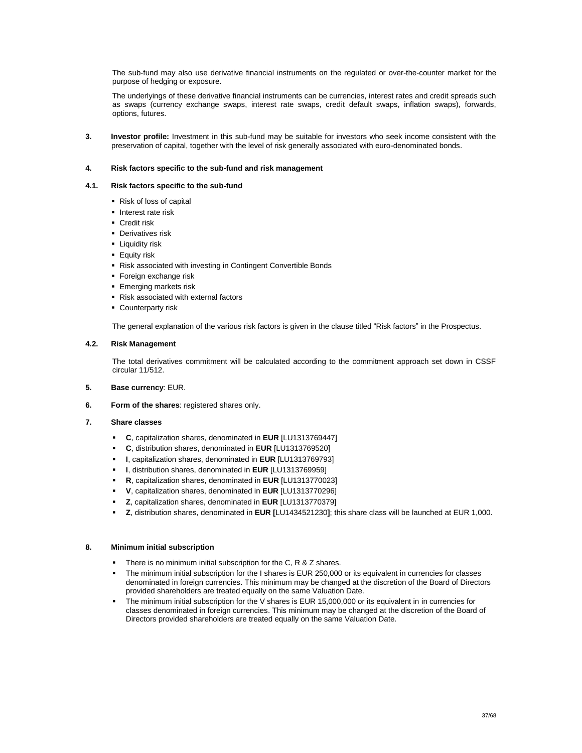The sub-fund may also use derivative financial instruments on the regulated or over-the-counter market for the purpose of hedging or exposure.

The underlyings of these derivative financial instruments can be currencies, interest rates and credit spreads such as swaps (currency exchange swaps, interest rate swaps, credit default swaps, inflation swaps), forwards, options, futures.

**3. Investor profile:** Investment in this sub-fund may be suitable for investors who seek income consistent with the preservation of capital, together with the level of risk generally associated with euro-denominated bonds.

## 4. Risk factors specific to the sub-fund and risk management

### 4.1. Risk factors specific to the sub-fund

- Risk of loss of capital
- Interest rate risk
- Credit risk
- Derivatives risk
- Liquidity risk
- Equity risk
- Risk associated with investing in Contingent Convertible Bonds
- Foreign exchange risk
- Emerging markets risk
- Risk associated with external factors
- Counterparty risk

The general explanation of the various risk factors is given in the clause titled "Risk factors" in the Prospectus.

### 4.2. Risk Management

The total derivatives commitment will be calculated according to the commitment approach set down in CSSF circular 11/512.

**5. Base currency**: EUR.

**6. Form of the shares**: registered shares only.

## 7. Share classes

- **C**, capitalization shares, denominated in **EUR** [LU1313769447]
- **C**, distribution shares, denominated in **EUR** [LU1313769520]
- **I**, capitalization shares, denominated in **EUR** [LU1313769793]
- **I**, distribution shares, denominated in **EUR** [LU1313769959]
- **R**, capitalization shares, denominated in **EUR** [LU1313770023]
- **V**, capitalization shares, denominated in **EUR** [LU1313770296]
- **Z**, capitalization shares, denominated in **EUR** [LU1313770379]
- **Z**, distribution shares, denominated in **EUR** [LU1434521230]; this share class will be launched at EUR 1,000.

## 8. Minimum initial subscription

- There is no minimum initial subscription for the C, R & Z shares.
- The minimum initial subscription for the I shares is EUR 250,000 or its equivalent in currencies for classes denominated in foreign currencies. This minimum may be changed at the discretion of the Board of Directors provided shareholders are treated equally on the same Valuation Date.
- The minimum initial subscription for the V shares is EUR 15,000,000 or its equivalent in in currencies for classes denominated in foreign currencies. This minimum may be changed at the discretion of the Board of Directors provided shareholders are treated equally on the same Valuation Date.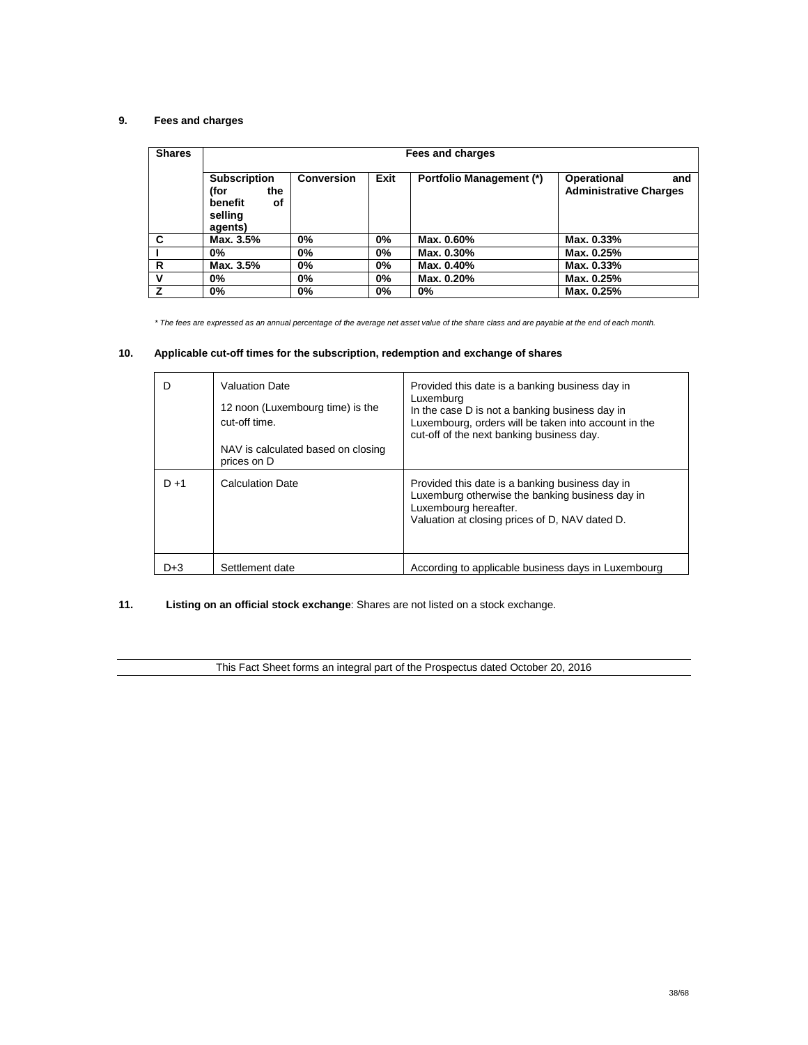## 9. Fees and charges

| Shares | Fees and charges | | | | |
|---|---|---|---|---|---|
| | **Subscription (for the benefit of selling agents)** | **Conversion** | **Exit** | **Portfolio Management (*)** | **Operational and Administrative Charges** |
| **C** | **Max. 3.5%** | **0%** | **0%** | **Max. 0.60%** | **Max. 0.33%** |
| **I** | **0%** | **0%** | **0%** | **Max. 0.30%** | **Max. 0.25%** |
| **R** | **Max. 3.5%** | **0%** | **0%** | **Max. 0.40%** | **Max. 0.33%** |
| **V** | **0%** | **0%** | **0%** | **Max. 0.20%** | **Max. 0.25%** |
| **Z** | **0%** | **0%** | **0%** | **0%** | **Max. 0.25%** |

*\* The fees are expressed as an annual percentage of the average net asset value of the share class and are payable at the end of each month.*

## 10. Applicable cut-off times for the subscription, redemption and exchange of shares

| | | |
|---|---|---|
| D | Valuation Date<br><br>12 noon (Luxembourg time) is the cut-off time.<br><br>NAV is calculated based on closing prices on D | Provided this date is a banking business day in Luxemburg<br>In the case D is not a banking business day in Luxembourg, orders will be taken into account in the cut-off of the next banking business day. |
| D +1 | Calculation Date | Provided this date is a banking business day in Luxemburg otherwise the banking business day in Luxembourg hereafter.<br>Valuation at closing prices of D, NAV dated D. |
| D+3 | Settlement date | According to applicable business days in Luxembourg |

## 11. **Listing on an official stock exchange**: Shares are not listed on a stock exchange.

This Fact Sheet forms an integral part of the Prospectus dated October 20, 2016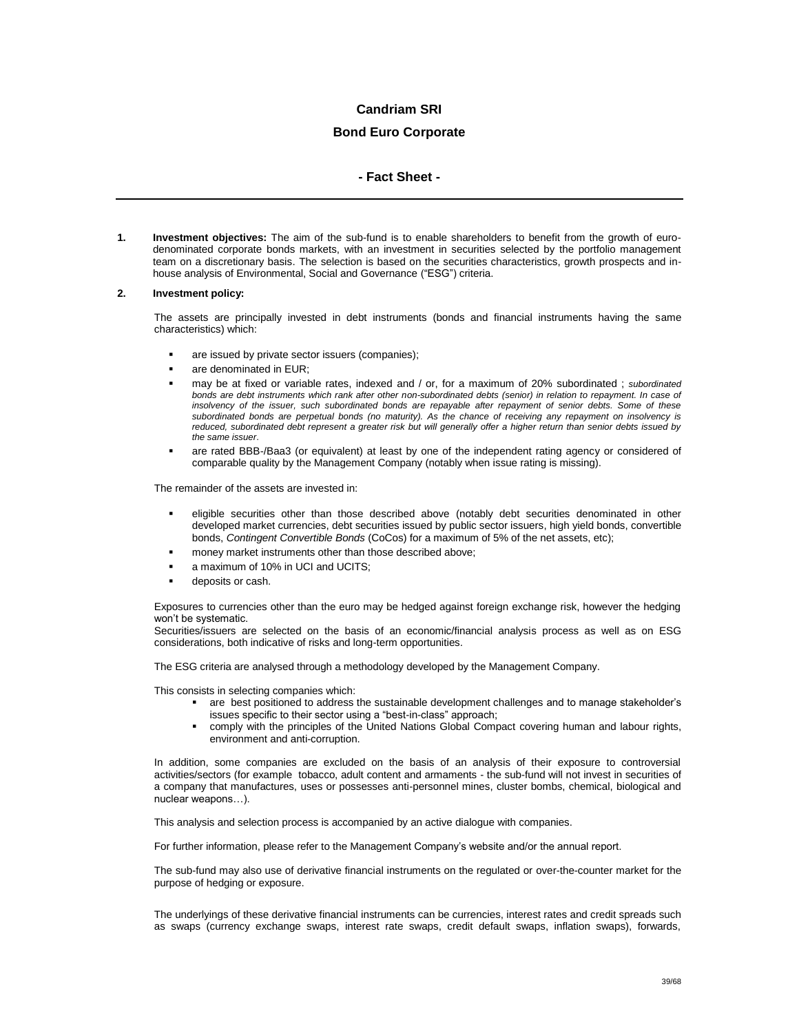# Candriam SRI

## Bond Euro Corporate

### - Fact Sheet -

---

**1. Investment objectives:** The aim of the sub-fund is to enable shareholders to benefit from the growth of euro-denominated corporate bonds markets, with an investment in securities selected by the portfolio management team on a discretionary basis. The selection is based on the securities characteristics, growth prospects and in-house analysis of Environmental, Social and Governance ("ESG") criteria.

**2. Investment policy:**

The assets are principally invested in debt instruments (bonds and financial instruments having the same characteristics) which:

- are issued by private sector issuers (companies);
- are denominated in EUR;
- may be at fixed or variable rates, indexed and / or, for a maximum of 20% subordinated ; *subordinated bonds are debt instruments which rank after other non-subordinated debts (senior) in relation to repayment. In case of insolvency of the issuer, such subordinated bonds are repayable after repayment of senior debts. Some of these subordinated bonds are perpetual bonds (no maturity). As the chance of receiving any repayment on insolvency is reduced, subordinated debt represent a greater risk but will generally offer a higher return than senior debts issued by the same issuer*.
- are rated BBB-/Baa3 (or equivalent) at least by one of the independent rating agency or considered of comparable quality by the Management Company (notably when issue rating is missing).

The remainder of the assets are invested in:

- eligible securities other than those described above (notably debt securities denominated in other developed market currencies, debt securities issued by public sector issuers, high yield bonds, convertible bonds, *Contingent Convertible Bonds* (CoCos) for a maximum of 5% of the net assets, etc);
- money market instruments other than those described above;
- a maximum of 10% in UCI and UCITS;
- deposits or cash.

Exposures to currencies other than the euro may be hedged against foreign exchange risk, however the hedging won't be systematic.
Securities/issuers are selected on the basis of an economic/financial analysis process as well as on ESG considerations, both indicative of risks and long-term opportunities.

The ESG criteria are analysed through a methodology developed by the Management Company.

This consists in selecting companies which:

- are best positioned to address the sustainable development challenges and to manage stakeholder's issues specific to their sector using a "best-in-class" approach;
- comply with the principles of the United Nations Global Compact covering human and labour rights, environment and anti-corruption.

In addition, some companies are excluded on the basis of an analysis of their exposure to controversial activities/sectors (for example tobacco, adult content and armaments - the sub-fund will not invest in securities of a company that manufactures, uses or possesses anti-personnel mines, cluster bombs, chemical, biological and nuclear weapons…).

This analysis and selection process is accompanied by an active dialogue with companies.

For further information, please refer to the Management Company's website and/or the annual report.

The sub-fund may also use of derivative financial instruments on the regulated or over-the-counter market for the purpose of hedging or exposure.

The underlyings of these derivative financial instruments can be currencies, interest rates and credit spreads such as swaps (currency exchange swaps, interest rate swaps, credit default swaps, inflation swaps), forwards,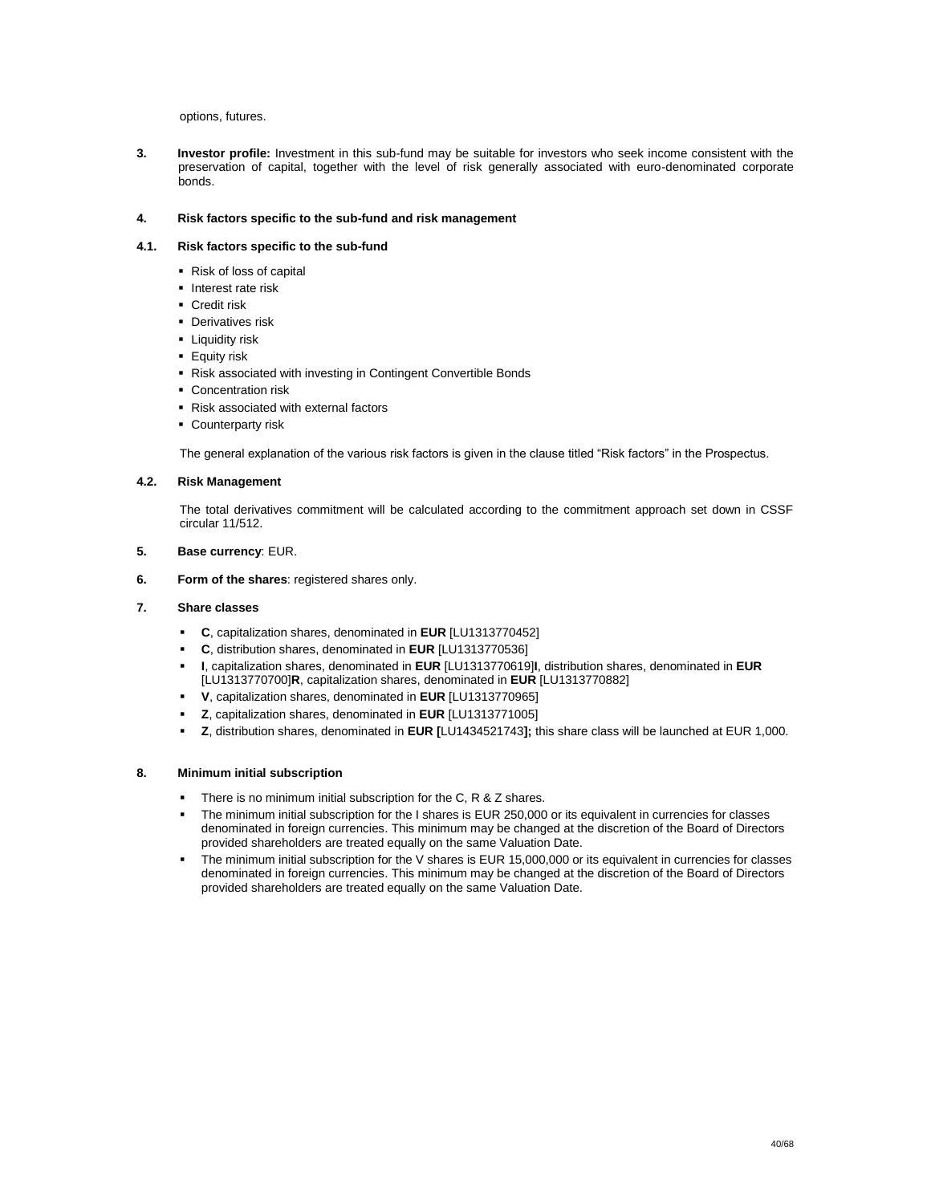options, futures.

**3. Investor profile:** Investment in this sub-fund may be suitable for investors who seek income consistent with the preservation of capital, together with the level of risk generally associated with euro-denominated corporate bonds.

### 4. Risk factors specific to the sub-fund and risk management

#### 4.1. Risk factors specific to the sub-fund

- Risk of loss of capital
- Interest rate risk
- Credit risk
- Derivatives risk
- Liquidity risk
- Equity risk
- Risk associated with investing in Contingent Convertible Bonds
- Concentration risk
- Risk associated with external factors
- Counterparty risk

The general explanation of the various risk factors is given in the clause titled "Risk factors" in the Prospectus.

#### 4.2. Risk Management

The total derivatives commitment will be calculated according to the commitment approach set down in CSSF circular 11/512.

**5. Base currency**: EUR.

**6. Form of the shares**: registered shares only.

### 7. Share classes

- **C**, capitalization shares, denominated in **EUR** [LU1313770452]
- **C**, distribution shares, denominated in **EUR** [LU1313770536]
- **I**, capitalization shares, denominated in **EUR** [LU1313770619]**I**, distribution shares, denominated in **EUR** [LU1313770700]**R**, capitalization shares, denominated in **EUR** [LU1313770882]
- **V**, capitalization shares, denominated in **EUR** [LU1313770965]
- **Z**, capitalization shares, denominated in **EUR** [LU1313771005]
- **Z**, distribution shares, denominated in **EUR [**LU1434521743**];** this share class will be launched at EUR 1,000.

### 8. Minimum initial subscription

- There is no minimum initial subscription for the C, R & Z shares.
- The minimum initial subscription for the I shares is EUR 250,000 or its equivalent in currencies for classes denominated in foreign currencies. This minimum may be changed at the discretion of the Board of Directors provided shareholders are treated equally on the same Valuation Date.
- The minimum initial subscription for the V shares is EUR 15,000,000 or its equivalent in currencies for classes denominated in foreign currencies. This minimum may be changed at the discretion of the Board of Directors provided shareholders are treated equally on the same Valuation Date.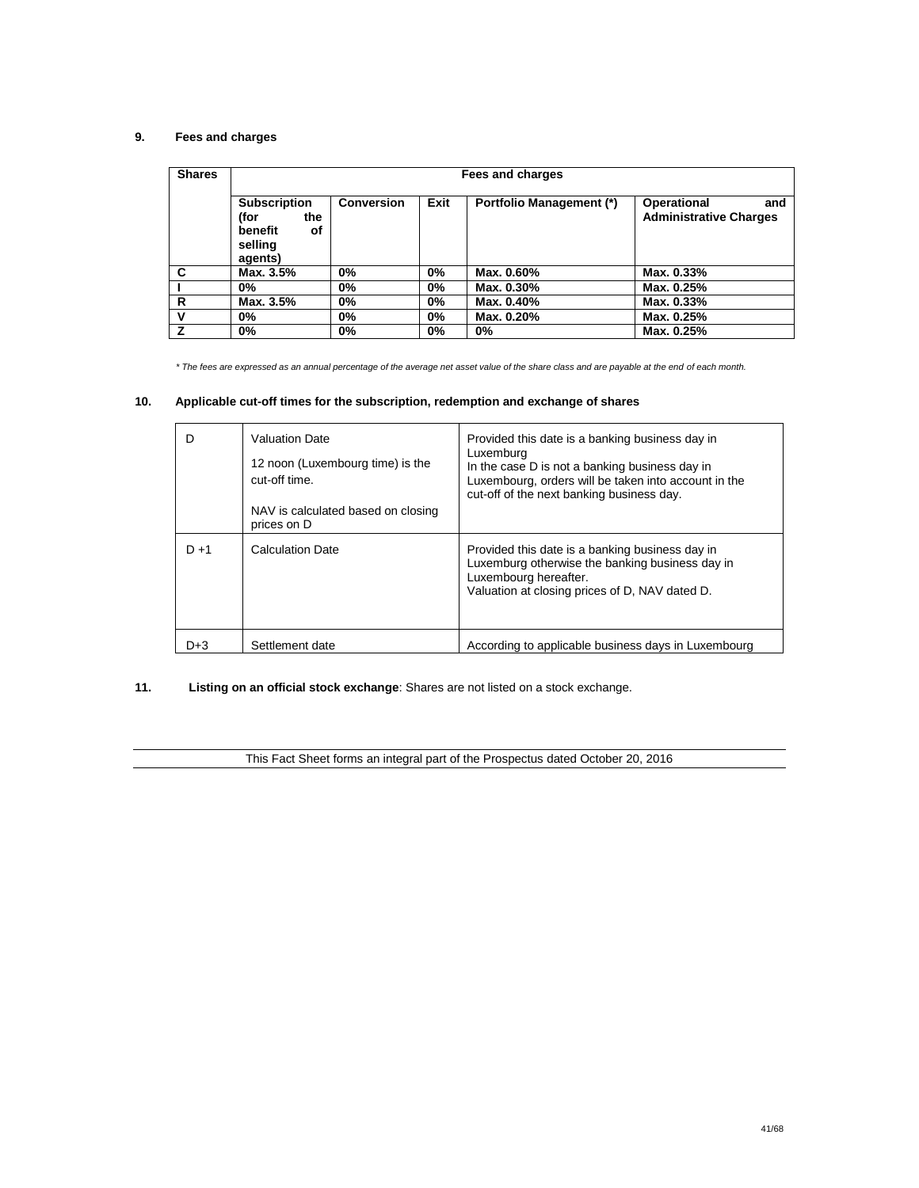### 9. Fees and charges

| Shares | Fees and charges | | | | |
|---|---|---|---|---|---|
| | **Subscription (for the benefit of selling agents)** | **Conversion** | **Exit** | **Portfolio Management (\*)** | **Operational and Administrative Charges** |
| **C** | **Max. 3.5%** | **0%** | **0%** | **Max. 0.60%** | **Max. 0.33%** |
| **I** | **0%** | **0%** | **0%** | **Max. 0.30%** | **Max. 0.25%** |
| **R** | **Max. 3.5%** | **0%** | **0%** | **Max. 0.40%** | **Max. 0.33%** |
| **V** | **0%** | **0%** | **0%** | **Max. 0.20%** | **Max. 0.25%** |
| **Z** | **0%** | **0%** | **0%** | **0%** | **Max. 0.25%** |

*\* The fees are expressed as an annual percentage of the average net asset value of the share class and are payable at the end of each month.*

### 10. Applicable cut-off times for the subscription, redemption and exchange of shares

| | | |
|---|---|---|
| D | Valuation Date<br><br>12 noon (Luxembourg time) is the cut-off time.<br><br>NAV is calculated based on closing prices on D | Provided this date is a banking business day in Luxemburg<br>In the case D is not a banking business day in Luxembourg, orders will be taken into account in the cut-off of the next banking business day. |
| D +1 | Calculation Date | Provided this date is a banking business day in Luxemburg otherwise the banking business day in Luxembourg hereafter.<br>Valuation at closing prices of D, NAV dated D. |
| D+3 | Settlement date | According to applicable business days in Luxembourg |

### 11. **Listing on an official stock exchange**: Shares are not listed on a stock exchange.

This Fact Sheet forms an integral part of the Prospectus dated October 20, 2016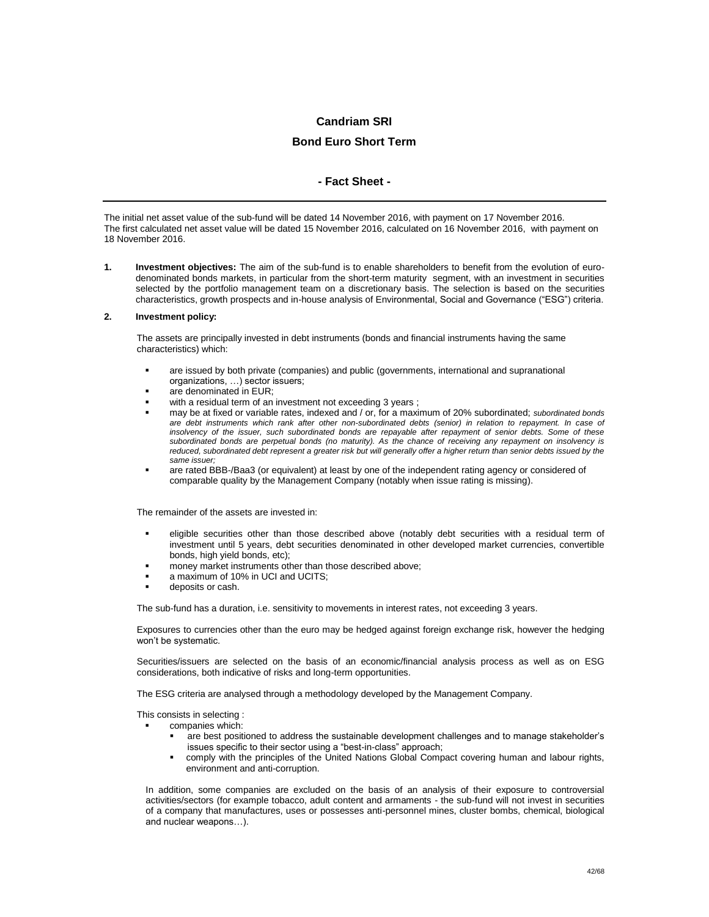# Candriam SRI

## Bond Euro Short Term

### - Fact Sheet -

---

The initial net asset value of the sub-fund will be dated 14 November 2016, with payment on 17 November 2016.
The first calculated net asset value will be dated 15 November 2016, calculated on 16 November 2016, with payment on 18 November 2016.

1. **Investment objectives:** The aim of the sub-fund is to enable shareholders to benefit from the evolution of euro-denominated bonds markets, in particular from the short-term maturity segment, with an investment in securities selected by the portfolio management team on a discretionary basis. The selection is based on the securities characteristics, growth prospects and in-house analysis of Environmental, Social and Governance ("ESG") criteria.

2. **Investment policy:**

The assets are principally invested in debt instruments (bonds and financial instruments having the same characteristics) which:

- are issued by both private (companies) and public (governments, international and supranational organizations, …) sector issuers;
- are denominated in EUR;
- with a residual term of an investment not exceeding 3 years ;
- may be at fixed or variable rates, indexed and / or, for a maximum of 20% subordinated; *subordinated bonds are debt instruments which rank after other non-subordinated debts (senior) in relation to repayment. In case of insolvency of the issuer, such subordinated bonds are repayable after repayment of senior debts. Some of these subordinated bonds are perpetual bonds (no maturity). As the chance of receiving any repayment on insolvency is reduced, subordinated debt represent a greater risk but will generally offer a higher return than senior debts issued by the same issuer;*
- are rated BBB-/Baa3 (or equivalent) at least by one of the independent rating agency or considered of comparable quality by the Management Company (notably when issue rating is missing).

The remainder of the assets are invested in:

- eligible securities other than those described above (notably debt securities with a residual term of investment until 5 years, debt securities denominated in other developed market currencies, convertible bonds, high yield bonds, etc);
- money market instruments other than those described above;
- a maximum of 10% in UCI and UCITS;
- deposits or cash.

The sub-fund has a duration, i.e. sensitivity to movements in interest rates, not exceeding 3 years.

Exposures to currencies other than the euro may be hedged against foreign exchange risk, however the hedging won't be systematic.

Securities/issuers are selected on the basis of an economic/financial analysis process as well as on ESG considerations, both indicative of risks and long-term opportunities.

The ESG criteria are analysed through a methodology developed by the Management Company.

This consists in selecting :

- companies which:
  - are best positioned to address the sustainable development challenges and to manage stakeholder's issues specific to their sector using a "best-in-class" approach;
  - comply with the principles of the United Nations Global Compact covering human and labour rights, environment and anti-corruption.

In addition, some companies are excluded on the basis of an analysis of their exposure to controversial activities/sectors (for example tobacco, adult content and armaments - the sub-fund will not invest in securities of a company that manufactures, uses or possesses anti-personnel mines, cluster bombs, chemical, biological and nuclear weapons…).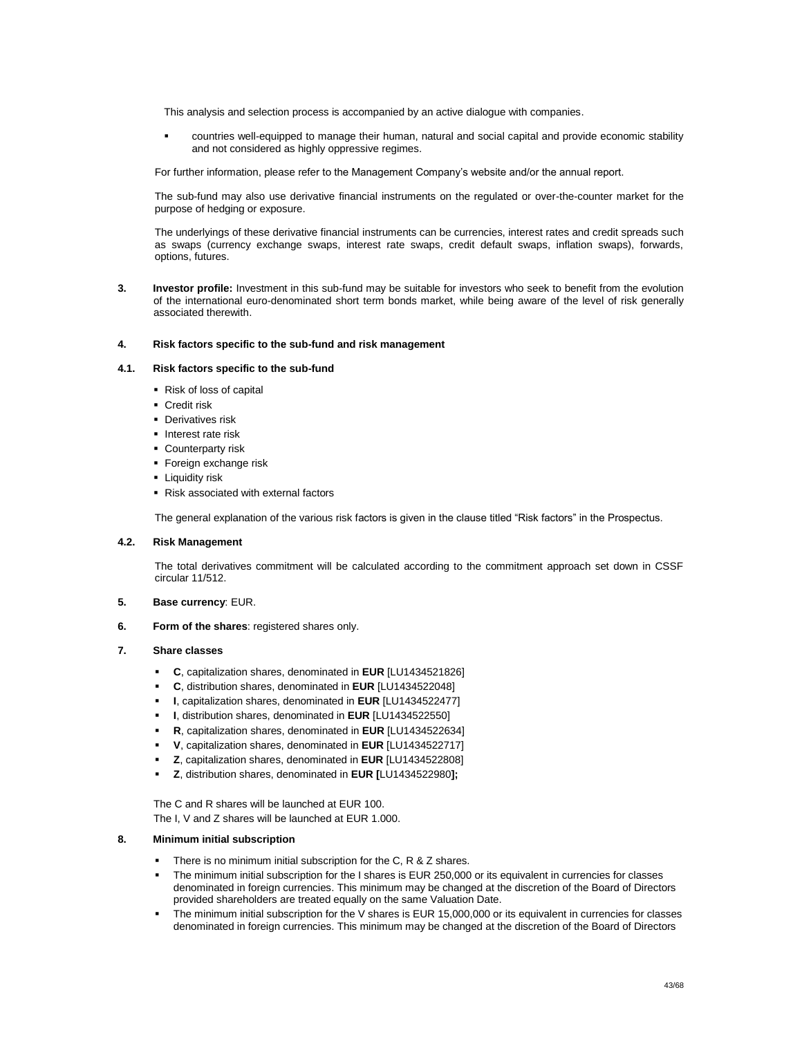This analysis and selection process is accompanied by an active dialogue with companies.

- countries well-equipped to manage their human, natural and social capital and provide economic stability and not considered as highly oppressive regimes.

For further information, please refer to the Management Company's website and/or the annual report.

The sub-fund may also use derivative financial instruments on the regulated or over-the-counter market for the purpose of hedging or exposure.

The underlyings of these derivative financial instruments can be currencies, interest rates and credit spreads such as swaps (currency exchange swaps, interest rate swaps, credit default swaps, inflation swaps), forwards, options, futures.

**3. Investor profile:** Investment in this sub-fund may be suitable for investors who seek to benefit from the evolution of the international euro-denominated short term bonds market, while being aware of the level of risk generally associated therewith.

### 4. Risk factors specific to the sub-fund and risk management

### 4.1. Risk factors specific to the sub-fund

- Risk of loss of capital
- Credit risk
- Derivatives risk
- Interest rate risk
- Counterparty risk
- Foreign exchange risk
- Liquidity risk
- Risk associated with external factors

The general explanation of the various risk factors is given in the clause titled "Risk factors" in the Prospectus.

### 4.2. Risk Management

The total derivatives commitment will be calculated according to the commitment approach set down in CSSF circular 11/512.

**5. Base currency**: EUR.

**6. Form of the shares**: registered shares only.

### 7. Share classes

- **C**, capitalization shares, denominated in **EUR** [LU1434521826]
- **C**, distribution shares, denominated in **EUR** [LU1434522048]
- **I**, capitalization shares, denominated in **EUR** [LU1434522477]
- **I**, distribution shares, denominated in **EUR** [LU1434522550]
- **R**, capitalization shares, denominated in **EUR** [LU1434522634]
- **V**, capitalization shares, denominated in **EUR** [LU1434522717]
- **Z**, capitalization shares, denominated in **EUR** [LU1434522808]
- **Z**, distribution shares, denominated in **EUR [**LU1434522980**];**

The C and R shares will be launched at EUR 100.
The I, V and Z shares will be launched at EUR 1.000.

### 8. Minimum initial subscription

- There is no minimum initial subscription for the C, R & Z shares.
- The minimum initial subscription for the I shares is EUR 250,000 or its equivalent in currencies for classes denominated in foreign currencies. This minimum may be changed at the discretion of the Board of Directors provided shareholders are treated equally on the same Valuation Date.
- The minimum initial subscription for the V shares is EUR 15,000,000 or its equivalent in currencies for classes denominated in foreign currencies. This minimum may be changed at the discretion of the Board of Directors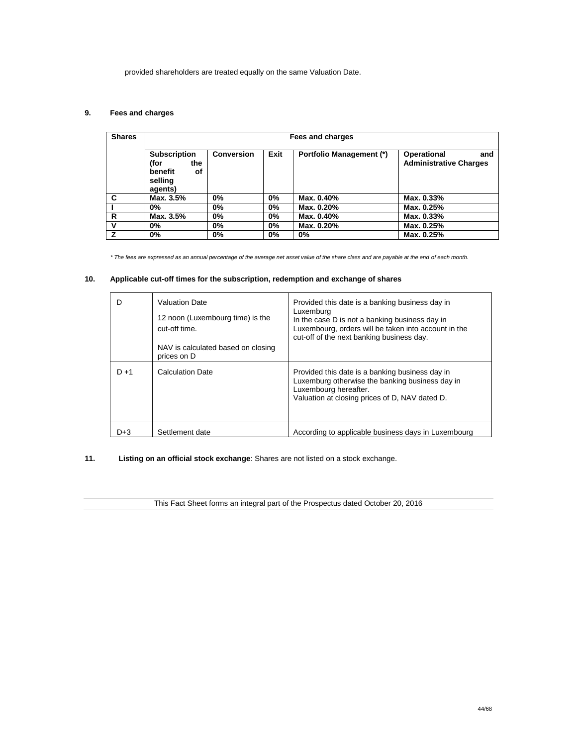provided shareholders are treated equally on the same Valuation Date.

## 9. Fees and charges

| Shares | Fees and charges | | | | |
|---|---|---|---|---|---|
| | **Subscription (for the benefit of selling agents)** | **Conversion** | **Exit** | **Portfolio Management (*)** | **Operational and Administrative Charges** |
| **C** | **Max. 3.5%** | **0%** | **0%** | **Max. 0.40%** | **Max. 0.33%** |
| **I** | **0%** | **0%** | **0%** | **Max. 0.20%** | **Max. 0.25%** |
| **R** | **Max. 3.5%** | **0%** | **0%** | **Max. 0.40%** | **Max. 0.33%** |
| **V** | **0%** | **0%** | **0%** | **Max. 0.20%** | **Max. 0.25%** |
| **Z** | **0%** | **0%** | **0%** | **0%** | **Max. 0.25%** |

*\* The fees are expressed as an annual percentage of the average net asset value of the share class and are payable at the end of each month.*

## 10. Applicable cut-off times for the subscription, redemption and exchange of shares

| | | |
|---|---|---|
| D | Valuation Date<br><br>12 noon (Luxembourg time) is the cut-off time.<br><br>NAV is calculated based on closing prices on D | Provided this date is a banking business day in Luxemburg<br>In the case D is not a banking business day in Luxembourg, orders will be taken into account in the cut-off of the next banking business day. |
| D +1 | Calculation Date | Provided this date is a banking business day in Luxemburg otherwise the banking business day in Luxembourg hereafter.<br>Valuation at closing prices of D, NAV dated D. |
| D+3 | Settlement date | According to applicable business days in Luxembourg |

**11. Listing on an official stock exchange**: Shares are not listed on a stock exchange.

This Fact Sheet forms an integral part of the Prospectus dated October 20, 2016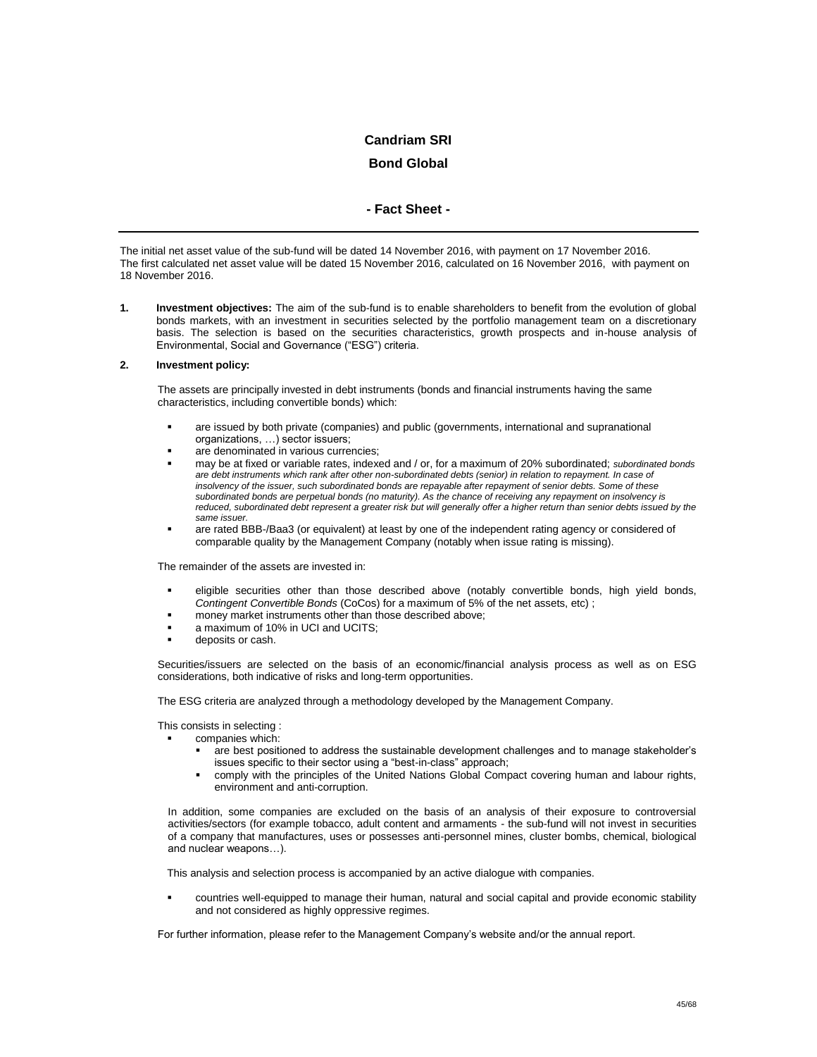# Candriam SRI

# Bond Global

## - Fact Sheet -

The initial net asset value of the sub-fund will be dated 14 November 2016, with payment on 17 November 2016.
The first calculated net asset value will be dated 15 November 2016, calculated on 16 November 2016, with payment on 18 November 2016.

**1. Investment objectives:** The aim of the sub-fund is to enable shareholders to benefit from the evolution of global bonds markets, with an investment in securities selected by the portfolio management team on a discretionary basis. The selection is based on the securities characteristics, growth prospects and in-house analysis of Environmental, Social and Governance ("ESG") criteria.

**2. Investment policy:**

The assets are principally invested in debt instruments (bonds and financial instruments having the same characteristics, including convertible bonds) which:

- are issued by both private (companies) and public (governments, international and supranational organizations, …) sector issuers;
- are denominated in various currencies;
- may be at fixed or variable rates, indexed and / or, for a maximum of 20% subordinated; *subordinated bonds are debt instruments which rank after other non-subordinated debts (senior) in relation to repayment. In case of insolvency of the issuer, such subordinated bonds are repayable after repayment of senior debts. Some of these subordinated bonds are perpetual bonds (no maturity). As the chance of receiving any repayment on insolvency is reduced, subordinated debt represent a greater risk but will generally offer a higher return than senior debts issued by the same issuer.*
- are rated BBB-/Baa3 (or equivalent) at least by one of the independent rating agency or considered of comparable quality by the Management Company (notably when issue rating is missing).

The remainder of the assets are invested in:

- eligible securities other than those described above (notably convertible bonds, high yield bonds, *Contingent Convertible Bonds* (CoCos) for a maximum of 5% of the net assets, etc) ;
- money market instruments other than those described above;
- a maximum of 10% in UCI and UCITS;
- deposits or cash.

Securities/issuers are selected on the basis of an economic/financial analysis process as well as on ESG considerations, both indicative of risks and long-term opportunities.

The ESG criteria are analyzed through a methodology developed by the Management Company.

This consists in selecting :

- companies which:
  - are best positioned to address the sustainable development challenges and to manage stakeholder's issues specific to their sector using a "best-in-class" approach;
  - comply with the principles of the United Nations Global Compact covering human and labour rights, environment and anti-corruption.

In addition, some companies are excluded on the basis of an analysis of their exposure to controversial activities/sectors (for example tobacco, adult content and armaments - the sub-fund will not invest in securities of a company that manufactures, uses or possesses anti-personnel mines, cluster bombs, chemical, biological and nuclear weapons…).

This analysis and selection process is accompanied by an active dialogue with companies.

- countries well-equipped to manage their human, natural and social capital and provide economic stability and not considered as highly oppressive regimes.

For further information, please refer to the Management Company's website and/or the annual report.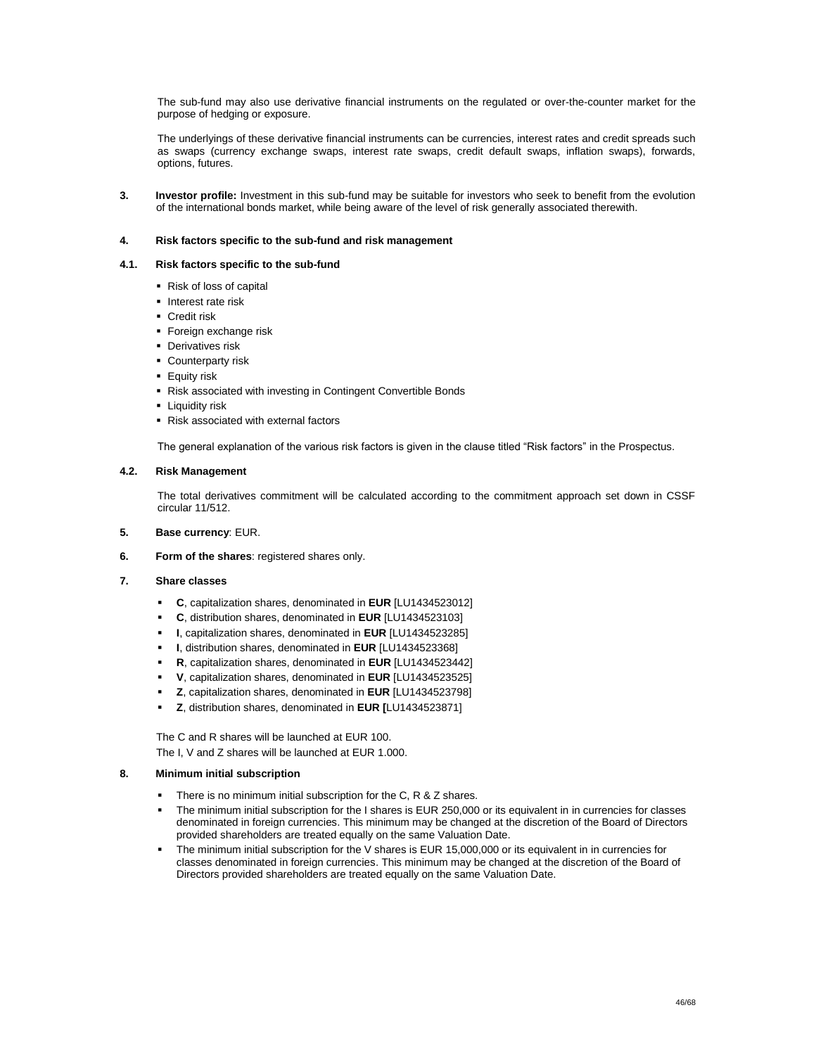The sub-fund may also use derivative financial instruments on the regulated or over-the-counter market for the purpose of hedging or exposure.

The underlyings of these derivative financial instruments can be currencies, interest rates and credit spreads such as swaps (currency exchange swaps, interest rate swaps, credit default swaps, inflation swaps), forwards, options, futures.

**3. Investor profile:** Investment in this sub-fund may be suitable for investors who seek to benefit from the evolution of the international bonds market, while being aware of the level of risk generally associated therewith.

**4. Risk factors specific to the sub-fund and risk management**

**4.1. Risk factors specific to the sub-fund**

- Risk of loss of capital
- Interest rate risk
- Credit risk
- Foreign exchange risk
- Derivatives risk
- Counterparty risk
- Equity risk
- Risk associated with investing in Contingent Convertible Bonds
- Liquidity risk
- Risk associated with external factors

The general explanation of the various risk factors is given in the clause titled "Risk factors" in the Prospectus.

**4.2. Risk Management**

The total derivatives commitment will be calculated according to the commitment approach set down in CSSF circular 11/512.

**5. Base currency**: EUR.

**6. Form of the shares**: registered shares only.

**7. Share classes**

- **C**, capitalization shares, denominated in **EUR** [LU1434523012]
- **C**, distribution shares, denominated in **EUR** [LU1434523103]
- **I**, capitalization shares, denominated in **EUR** [LU1434523285]
- **I**, distribution shares, denominated in **EUR** [LU1434523368]
- **R**, capitalization shares, denominated in **EUR** [LU1434523442]
- **V**, capitalization shares, denominated in **EUR** [LU1434523525]
- **Z**, capitalization shares, denominated in **EUR** [LU1434523798]
- **Z**, distribution shares, denominated in **EUR [**LU1434523871]

The C and R shares will be launched at EUR 100.
The I, V and Z shares will be launched at EUR 1.000.

**8. Minimum initial subscription**

- There is no minimum initial subscription for the C, R & Z shares.
- The minimum initial subscription for the I shares is EUR 250,000 or its equivalent in in currencies for classes denominated in foreign currencies. This minimum may be changed at the discretion of the Board of Directors provided shareholders are treated equally on the same Valuation Date.
- The minimum initial subscription for the V shares is EUR 15,000,000 or its equivalent in in currencies for classes denominated in foreign currencies. This minimum may be changed at the discretion of the Board of Directors provided shareholders are treated equally on the same Valuation Date.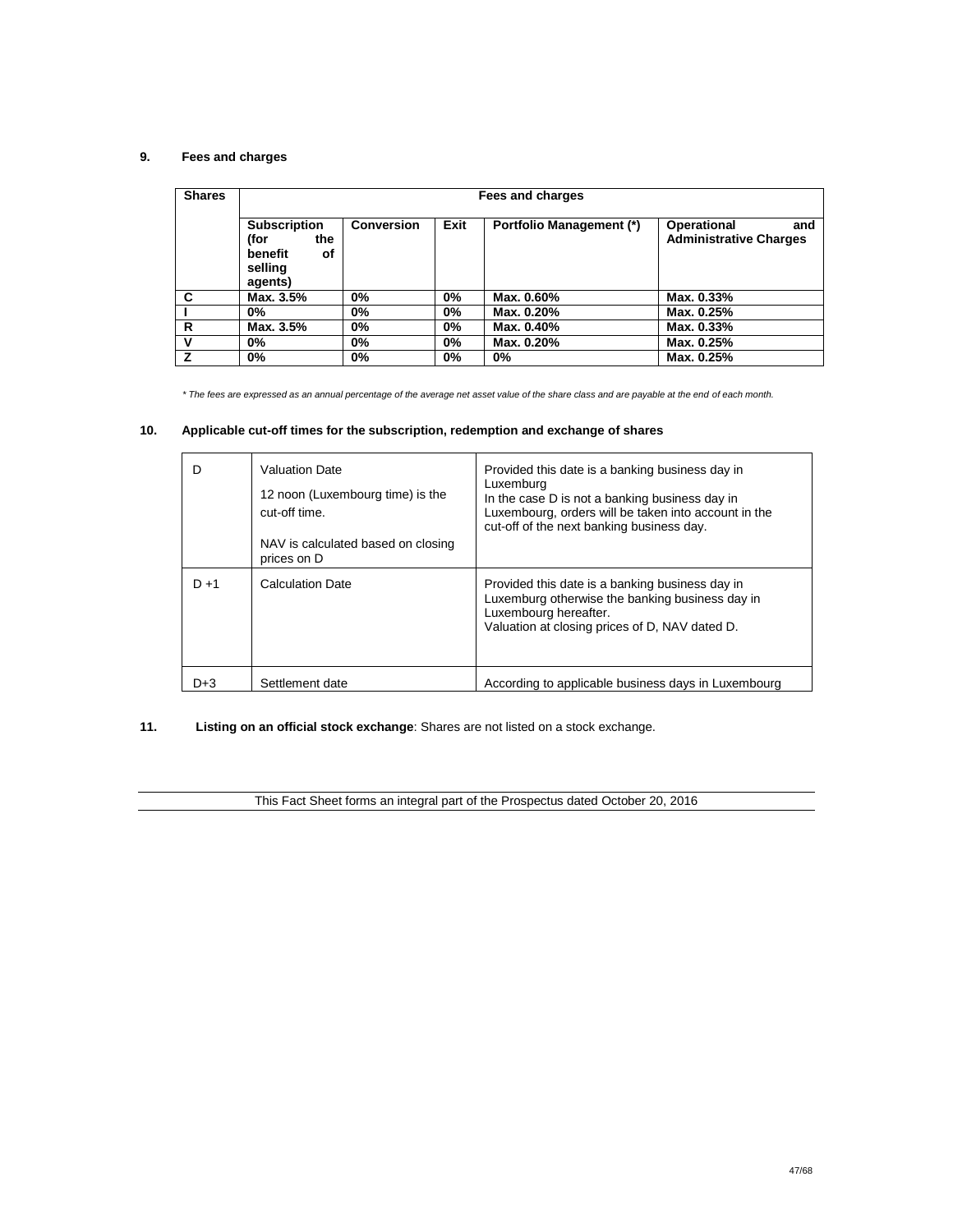## 9. Fees and charges

| Shares | Fees and charges | | | | |
|---|---|---|---|---|---|
| | **Subscription (for the benefit of selling agents)** | **Conversion** | **Exit** | **Portfolio Management (*)** | **Operational and Administrative Charges** |
| **C** | **Max. 3.5%** | **0%** | **0%** | **Max. 0.60%** | **Max. 0.33%** |
| **I** | **0%** | **0%** | **0%** | **Max. 0.20%** | **Max. 0.25%** |
| **R** | **Max. 3.5%** | **0%** | **0%** | **Max. 0.40%** | **Max. 0.33%** |
| **V** | **0%** | **0%** | **0%** | **Max. 0.20%** | **Max. 0.25%** |
| **Z** | **0%** | **0%** | **0%** | **0%** | **Max. 0.25%** |

*\* The fees are expressed as an annual percentage of the average net asset value of the share class and are payable at the end of each month.*

## 10. Applicable cut-off times for the subscription, redemption and exchange of shares

| | | |
|---|---|---|
| D | Valuation Date<br><br>12 noon (Luxembourg time) is the cut-off time.<br><br>NAV is calculated based on closing prices on D | Provided this date is a banking business day in Luxemburg<br>In the case D is not a banking business day in Luxembourg, orders will be taken into account in the cut-off of the next banking business day. |
| D +1 | Calculation Date | Provided this date is a banking business day in Luxemburg otherwise the banking business day in Luxembourg hereafter.<br>Valuation at closing prices of D, NAV dated D. |
| D+3 | Settlement date | According to applicable business days in Luxembourg |

## 11. **Listing on an official stock exchange**: Shares are not listed on a stock exchange.

This Fact Sheet forms an integral part of the Prospectus dated October 20, 2016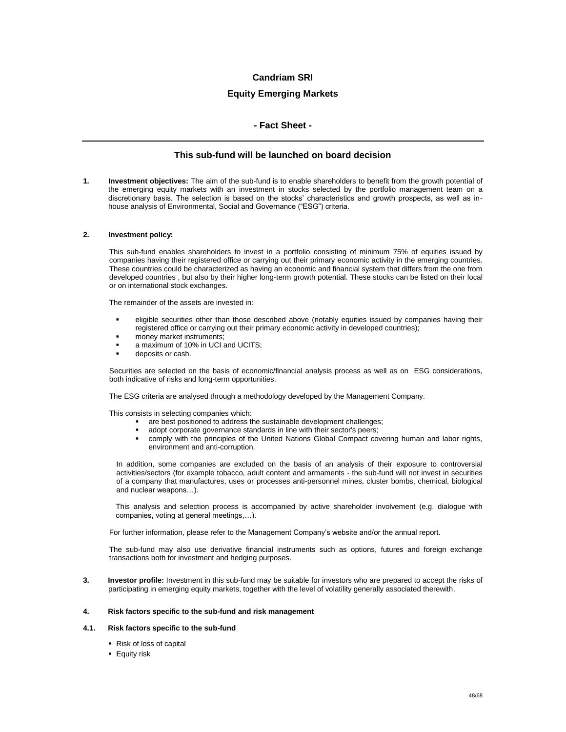# Candriam SRI

# Equity Emerging Markets

## - Fact Sheet -

---

### This sub-fund will be launched on board decision

**1. Investment objectives:** The aim of the sub-fund is to enable shareholders to benefit from the growth potential of the emerging equity markets with an investment in stocks selected by the portfolio management team on a discretionary basis. The selection is based on the stocks' characteristics and growth prospects, as well as in-house analysis of Environmental, Social and Governance ("ESG") criteria.

**2. Investment policy:**

This sub-fund enables shareholders to invest in a portfolio consisting of minimum 75% of equities issued by companies having their registered office or carrying out their primary economic activity in the emerging countries. These countries could be characterized as having an economic and financial system that differs from the one from developed countries , but also by their higher long-term growth potential. These stocks can be listed on their local or on international stock exchanges.

The remainder of the assets are invested in:

- eligible securities other than those described above (notably equities issued by companies having their registered office or carrying out their primary economic activity in developed countries);
- money market instruments;
- a maximum of 10% in UCI and UCITS;
- deposits or cash.

Securities are selected on the basis of economic/financial analysis process as well as on ESG considerations, both indicative of risks and long-term opportunities.

The ESG criteria are analysed through a methodology developed by the Management Company.

This consists in selecting companies which:

- are best positioned to address the sustainable development challenges;
- adopt corporate governance standards in line with their sector's peers;
- comply with the principles of the United Nations Global Compact covering human and labor rights, environment and anti-corruption.

In addition, some companies are excluded on the basis of an analysis of their exposure to controversial activities/sectors (for example tobacco, adult content and armaments - the sub-fund will not invest in securities of a company that manufactures, uses or processes anti-personnel mines, cluster bombs, chemical, biological and nuclear weapons…).

This analysis and selection process is accompanied by active shareholder involvement (e.g. dialogue with companies, voting at general meetings,…).

For further information, please refer to the Management Company's website and/or the annual report.

The sub-fund may also use derivative financial instruments such as options, futures and foreign exchange transactions both for investment and hedging purposes.

**3. Investor profile:** Investment in this sub-fund may be suitable for investors who are prepared to accept the risks of participating in emerging equity markets, together with the level of volatility generally associated therewith.

**4. Risk factors specific to the sub-fund and risk management**

**4.1. Risk factors specific to the sub-fund**

- Risk of loss of capital
- Equity risk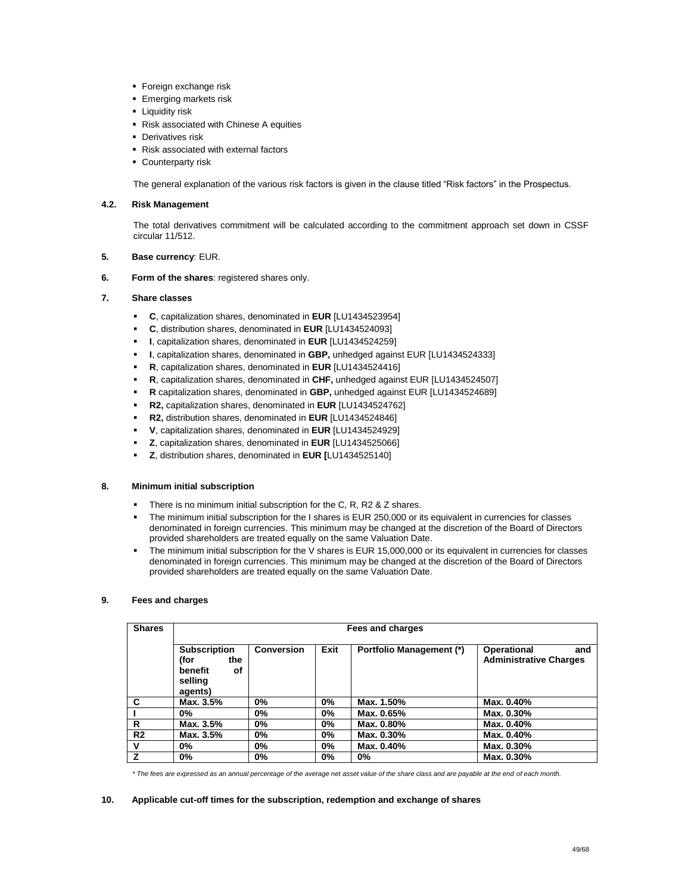- Foreign exchange risk
- Emerging markets risk
- Liquidity risk
- Risk associated with Chinese A equities
- Derivatives risk
- Risk associated with external factors
- Counterparty risk

The general explanation of the various risk factors is given in the clause titled "Risk factors" in the Prospectus.

**4.2. Risk Management**

The total derivatives commitment will be calculated according to the commitment approach set down in CSSF circular 11/512.

**5. Base currency**: EUR.

**6. Form of the shares**: registered shares only.

**7. Share classes**

- **C**, capitalization shares, denominated in **EUR** [LU1434523954]
- **C**, distribution shares, denominated in **EUR** [LU1434524093]
- **I**, capitalization shares, denominated in **EUR** [LU1434524259]
- **I**, capitalization shares, denominated in **GBP,** unhedged against EUR [LU1434524333]
- **R**, capitalization shares, denominated in **EUR** [LU1434524416]
- **R**, capitalization shares, denominated in **CHF,** unhedged against EUR [LU1434524507]
- **R** capitalization shares, denominated in **GBP,** unhedged against EUR [LU1434524689]
- **R2,** capitalization shares, denominated in **EUR** [LU1434524762]
- **R2,** distribution shares, denominated in **EUR** [LU1434524846]
- **V**, capitalization shares, denominated in **EUR** [LU1434524929]
- **Z**, capitalization shares, denominated in **EUR** [LU1434525066]
- **Z**, distribution shares, denominated in **EUR [**LU1434525140]

**8. Minimum initial subscription**

- There is no minimum initial subscription for the C, R, R2 & Z shares.
- The minimum initial subscription for the I shares is EUR 250,000 or its equivalent in currencies for classes denominated in foreign currencies. This minimum may be changed at the discretion of the Board of Directors provided shareholders are treated equally on the same Valuation Date.
- The minimum initial subscription for the V shares is EUR 15,000,000 or its equivalent in currencies for classes denominated in foreign currencies. This minimum may be changed at the discretion of the Board of Directors provided shareholders are treated equally on the same Valuation Date.

**9. Fees and charges**

| Shares | Fees and charges | | | | |
|---|---|---|---|---|---|
| | Subscription (for the benefit of selling agents) | Conversion | Exit | Portfolio Management (*) | Operational and Administrative Charges |
| C | Max. 3.5% | 0% | 0% | Max. 1.50% | Max. 0.40% |
| I | 0% | 0% | 0% | Max. 0.65% | Max. 0.30% |
| R | Max. 3.5% | 0% | 0% | Max. 0.80% | Max. 0.40% |
| R2 | Max. 3.5% | 0% | 0% | Max. 0.30% | Max. 0.40% |
| V | 0% | 0% | 0% | Max. 0.40% | Max. 0.30% |
| Z | 0% | 0% | 0% | 0% | Max. 0.30% |

*\* The fees are expressed as an annual percentage of the average net asset value of the share class and are payable at the end of each month.*

**10. Applicable cut-off times for the subscription, redemption and exchange of shares**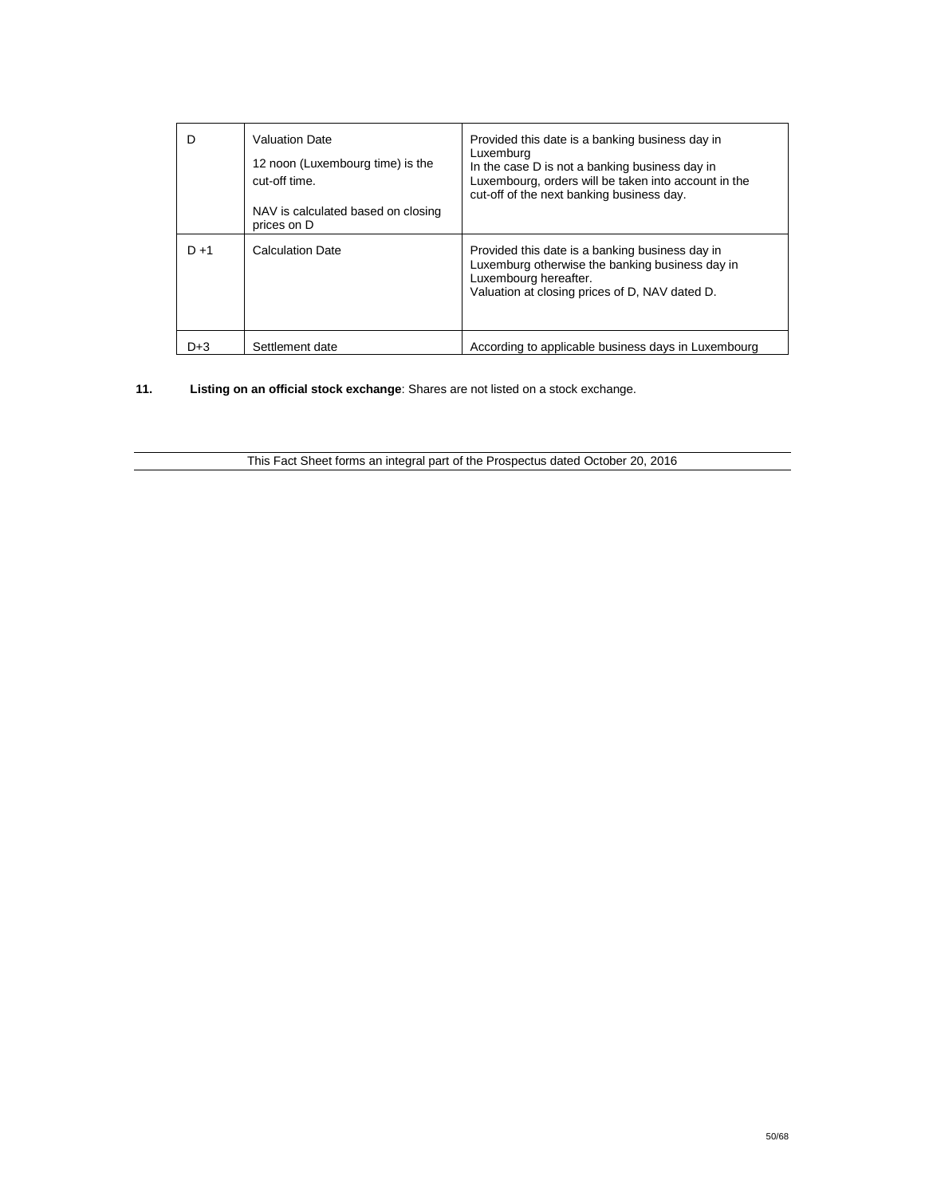| D | Valuation Date<br><br>12 noon (Luxembourg time) is the cut-off time.<br><br>NAV is calculated based on closing prices on D | Provided this date is a banking business day in Luxemburg<br>In the case D is not a banking business day in Luxembourg, orders will be taken into account in the cut-off of the next banking business day. |
|---|---|---|
| D +1 | Calculation Date | Provided this date is a banking business day in Luxemburg otherwise the banking business day in Luxembourg hereafter.<br>Valuation at closing prices of D, NAV dated D. |
| D+3 | Settlement date | According to applicable business days in Luxembourg |

**11.** **Listing on an official stock exchange**: Shares are not listed on a stock exchange.

This Fact Sheet forms an integral part of the Prospectus dated October 20, 2016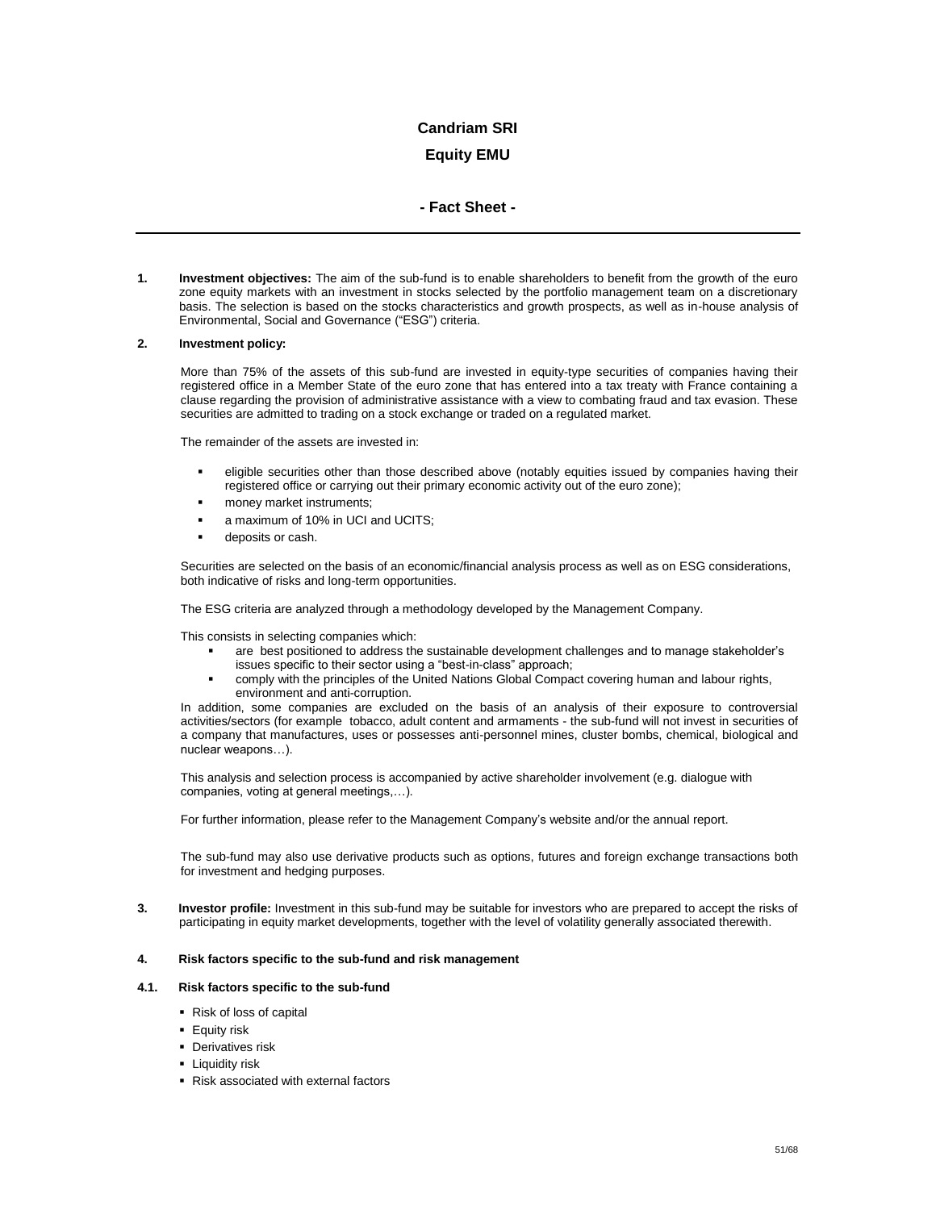# Candriam SRI

# Equity EMU

## - Fact Sheet -

---

**1. Investment objectives:** The aim of the sub-fund is to enable shareholders to benefit from the growth of the euro zone equity markets with an investment in stocks selected by the portfolio management team on a discretionary basis. The selection is based on the stocks characteristics and growth prospects, as well as in-house analysis of Environmental, Social and Governance ("ESG") criteria.

**2. Investment policy:**

More than 75% of the assets of this sub-fund are invested in equity-type securities of companies having their registered office in a Member State of the euro zone that has entered into a tax treaty with France containing a clause regarding the provision of administrative assistance with a view to combating fraud and tax evasion. These securities are admitted to trading on a stock exchange or traded on a regulated market.

The remainder of the assets are invested in:

- eligible securities other than those described above (notably equities issued by companies having their registered office or carrying out their primary economic activity out of the euro zone);
- money market instruments;
- a maximum of 10% in UCI and UCITS;
- deposits or cash.

Securities are selected on the basis of an economic/financial analysis process as well as on ESG considerations, both indicative of risks and long-term opportunities.

The ESG criteria are analyzed through a methodology developed by the Management Company.

This consists in selecting companies which:

- are best positioned to address the sustainable development challenges and to manage stakeholder's issues specific to their sector using a "best-in-class" approach;
- comply with the principles of the United Nations Global Compact covering human and labour rights, environment and anti-corruption.

In addition, some companies are excluded on the basis of an analysis of their exposure to controversial activities/sectors (for example tobacco, adult content and armaments - the sub-fund will not invest in securities of a company that manufactures, uses or possesses anti-personnel mines, cluster bombs, chemical, biological and nuclear weapons…).

This analysis and selection process is accompanied by active shareholder involvement (e.g. dialogue with companies, voting at general meetings,…).

For further information, please refer to the Management Company's website and/or the annual report.

The sub-fund may also use derivative products such as options, futures and foreign exchange transactions both for investment and hedging purposes.

**3. Investor profile:** Investment in this sub-fund may be suitable for investors who are prepared to accept the risks of participating in equity market developments, together with the level of volatility generally associated therewith.

**4. Risk factors specific to the sub-fund and risk management**

**4.1. Risk factors specific to the sub-fund**

- Risk of loss of capital
- Equity risk
- Derivatives risk
- Liquidity risk
- Risk associated with external factors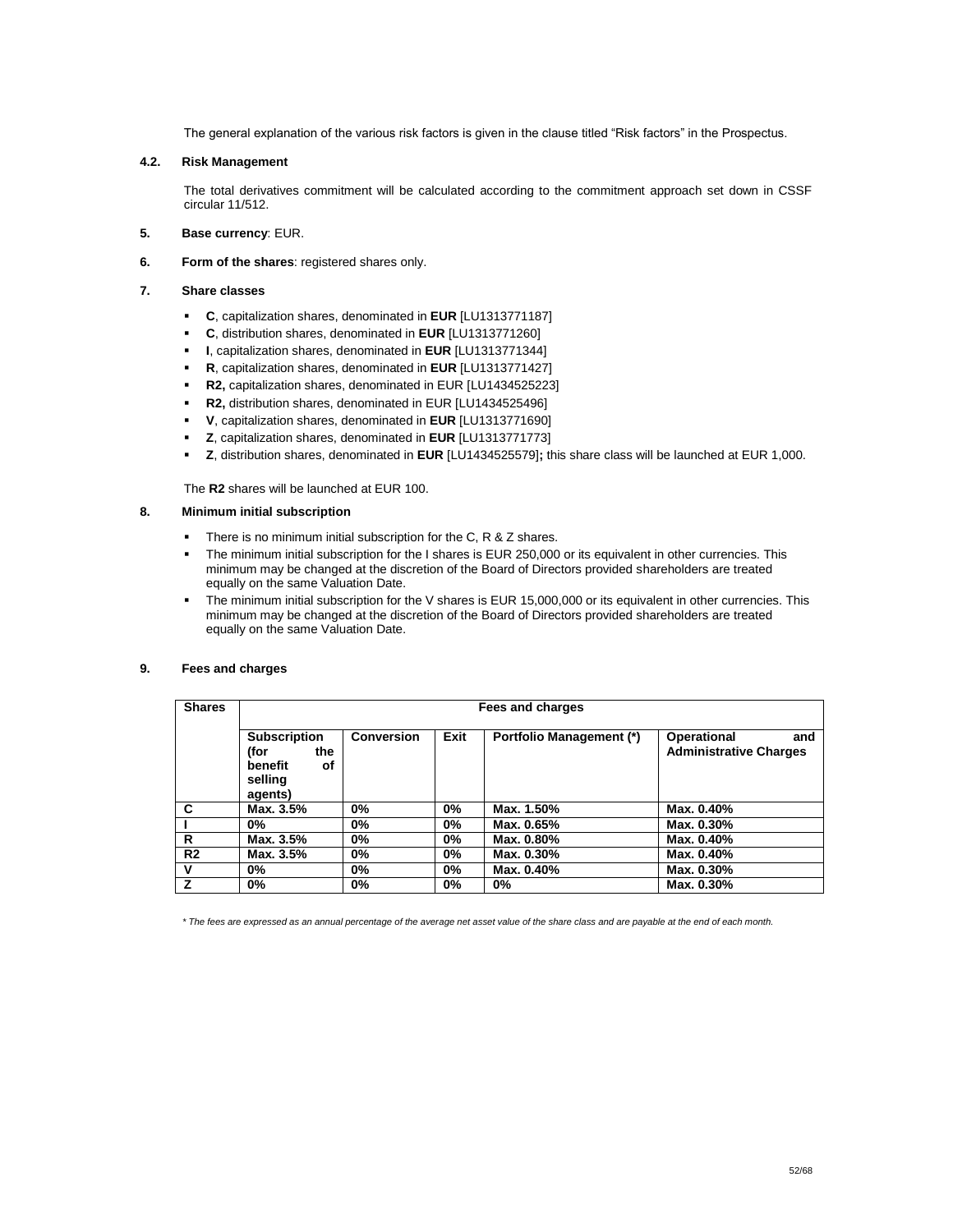The general explanation of the various risk factors is given in the clause titled "Risk factors" in the Prospectus.

### 4.2. Risk Management

The total derivatives commitment will be calculated according to the commitment approach set down in CSSF circular 11/512.

### 5. **Base currency**: EUR.

### 6. **Form of the shares**: registered shares only.

### 7. Share classes

- **C**, capitalization shares, denominated in **EUR** [LU1313771187]
- **C**, distribution shares, denominated in **EUR** [LU1313771260]
- **I**, capitalization shares, denominated in **EUR** [LU1313771344]
- **R**, capitalization shares, denominated in **EUR** [LU1313771427]
- **R2,** capitalization shares, denominated in EUR [LU1434525223]
- **R2,** distribution shares, denominated in EUR [LU1434525496]
- **V**, capitalization shares, denominated in **EUR** [LU1313771690]
- **Z**, capitalization shares, denominated in **EUR** [LU1313771773]
- **Z**, distribution shares, denominated in **EUR** [LU1434525579]**;** this share class will be launched at EUR 1,000.

The **R2** shares will be launched at EUR 100.

### 8. Minimum initial subscription

- There is no minimum initial subscription for the C, R & Z shares.
- The minimum initial subscription for the I shares is EUR 250,000 or its equivalent in other currencies. This minimum may be changed at the discretion of the Board of Directors provided shareholders are treated equally on the same Valuation Date.
- The minimum initial subscription for the V shares is EUR 15,000,000 or its equivalent in other currencies. This minimum may be changed at the discretion of the Board of Directors provided shareholders are treated equally on the same Valuation Date.

### 9. Fees and charges

| Shares | Fees and charges | | | | |
|---|---|---|---|---|---|
| | **Subscription (for the benefit of selling agents)** | **Conversion** | **Exit** | **Portfolio Management (\*)** | **Operational and Administrative Charges** |
| **C** | **Max. 3.5%** | **0%** | **0%** | **Max. 1.50%** | **Max. 0.40%** |
| **I** | **0%** | **0%** | **0%** | **Max. 0.65%** | **Max. 0.30%** |
| **R** | **Max. 3.5%** | **0%** | **0%** | **Max. 0.80%** | **Max. 0.40%** |
| **R2** | **Max. 3.5%** | **0%** | **0%** | **Max. 0.30%** | **Max. 0.40%** |
| **V** | **0%** | **0%** | **0%** | **Max. 0.40%** | **Max. 0.30%** |
| **Z** | **0%** | **0%** | **0%** | **0%** | **Max. 0.30%** |

*\* The fees are expressed as an annual percentage of the average net asset value of the share class and are payable at the end of each month.*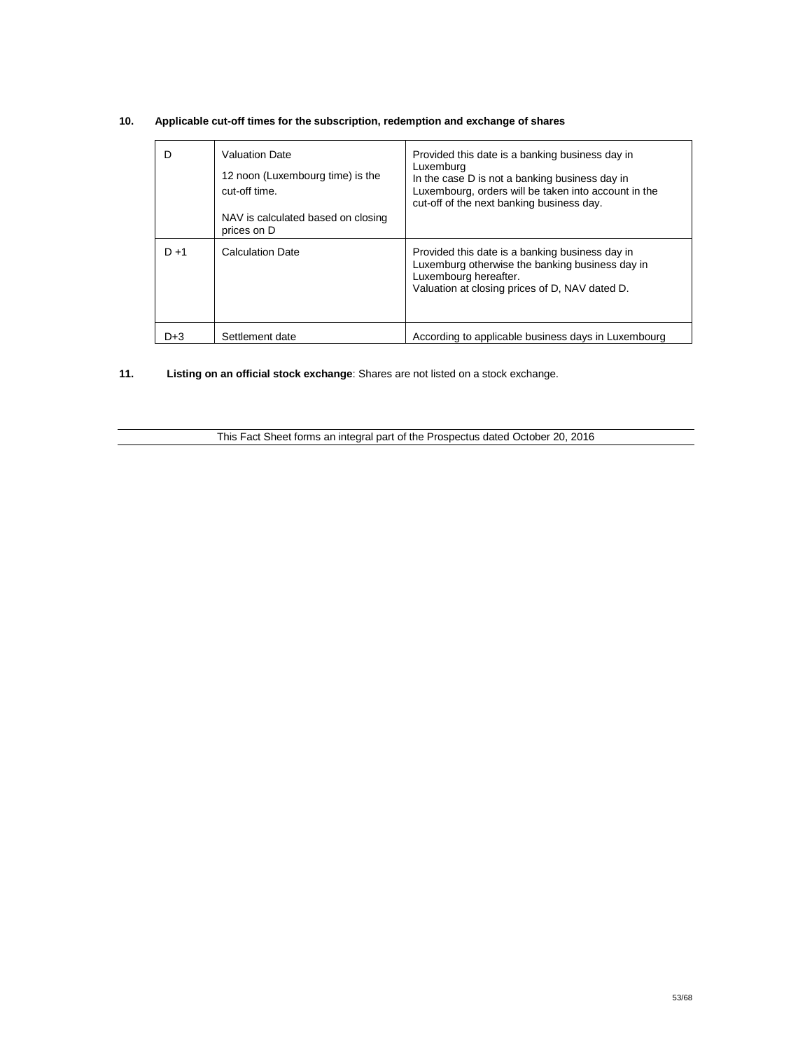**10. Applicable cut-off times for the subscription, redemption and exchange of shares**

| | | |
|---|---|---|
| D | Valuation Date<br><br>12 noon (Luxembourg time) is the cut-off time.<br><br>NAV is calculated based on closing prices on D | Provided this date is a banking business day in Luxemburg<br>In the case D is not a banking business day in Luxembourg, orders will be taken into account in the cut-off of the next banking business day. |
| D +1 | Calculation Date | Provided this date is a banking business day in Luxemburg otherwise the banking business day in Luxembourg hereafter.<br>Valuation at closing prices of D, NAV dated D. |
| D+3 | Settlement date | According to applicable business days in Luxembourg |

**11. Listing on an official stock exchange**: Shares are not listed on a stock exchange.

This Fact Sheet forms an integral part of the Prospectus dated October 20, 2016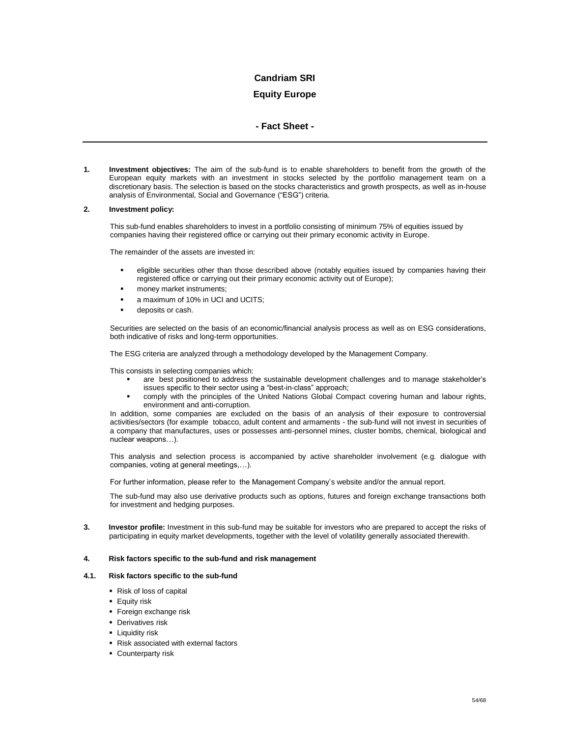# Candriam SRI

# Equity Europe

## - Fact Sheet -

**1. Investment objectives:** The aim of the sub-fund is to enable shareholders to benefit from the growth of the European equity markets with an investment in stocks selected by the portfolio management team on a discretionary basis. The selection is based on the stocks characteristics and growth prospects, as well as in-house analysis of Environmental, Social and Governance ("ESG") criteria.

**2. Investment policy:**

This sub-fund enables shareholders to invest in a portfolio consisting of minimum 75% of equities issued by companies having their registered office or carrying out their primary economic activity in Europe.

The remainder of the assets are invested in:

- eligible securities other than those described above (notably equities issued by companies having their registered office or carrying out their primary economic activity out of Europe);
- money market instruments;
- a maximum of 10% in UCI and UCITS;
- deposits or cash.

Securities are selected on the basis of an economic/financial analysis process as well as on ESG considerations, both indicative of risks and long-term opportunities.

The ESG criteria are analyzed through a methodology developed by the Management Company.

This consists in selecting companies which:

- are best positioned to address the sustainable development challenges and to manage stakeholder's issues specific to their sector using a "best-in-class" approach;
- comply with the principles of the United Nations Global Compact covering human and labour rights, environment and anti-corruption.

In addition, some companies are excluded on the basis of an analysis of their exposure to controversial activities/sectors (for example tobacco, adult content and armaments - the sub-fund will not invest in securities of a company that manufactures, uses or possesses anti-personnel mines, cluster bombs, chemical, biological and nuclear weapons…).

This analysis and selection process is accompanied by active shareholder involvement (e.g. dialogue with companies, voting at general meetings,…).

For further information, please refer to the Management Company's website and/or the annual report.

The sub-fund may also use derivative products such as options, futures and foreign exchange transactions both for investment and hedging purposes.

**3. Investor profile:** Investment in this sub-fund may be suitable for investors who are prepared to accept the risks of participating in equity market developments, together with the level of volatility generally associated therewith.

**4. Risk factors specific to the sub-fund and risk management**

**4.1. Risk factors specific to the sub-fund**

- Risk of loss of capital
- Equity risk
- Foreign exchange risk
- Derivatives risk
- Liquidity risk
- Risk associated with external factors
- Counterparty risk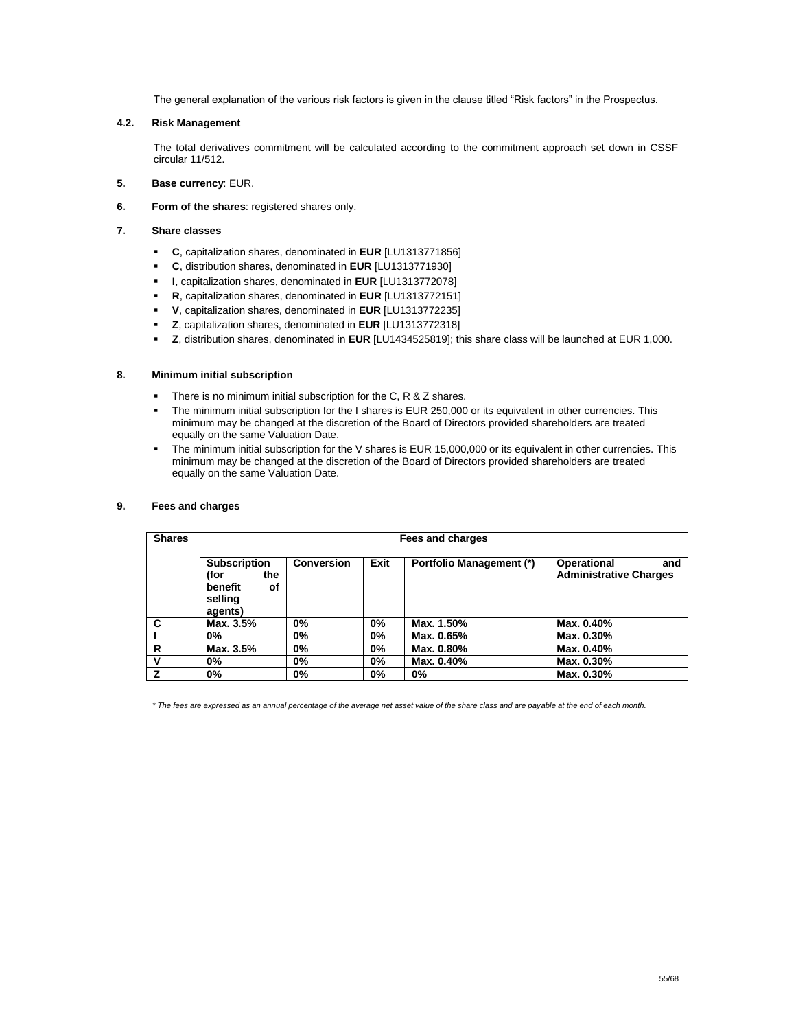The general explanation of the various risk factors is given in the clause titled "Risk factors" in the Prospectus.

### 4.2. Risk Management

The total derivatives commitment will be calculated according to the commitment approach set down in CSSF circular 11/512.

### 5. Base currency: EUR.

### 6. Form of the shares: registered shares only.

### 7. Share classes

- **C**, capitalization shares, denominated in **EUR** [LU1313771856]
- **C**, distribution shares, denominated in **EUR** [LU1313771930]
- **I**, capitalization shares, denominated in **EUR** [LU1313772078]
- **R**, capitalization shares, denominated in **EUR** [LU1313772151]
- **V**, capitalization shares, denominated in **EUR** [LU1313772235]
- **Z**, capitalization shares, denominated in **EUR** [LU1313772318]
- **Z**, distribution shares, denominated in **EUR** [LU1434525819]; this share class will be launched at EUR 1,000.

### 8. Minimum initial subscription

- There is no minimum initial subscription for the C, R & Z shares.
- The minimum initial subscription for the I shares is EUR 250,000 or its equivalent in other currencies. This minimum may be changed at the discretion of the Board of Directors provided shareholders are treated equally on the same Valuation Date.
- The minimum initial subscription for the V shares is EUR 15,000,000 or its equivalent in other currencies. This minimum may be changed at the discretion of the Board of Directors provided shareholders are treated equally on the same Valuation Date.

### 9. Fees and charges

| Shares | Fees and charges | | | | |
|---|---|---|---|---|---|
| | **Subscription (for the benefit of selling agents)** | **Conversion** | **Exit** | **Portfolio Management (*)** | **Operational and Administrative Charges** |
| **C** | **Max. 3.5%** | **0%** | **0%** | **Max. 1.50%** | **Max. 0.40%** |
| **I** | **0%** | **0%** | **0%** | **Max. 0.65%** | **Max. 0.30%** |
| **R** | **Max. 3.5%** | **0%** | **0%** | **Max. 0.80%** | **Max. 0.40%** |
| **V** | **0%** | **0%** | **0%** | **Max. 0.40%** | **Max. 0.30%** |
| **Z** | **0%** | **0%** | **0%** | **0%** | **Max. 0.30%** |

*\* The fees are expressed as an annual percentage of the average net asset value of the share class and are payable at the end of each month.*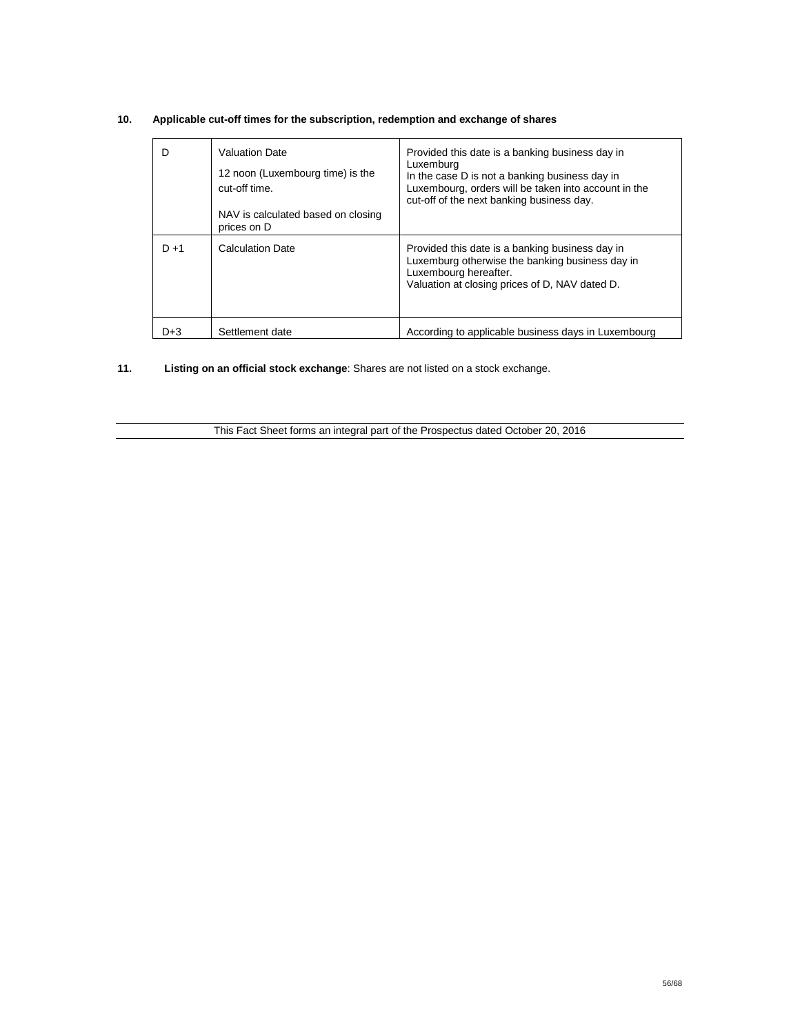**10. Applicable cut-off times for the subscription, redemption and exchange of shares**

| | | |
|---|---|---|
| D | Valuation Date<br><br>12 noon (Luxembourg time) is the cut-off time.<br><br>NAV is calculated based on closing prices on D | Provided this date is a banking business day in Luxemburg<br>In the case D is not a banking business day in Luxembourg, orders will be taken into account in the cut-off of the next banking business day. |
| D +1 | Calculation Date | Provided this date is a banking business day in Luxemburg otherwise the banking business day in Luxembourg hereafter.<br>Valuation at closing prices of D, NAV dated D. |
| D+3 | Settlement date | According to applicable business days in Luxembourg |

**11. Listing on an official stock exchange**: Shares are not listed on a stock exchange.

This Fact Sheet forms an integral part of the Prospectus dated October 20, 2016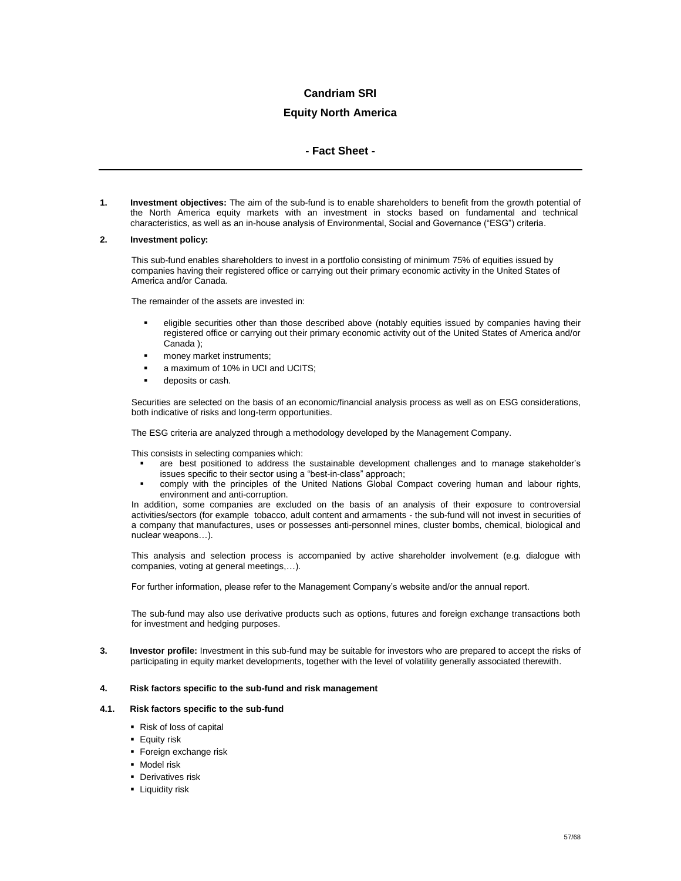**Candriam SRI**

**Equity North America**

**- Fact Sheet -**

---

**1. Investment objectives:** The aim of the sub-fund is to enable shareholders to benefit from the growth potential of the North America equity markets with an investment in stocks based on fundamental and technical characteristics, as well as an in-house analysis of Environmental, Social and Governance ("ESG") criteria.

**2. Investment policy:**

This sub-fund enables shareholders to invest in a portfolio consisting of minimum 75% of equities issued by companies having their registered office or carrying out their primary economic activity in the United States of America and/or Canada.

The remainder of the assets are invested in:

- eligible securities other than those described above (notably equities issued by companies having their registered office or carrying out their primary economic activity out of the United States of America and/or Canada );
- money market instruments;
- a maximum of 10% in UCI and UCITS;
- deposits or cash.

Securities are selected on the basis of an economic/financial analysis process as well as on ESG considerations, both indicative of risks and long-term opportunities.

The ESG criteria are analyzed through a methodology developed by the Management Company.

This consists in selecting companies which:

- are best positioned to address the sustainable development challenges and to manage stakeholder's issues specific to their sector using a "best-in-class" approach;
- comply with the principles of the United Nations Global Compact covering human and labour rights, environment and anti-corruption.

In addition, some companies are excluded on the basis of an analysis of their exposure to controversial activities/sectors (for example tobacco, adult content and armaments - the sub-fund will not invest in securities of a company that manufactures, uses or possesses anti-personnel mines, cluster bombs, chemical, biological and nuclear weapons…).

This analysis and selection process is accompanied by active shareholder involvement (e.g. dialogue with companies, voting at general meetings,…).

For further information, please refer to the Management Company's website and/or the annual report.

The sub-fund may also use derivative products such as options, futures and foreign exchange transactions both for investment and hedging purposes.

**3. Investor profile:** Investment in this sub-fund may be suitable for investors who are prepared to accept the risks of participating in equity market developments, together with the level of volatility generally associated therewith.

**4. Risk factors specific to the sub-fund and risk management**

**4.1. Risk factors specific to the sub-fund**

- Risk of loss of capital
- Equity risk
- Foreign exchange risk
- Model risk
- Derivatives risk
- Liquidity risk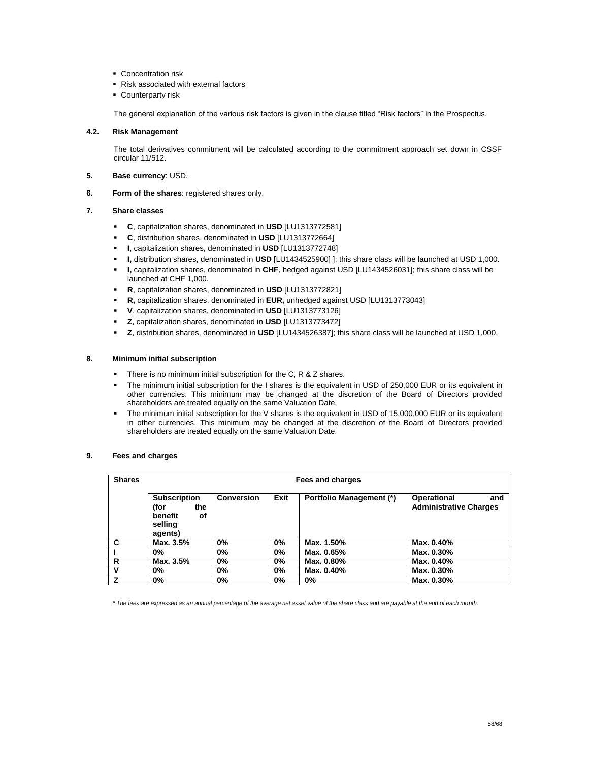- Concentration risk
- Risk associated with external factors
- Counterparty risk

The general explanation of the various risk factors is given in the clause titled "Risk factors" in the Prospectus.

**4.2. Risk Management**

The total derivatives commitment will be calculated according to the commitment approach set down in CSSF circular 11/512.

**5. Base currency**: USD.

**6. Form of the shares**: registered shares only.

**7. Share classes**

- **C**, capitalization shares, denominated in **USD** [LU1313772581]
- **C**, distribution shares, denominated in **USD** [LU1313772664]
- **I**, capitalization shares, denominated in **USD** [LU1313772748]
- **I,** distribution shares, denominated in **USD** [LU1434525900] ]; this share class will be launched at USD 1,000.
- **I,** capitalization shares, denominated in **CHF**, hedged against USD [LU1434526031]; this share class will be launched at CHF 1,000.
- **R**, capitalization shares, denominated in **USD** [LU1313772821]
- **R,** capitalization shares, denominated in **EUR,** unhedged against USD [LU1313773043]
- **V**, capitalization shares, denominated in **USD** [LU1313773126]
- **Z**, capitalization shares, denominated in **USD** [LU1313773472]
- **Z**, distribution shares, denominated in **USD** [LU1434526387]; this share class will be launched at USD 1,000.

**8. Minimum initial subscription**

- There is no minimum initial subscription for the C, R & Z shares.
- The minimum initial subscription for the I shares is the equivalent in USD of 250,000 EUR or its equivalent in other currencies. This minimum may be changed at the discretion of the Board of Directors provided shareholders are treated equally on the same Valuation Date.
- The minimum initial subscription for the V shares is the equivalent in USD of 15,000,000 EUR or its equivalent in other currencies. This minimum may be changed at the discretion of the Board of Directors provided shareholders are treated equally on the same Valuation Date.

**9. Fees and charges**

| Shares | Fees and charges | | | | |
|---|---|---|---|---|---|
| | **Subscription (for the benefit of selling agents)** | **Conversion** | **Exit** | **Portfolio Management (*)** | **Operational and Administrative Charges** |
| **C** | **Max. 3.5%** | **0%** | **0%** | **Max. 1.50%** | **Max. 0.40%** |
| **I** | **0%** | **0%** | **0%** | **Max. 0.65%** | **Max. 0.30%** |
| **R** | **Max. 3.5%** | **0%** | **0%** | **Max. 0.80%** | **Max. 0.40%** |
| **V** | **0%** | **0%** | **0%** | **Max. 0.40%** | **Max. 0.30%** |
| **Z** | **0%** | **0%** | **0%** | **0%** | **Max. 0.30%** |

*\* The fees are expressed as an annual percentage of the average net asset value of the share class and are payable at the end of each month.*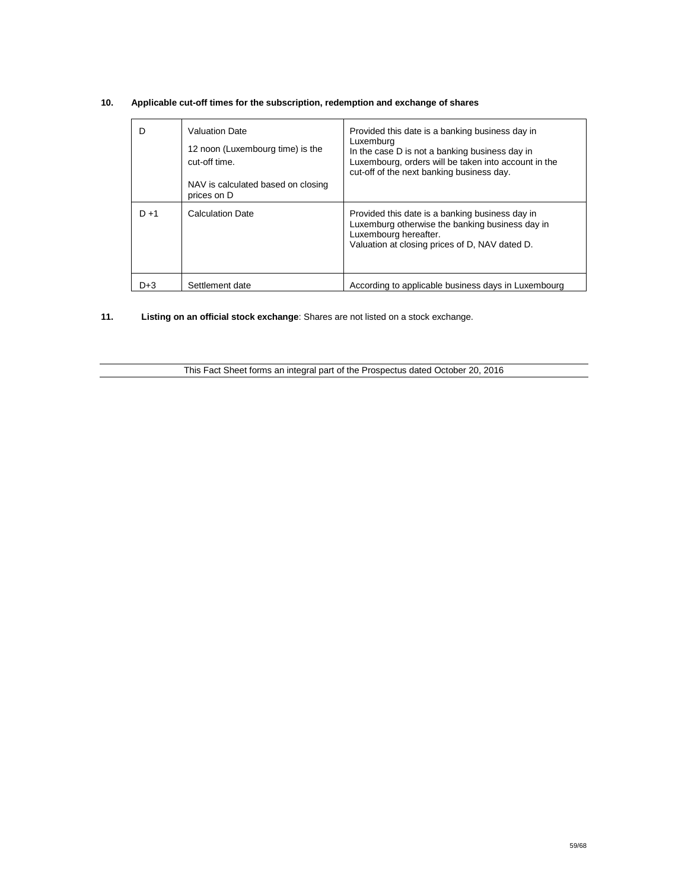**10. Applicable cut-off times for the subscription, redemption and exchange of shares**

| | | |
|---|---|---|
| D | Valuation Date<br><br>12 noon (Luxembourg time) is the cut-off time.<br><br>NAV is calculated based on closing prices on D | Provided this date is a banking business day in Luxemburg<br>In the case D is not a banking business day in Luxembourg, orders will be taken into account in the cut-off of the next banking business day. |
| D +1 | Calculation Date | Provided this date is a banking business day in Luxemburg otherwise the banking business day in Luxembourg hereafter.<br>Valuation at closing prices of D, NAV dated D. |
| D+3 | Settlement date | According to applicable business days in Luxembourg |

**11. Listing on an official stock exchange**: Shares are not listed on a stock exchange.

This Fact Sheet forms an integral part of the Prospectus dated October 20, 2016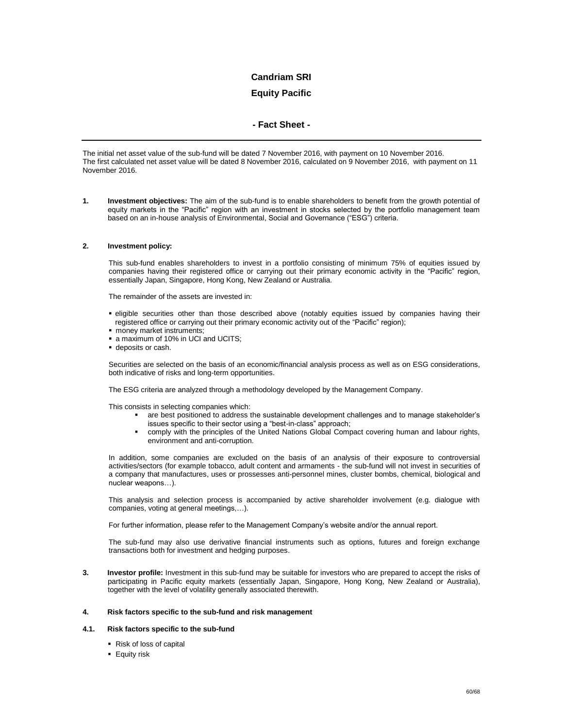# Candriam SRI

# Equity Pacific

## - Fact Sheet -

The initial net asset value of the sub-fund will be dated 7 November 2016, with payment on 10 November 2016.
The first calculated net asset value will be dated 8 November 2016, calculated on 9 November 2016, with payment on 11 November 2016.

**1. Investment objectives:** The aim of the sub-fund is to enable shareholders to benefit from the growth potential of equity markets in the "Pacific" region with an investment in stocks selected by the portfolio management team based on an in-house analysis of Environmental, Social and Governance ("ESG") criteria.

**2. Investment policy:**

This sub-fund enables shareholders to invest in a portfolio consisting of minimum 75% of equities issued by companies having their registered office or carrying out their primary economic activity in the "Pacific" region, essentially Japan, Singapore, Hong Kong, New Zealand or Australia.

The remainder of the assets are invested in:

- eligible securities other than those described above (notably equities issued by companies having their registered office or carrying out their primary economic activity out of the "Pacific" region);
- money market instruments;
- a maximum of 10% in UCI and UCITS;
- deposits or cash.

Securities are selected on the basis of an economic/financial analysis process as well as on ESG considerations, both indicative of risks and long-term opportunities.

The ESG criteria are analyzed through a methodology developed by the Management Company.

This consists in selecting companies which:

- are best positioned to address the sustainable development challenges and to manage stakeholder's issues specific to their sector using a "best-in-class" approach;
- comply with the principles of the United Nations Global Compact covering human and labour rights, environment and anti-corruption.

In addition, some companies are excluded on the basis of an analysis of their exposure to controversial activities/sectors (for example tobacco, adult content and armaments - the sub-fund will not invest in securities of a company that manufactures, uses or prossesses anti-personnel mines, cluster bombs, chemical, biological and nuclear weapons…).

This analysis and selection process is accompanied by active shareholder involvement (e.g. dialogue with companies, voting at general meetings,…).

For further information, please refer to the Management Company's website and/or the annual report.

The sub-fund may also use derivative financial instruments such as options, futures and foreign exchange transactions both for investment and hedging purposes.

**3. Investor profile:** Investment in this sub-fund may be suitable for investors who are prepared to accept the risks of participating in Pacific equity markets (essentially Japan, Singapore, Hong Kong, New Zealand or Australia), together with the level of volatility generally associated therewith.

**4. Risk factors specific to the sub-fund and risk management**

**4.1. Risk factors specific to the sub-fund**

- Risk of loss of capital
- Equity risk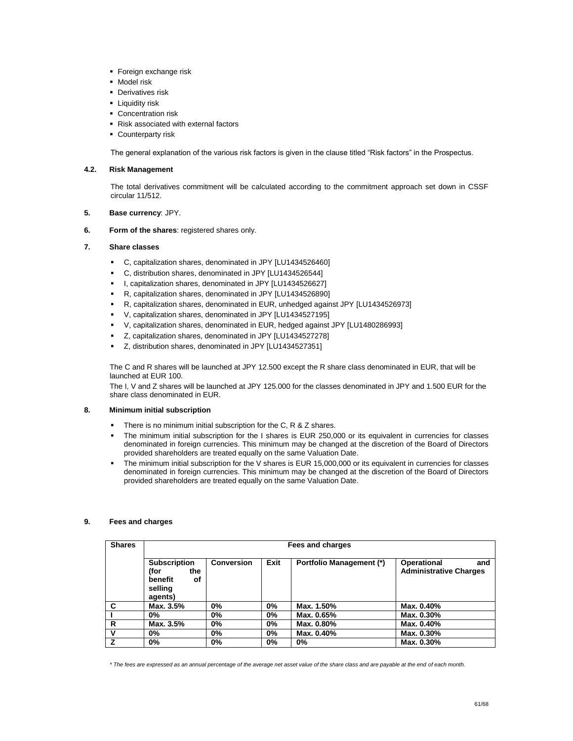- Foreign exchange risk
- Model risk
- Derivatives risk
- Liquidity risk
- Concentration risk
- Risk associated with external factors
- Counterparty risk

The general explanation of the various risk factors is given in the clause titled “Risk factors” in the Prospectus.

**4.2. Risk Management**

The total derivatives commitment will be calculated according to the commitment approach set down in CSSF circular 11/512.

**5. Base currency**: JPY.

**6. Form of the shares**: registered shares only.

**7. Share classes**

- C, capitalization shares, denominated in JPY [LU1434526460]
- C, distribution shares, denominated in JPY [LU1434526544]
- I, capitalization shares, denominated in JPY [LU1434526627]
- R, capitalization shares, denominated in JPY [LU1434526890]
- R, capitalization shares, denominated in EUR, unhedged against JPY [LU1434526973]
- V, capitalization shares, denominated in JPY [LU1434527195]
- V, capitalization shares, denominated in EUR, hedged against JPY [LU1480286993]
- Z, capitalization shares, denominated in JPY [LU1434527278]
- Z, distribution shares, denominated in JPY [LU1434527351]

The C and R shares will be launched at JPY 12.500 except the R share class denominated in EUR, that will be launched at EUR 100.

The I, V and Z shares will be launched at JPY 125.000 for the classes denominated in JPY and 1.500 EUR for the share class denominated in EUR.

**8. Minimum initial subscription**

- There is no minimum initial subscription for the C, R & Z shares.
- The minimum initial subscription for the I shares is EUR 250,000 or its equivalent in currencies for classes denominated in foreign currencies. This minimum may be changed at the discretion of the Board of Directors provided shareholders are treated equally on the same Valuation Date.
- The minimum initial subscription for the V shares is EUR 15,000,000 or its equivalent in currencies for classes denominated in foreign currencies. This minimum may be changed at the discretion of the Board of Directors provided shareholders are treated equally on the same Valuation Date.

**9. Fees and charges**

| Shares | Fees and charges | | | | |
|---|---|---|---|---|---|
| | **Subscription (for the benefit of selling agents)** | **Conversion** | **Exit** | **Portfolio Management (\*)** | **Operational and Administrative Charges** |
| **C** | **Max. 3.5%** | **0%** | **0%** | **Max. 1.50%** | **Max. 0.40%** |
| **I** | **0%** | **0%** | **0%** | **Max. 0.65%** | **Max. 0.30%** |
| **R** | **Max. 3.5%** | **0%** | **0%** | **Max. 0.80%** | **Max. 0.40%** |
| **V** | **0%** | **0%** | **0%** | **Max. 0.40%** | **Max. 0.30%** |
| **Z** | **0%** | **0%** | **0%** | **0%** | **Max. 0.30%** |

*\* The fees are expressed as an annual percentage of the average net asset value of the share class and are payable at the end of each month.*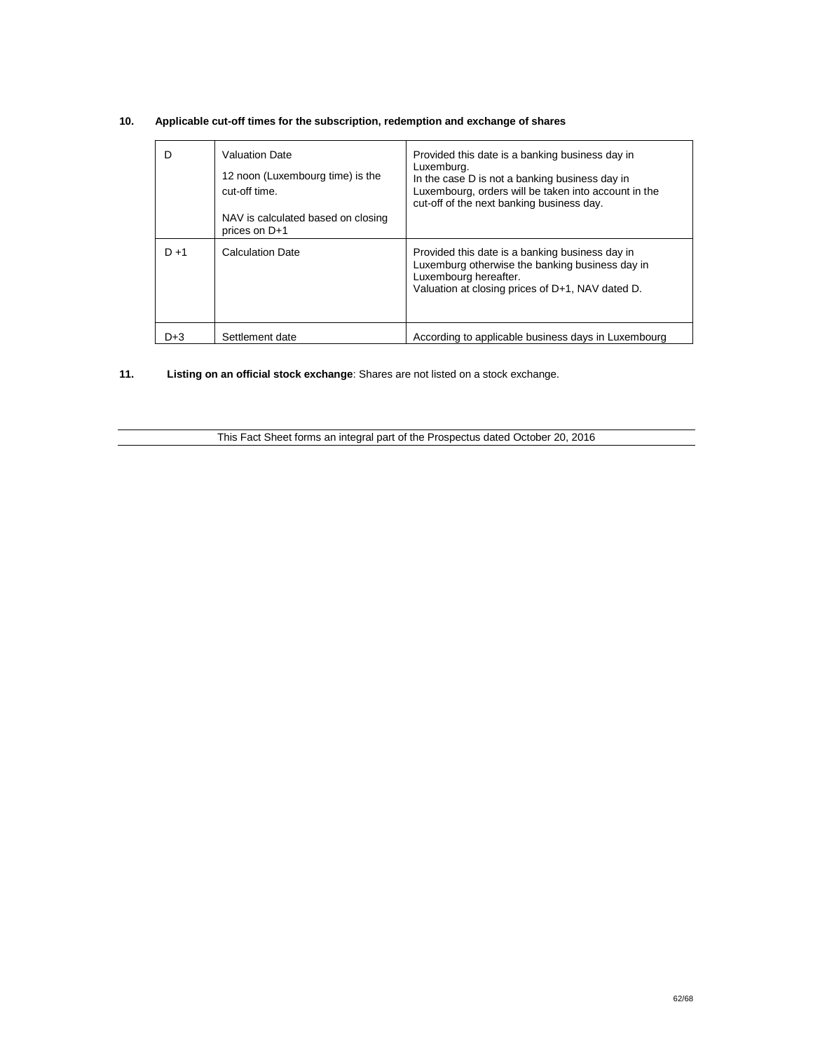**10. Applicable cut-off times for the subscription, redemption and exchange of shares**

| D | Valuation Date<br>12 noon (Luxembourg time) is the cut-off time.<br>NAV is calculated based on closing prices on D+1 | Provided this date is a banking business day in Luxemburg.<br>In the case D is not a banking business day in Luxembourg, orders will be taken into account in the cut-off of the next banking business day. |
|---|---|---|
| D +1 | Calculation Date | Provided this date is a banking business day in Luxemburg otherwise the banking business day in Luxembourg hereafter.<br>Valuation at closing prices of D+1, NAV dated D. |
| D+3 | Settlement date | According to applicable business days in Luxembourg |

**11. Listing on an official stock exchange**: Shares are not listed on a stock exchange.

This Fact Sheet forms an integral part of the Prospectus dated October 20, 2016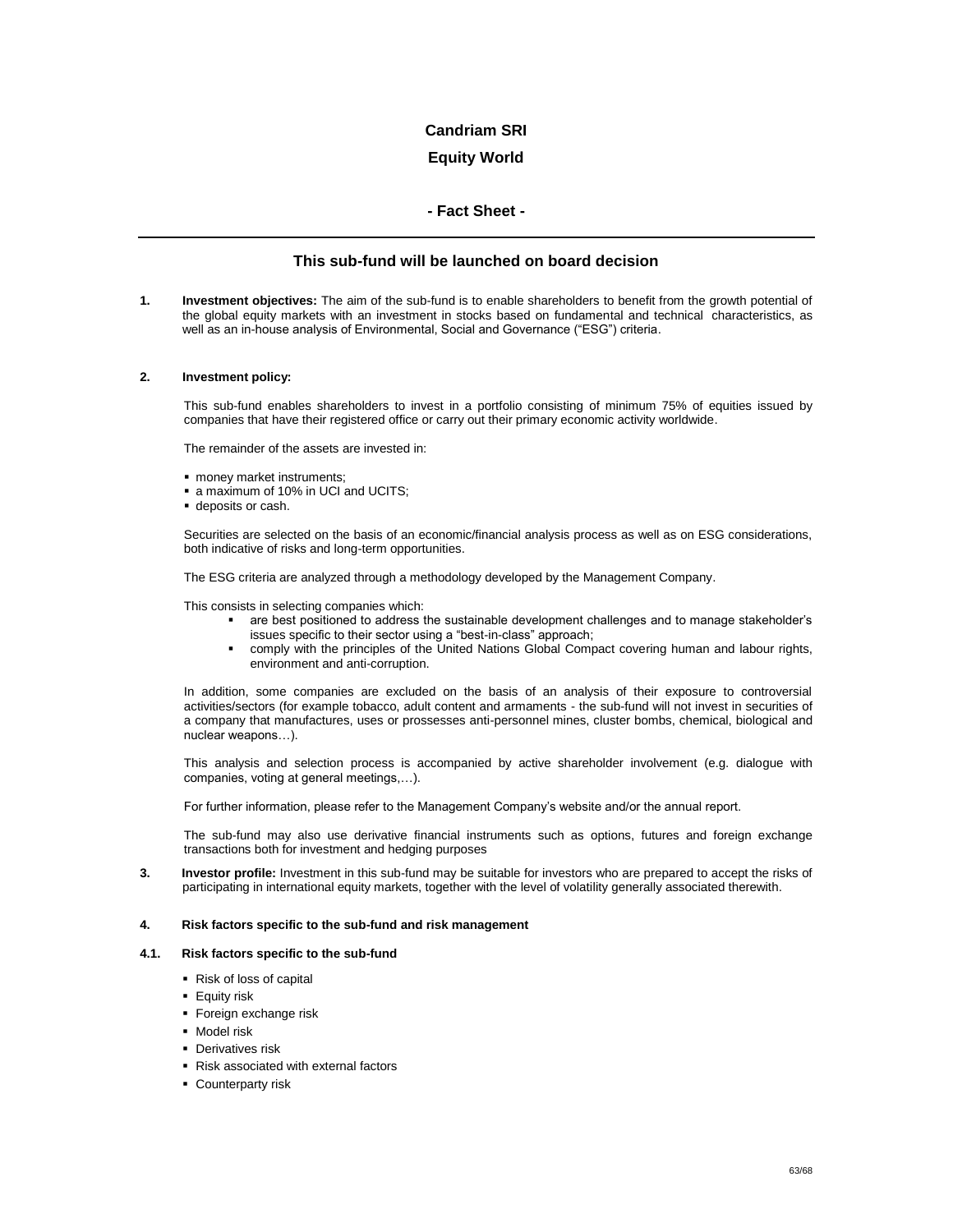# Candriam SRI

# Equity World

## - Fact Sheet -

---

### This sub-fund will be launched on board decision

**1. Investment objectives:** The aim of the sub-fund is to enable shareholders to benefit from the growth potential of the global equity markets with an investment in stocks based on fundamental and technical characteristics, as well as an in-house analysis of Environmental, Social and Governance ("ESG") criteria.

**2. Investment policy:**

This sub-fund enables shareholders to invest in a portfolio consisting of minimum 75% of equities issued by companies that have their registered office or carry out their primary economic activity worldwide.

The remainder of the assets are invested in:

- money market instruments;
- a maximum of 10% in UCI and UCITS;
- deposits or cash.

Securities are selected on the basis of an economic/financial analysis process as well as on ESG considerations, both indicative of risks and long-term opportunities.

The ESG criteria are analyzed through a methodology developed by the Management Company.

This consists in selecting companies which:

- are best positioned to address the sustainable development challenges and to manage stakeholder's issues specific to their sector using a "best-in-class" approach;
- comply with the principles of the United Nations Global Compact covering human and labour rights, environment and anti-corruption.

In addition, some companies are excluded on the basis of an analysis of their exposure to controversial activities/sectors (for example tobacco, adult content and armaments - the sub-fund will not invest in securities of a company that manufactures, uses or prossesses anti-personnel mines, cluster bombs, chemical, biological and nuclear weapons…).

This analysis and selection process is accompanied by active shareholder involvement (e.g. dialogue with companies, voting at general meetings,…).

For further information, please refer to the Management Company's website and/or the annual report.

The sub-fund may also use derivative financial instruments such as options, futures and foreign exchange transactions both for investment and hedging purposes

**3. Investor profile:** Investment in this sub-fund may be suitable for investors who are prepared to accept the risks of participating in international equity markets, together with the level of volatility generally associated therewith.

**4. Risk factors specific to the sub-fund and risk management**

**4.1. Risk factors specific to the sub-fund**

- Risk of loss of capital
- Equity risk
- Foreign exchange risk
- Model risk
- Derivatives risk
- Risk associated with external factors
- Counterparty risk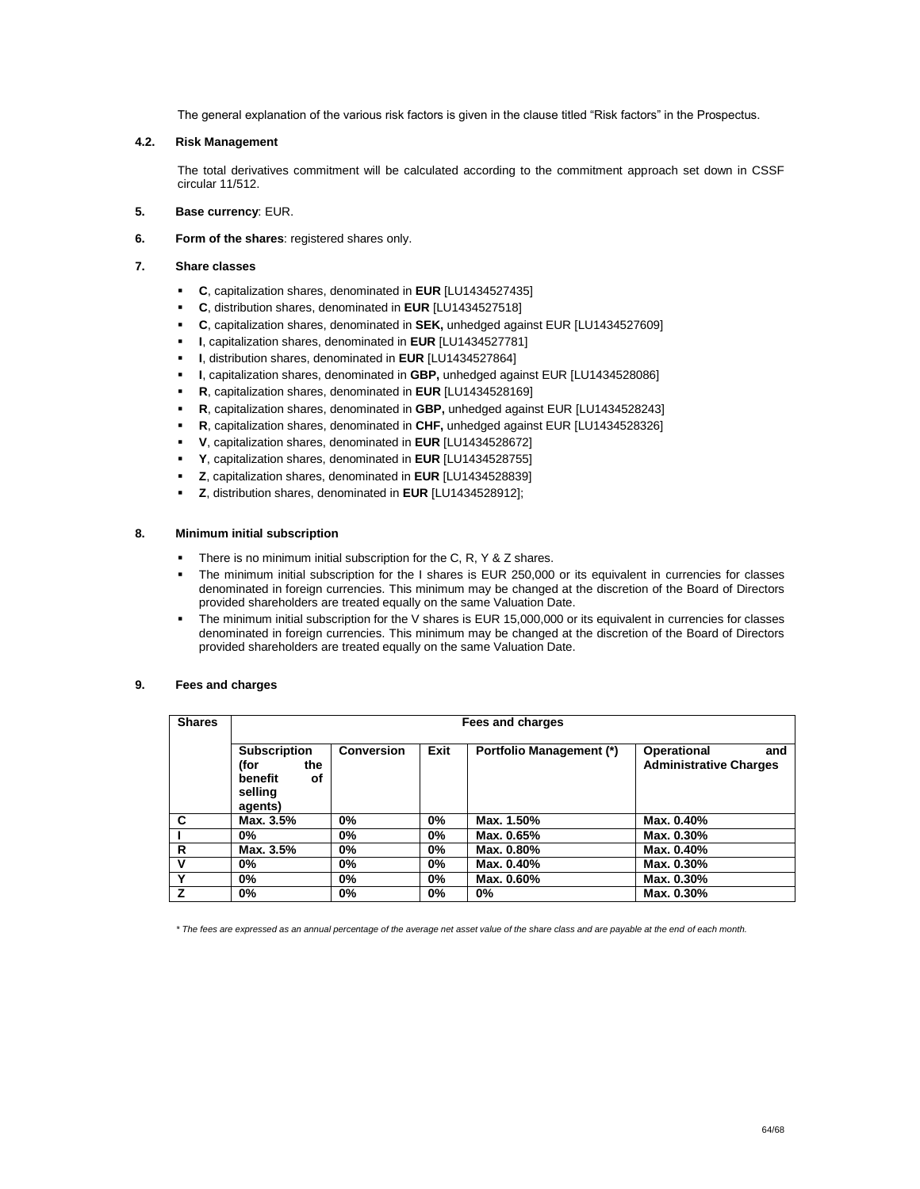The general explanation of the various risk factors is given in the clause titled “Risk factors” in the Prospectus.

**4.2. Risk Management**

The total derivatives commitment will be calculated according to the commitment approach set down in CSSF circular 11/512.

**5. Base currency**: EUR.

**6. Form of the shares**: registered shares only.

**7. Share classes**

- **C**, capitalization shares, denominated in **EUR** [LU1434527435]
- **C**, distribution shares, denominated in **EUR** [LU1434527518]
- **C**, capitalization shares, denominated in **SEK,** unhedged against EUR [LU1434527609]
- **I**, capitalization shares, denominated in **EUR** [LU1434527781]
- **I**, distribution shares, denominated in **EUR** [LU1434527864]
- **I**, capitalization shares, denominated in **GBP,** unhedged against EUR [LU1434528086]
- **R**, capitalization shares, denominated in **EUR** [LU1434528169]
- **R**, capitalization shares, denominated in **GBP,** unhedged against EUR [LU1434528243]
- **R**, capitalization shares, denominated in **CHF,** unhedged against EUR [LU1434528326]
- **V**, capitalization shares, denominated in **EUR** [LU1434528672]
- **Y**, capitalization shares, denominated in **EUR** [LU1434528755]
- **Z**, capitalization shares, denominated in **EUR** [LU1434528839]
- **Z**, distribution shares, denominated in **EUR** [LU1434528912];

**8. Minimum initial subscription**

- There is no minimum initial subscription for the C, R, Y & Z shares.
- The minimum initial subscription for the I shares is EUR 250,000 or its equivalent in currencies for classes denominated in foreign currencies. This minimum may be changed at the discretion of the Board of Directors provided shareholders are treated equally on the same Valuation Date.
- The minimum initial subscription for the V shares is EUR 15,000,000 or its equivalent in currencies for classes denominated in foreign currencies. This minimum may be changed at the discretion of the Board of Directors provided shareholders are treated equally on the same Valuation Date.

**9. Fees and charges**

| Shares | Fees and charges | | | | |
|---|---|---|---|---|---|
| | Subscription (for the benefit of selling agents) | Conversion | Exit | Portfolio Management (*) | Operational and Administrative Charges |
| C | Max. 3.5% | 0% | 0% | Max. 1.50% | Max. 0.40% |
| I | 0% | 0% | 0% | Max. 0.65% | Max. 0.30% |
| R | Max. 3.5% | 0% | 0% | Max. 0.80% | Max. 0.40% |
| V | 0% | 0% | 0% | Max. 0.40% | Max. 0.30% |
| Y | 0% | 0% | 0% | Max. 0.60% | Max. 0.30% |
| Z | 0% | 0% | 0% | 0% | Max. 0.30% |

*\* The fees are expressed as an annual percentage of the average net asset value of the share class and are payable at the end of each month.*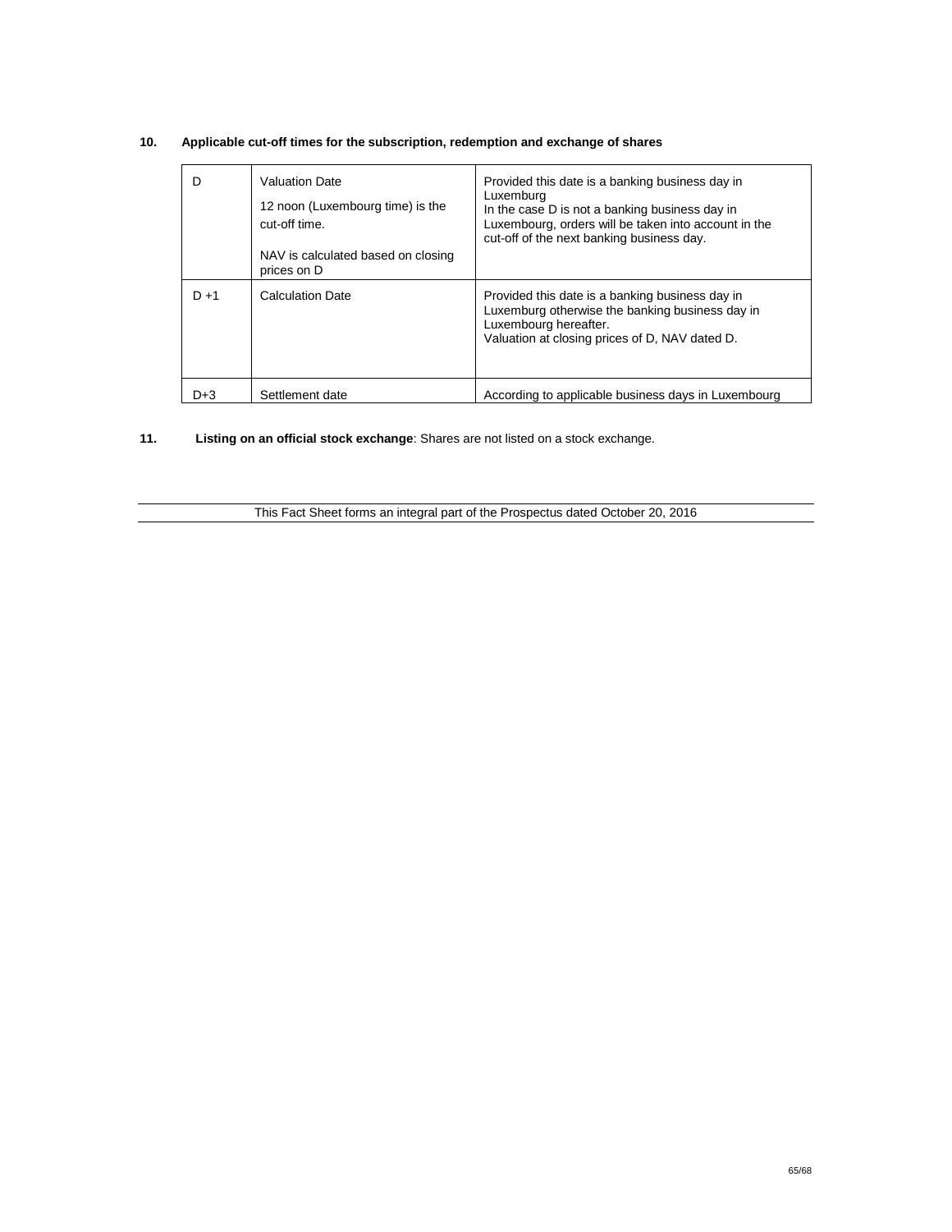**10. Applicable cut-off times for the subscription, redemption and exchange of shares**

| | | |
|---|---|---|
| D | Valuation Date<br><br>12 noon (Luxembourg time) is the cut-off time.<br><br>NAV is calculated based on closing prices on D | Provided this date is a banking business day in Luxemburg<br>In the case D is not a banking business day in Luxembourg, orders will be taken into account in the cut-off of the next banking business day. |
| D +1 | Calculation Date | Provided this date is a banking business day in Luxemburg otherwise the banking business day in Luxembourg hereafter.<br>Valuation at closing prices of D, NAV dated D. |
| D+3 | Settlement date | According to applicable business days in Luxembourg |

**11. Listing on an official stock exchange**: Shares are not listed on a stock exchange.

This Fact Sheet forms an integral part of the Prospectus dated October 20, 2016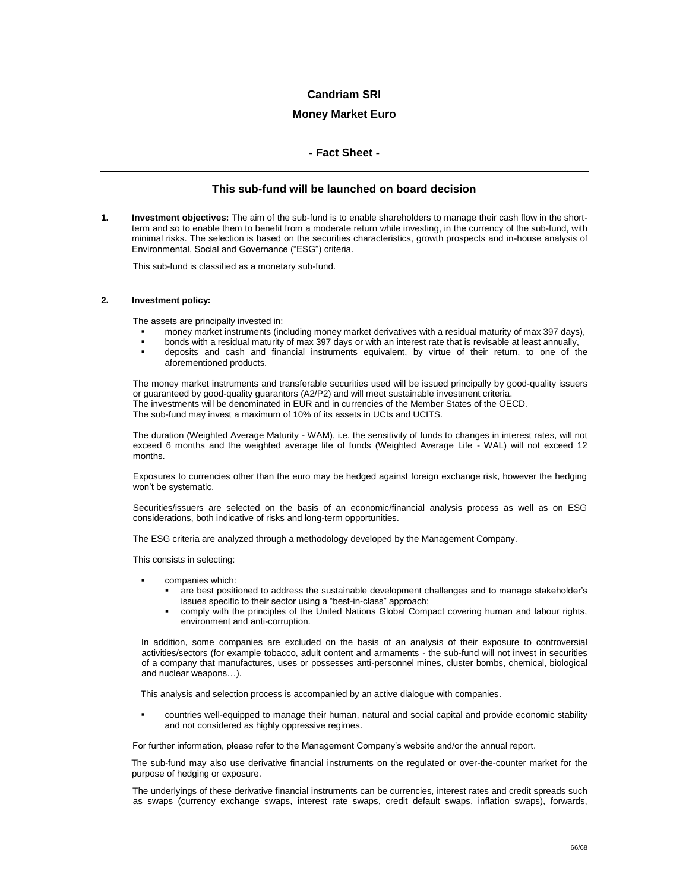# Candriam SRI

## Money Market Euro

### - Fact Sheet -

---

### This sub-fund will be launched on board decision

**1. Investment objectives:** The aim of the sub-fund is to enable shareholders to manage their cash flow in the short-term and so to enable them to benefit from a moderate return while investing, in the currency of the sub-fund, with minimal risks. The selection is based on the securities characteristics, growth prospects and in-house analysis of Environmental, Social and Governance ("ESG") criteria.

This sub-fund is classified as a monetary sub-fund.

**2. Investment policy:**

The assets are principally invested in:

- money market instruments (including money market derivatives with a residual maturity of max 397 days),
- bonds with a residual maturity of max 397 days or with an interest rate that is revisable at least annually,
- deposits and cash and financial instruments equivalent, by virtue of their return, to one of the aforementioned products.

The money market instruments and transferable securities used will be issued principally by good-quality issuers or guaranteed by good-quality guarantors (A2/P2) and will meet sustainable investment criteria.
The investments will be denominated in EUR and in currencies of the Member States of the OECD.
The sub-fund may invest a maximum of 10% of its assets in UCIs and UCITS.

The duration (Weighted Average Maturity - WAM), i.e. the sensitivity of funds to changes in interest rates, will not exceed 6 months and the weighted average life of funds (Weighted Average Life - WAL) will not exceed 12 months.

Exposures to currencies other than the euro may be hedged against foreign exchange risk, however the hedging won't be systematic.

Securities/issuers are selected on the basis of an economic/financial analysis process as well as on ESG considerations, both indicative of risks and long-term opportunities.

The ESG criteria are analyzed through a methodology developed by the Management Company.

This consists in selecting:

- companies which:
  - are best positioned to address the sustainable development challenges and to manage stakeholder's issues specific to their sector using a "best-in-class" approach;
  - comply with the principles of the United Nations Global Compact covering human and labour rights, environment and anti-corruption.

  In addition, some companies are excluded on the basis of an analysis of their exposure to controversial activities/sectors (for example tobacco, adult content and armaments - the sub-fund will not invest in securities of a company that manufactures, uses or possesses anti-personnel mines, cluster bombs, chemical, biological and nuclear weapons…).

  This analysis and selection process is accompanied by an active dialogue with companies.

- countries well-equipped to manage their human, natural and social capital and provide economic stability and not considered as highly oppressive regimes.

For further information, please refer to the Management Company's website and/or the annual report.

The sub-fund may also use derivative financial instruments on the regulated or over-the-counter market for the purpose of hedging or exposure.

The underlyings of these derivative financial instruments can be currencies, interest rates and credit spreads such as swaps (currency exchange swaps, interest rate swaps, credit default swaps, inflation swaps), forwards,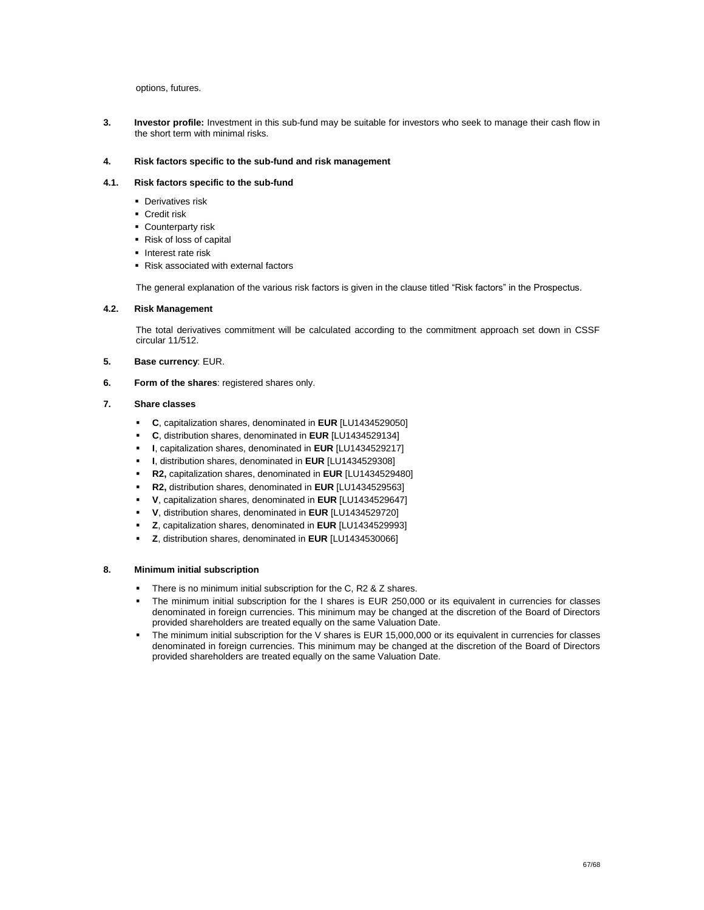options, futures.

**3. Investor profile:** Investment in this sub-fund may be suitable for investors who seek to manage their cash flow in the short term with minimal risks.

**4. Risk factors specific to the sub-fund and risk management**

**4.1. Risk factors specific to the sub-fund**

- Derivatives risk
- Credit risk
- Counterparty risk
- Risk of loss of capital
- Interest rate risk
- Risk associated with external factors

The general explanation of the various risk factors is given in the clause titled "Risk factors" in the Prospectus.

**4.2. Risk Management**

The total derivatives commitment will be calculated according to the commitment approach set down in CSSF circular 11/512.

**5. Base currency**: EUR.

**6. Form of the shares**: registered shares only.

**7. Share classes**

- **C**, capitalization shares, denominated in **EUR** [LU1434529050]
- **C**, distribution shares, denominated in **EUR** [LU1434529134]
- **I**, capitalization shares, denominated in **EUR** [LU1434529217]
- **I**, distribution shares, denominated in **EUR** [LU1434529308]
- **R2,** capitalization shares, denominated in **EUR** [LU1434529480]
- **R2,** distribution shares, denominated in **EUR** [LU1434529563]
- **V**, capitalization shares, denominated in **EUR** [LU1434529647]
- **V**, distribution shares, denominated in **EUR** [LU1434529720]
- **Z**, capitalization shares, denominated in **EUR** [LU1434529993]
- **Z**, distribution shares, denominated in **EUR** [LU1434530066]

**8. Minimum initial subscription**

- There is no minimum initial subscription for the C, R2 & Z shares.
- The minimum initial subscription for the I shares is EUR 250,000 or its equivalent in currencies for classes denominated in foreign currencies. This minimum may be changed at the discretion of the Board of Directors provided shareholders are treated equally on the same Valuation Date.
- The minimum initial subscription for the V shares is EUR 15,000,000 or its equivalent in currencies for classes denominated in foreign currencies. This minimum may be changed at the discretion of the Board of Directors provided shareholders are treated equally on the same Valuation Date.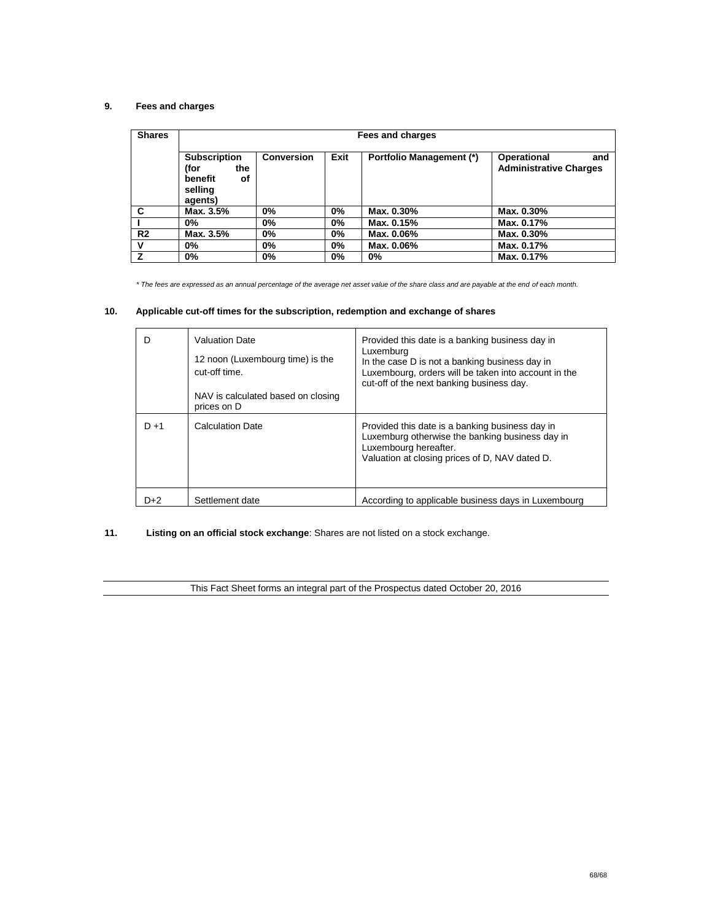## 9. Fees and charges

| Shares | Fees and charges | | | | |
|---|---|---|---|---|---|
| | **Subscription (for the benefit of selling agents)** | **Conversion** | **Exit** | **Portfolio Management (*)** | **Operational and Administrative Charges** |
| **C** | **Max. 3.5%** | **0%** | **0%** | **Max. 0.30%** | **Max. 0.30%** |
| **I** | **0%** | **0%** | **0%** | **Max. 0.15%** | **Max. 0.17%** |
| **R2** | **Max. 3.5%** | **0%** | **0%** | **Max. 0.06%** | **Max. 0.30%** |
| **V** | **0%** | **0%** | **0%** | **Max. 0.06%** | **Max. 0.17%** |
| **Z** | **0%** | **0%** | **0%** | **0%** | **Max. 0.17%** |

*\* The fees are expressed as an annual percentage of the average net asset value of the share class and are payable at the end of each month.*

## 10. Applicable cut-off times for the subscription, redemption and exchange of shares

| | | |
|---|---|---|
| D | Valuation Date<br><br>12 noon (Luxembourg time) is the cut-off time.<br><br>NAV is calculated based on closing prices on D | Provided this date is a banking business day in Luxemburg<br>In the case D is not a banking business day in Luxembourg, orders will be taken into account in the cut-off of the next banking business day. |
| D +1 | Calculation Date | Provided this date is a banking business day in Luxemburg otherwise the banking business day in Luxembourg hereafter.<br>Valuation at closing prices of D, NAV dated D. |
| D+2 | Settlement date | According to applicable business days in Luxembourg |

## 11. **Listing on an official stock exchange**: Shares are not listed on a stock exchange.

This Fact Sheet forms an integral part of the Prospectus dated October 20, 2016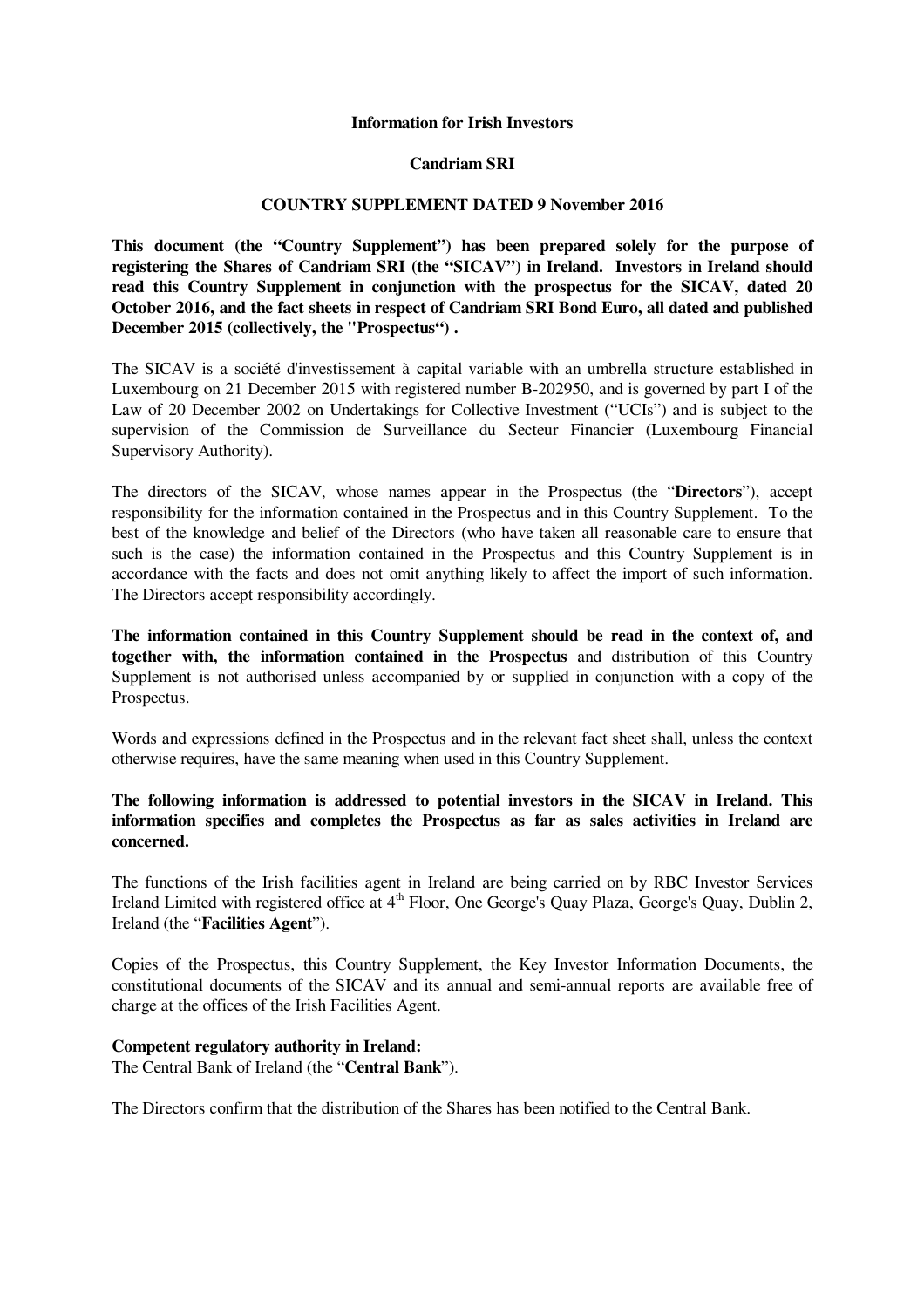**Information for Irish Investors**

**Candriam SRI**

**COUNTRY SUPPLEMENT DATED 9 November 2016**

**This document (the "Country Supplement") has been prepared solely for the purpose of registering the Shares of Candriam SRI (the "SICAV") in Ireland. Investors in Ireland should read this Country Supplement in conjunction with the prospectus for the SICAV, dated 20 October 2016, and the fact sheets in respect of Candriam SRI Bond Euro, all dated and published December 2015 (collectively, the "Prospectus") .**

The SICAV is a société d'investissement à capital variable with an umbrella structure established in Luxembourg on 21 December 2015 with registered number B-202950, and is governed by part I of the Law of 20 December 2002 on Undertakings for Collective Investment ("UCIs") and is subject to the supervision of the Commission de Surveillance du Secteur Financier (Luxembourg Financial Supervisory Authority).

The directors of the SICAV, whose names appear in the Prospectus (the "**Directors**"), accept responsibility for the information contained in the Prospectus and in this Country Supplement. To the best of the knowledge and belief of the Directors (who have taken all reasonable care to ensure that such is the case) the information contained in the Prospectus and this Country Supplement is in accordance with the facts and does not omit anything likely to affect the import of such information. The Directors accept responsibility accordingly.

**The information contained in this Country Supplement should be read in the context of, and together with, the information contained in the Prospectus** and distribution of this Country Supplement is not authorised unless accompanied by or supplied in conjunction with a copy of the Prospectus.

Words and expressions defined in the Prospectus and in the relevant fact sheet shall, unless the context otherwise requires, have the same meaning when used in this Country Supplement.

**The following information is addressed to potential investors in the SICAV in Ireland. This information specifies and completes the Prospectus as far as sales activities in Ireland are concerned.**

The functions of the Irish facilities agent in Ireland are being carried on by RBC Investor Services Ireland Limited with registered office at 4th Floor, One George's Quay Plaza, George's Quay, Dublin 2, Ireland (the "**Facilities Agent**").

Copies of the Prospectus, this Country Supplement, the Key Investor Information Documents, the constitutional documents of the SICAV and its annual and semi-annual reports are available free of charge at the offices of the Irish Facilities Agent.

**Competent regulatory authority in Ireland:**
The Central Bank of Ireland (the "**Central Bank**").

The Directors confirm that the distribution of the Shares has been notified to the Central Bank.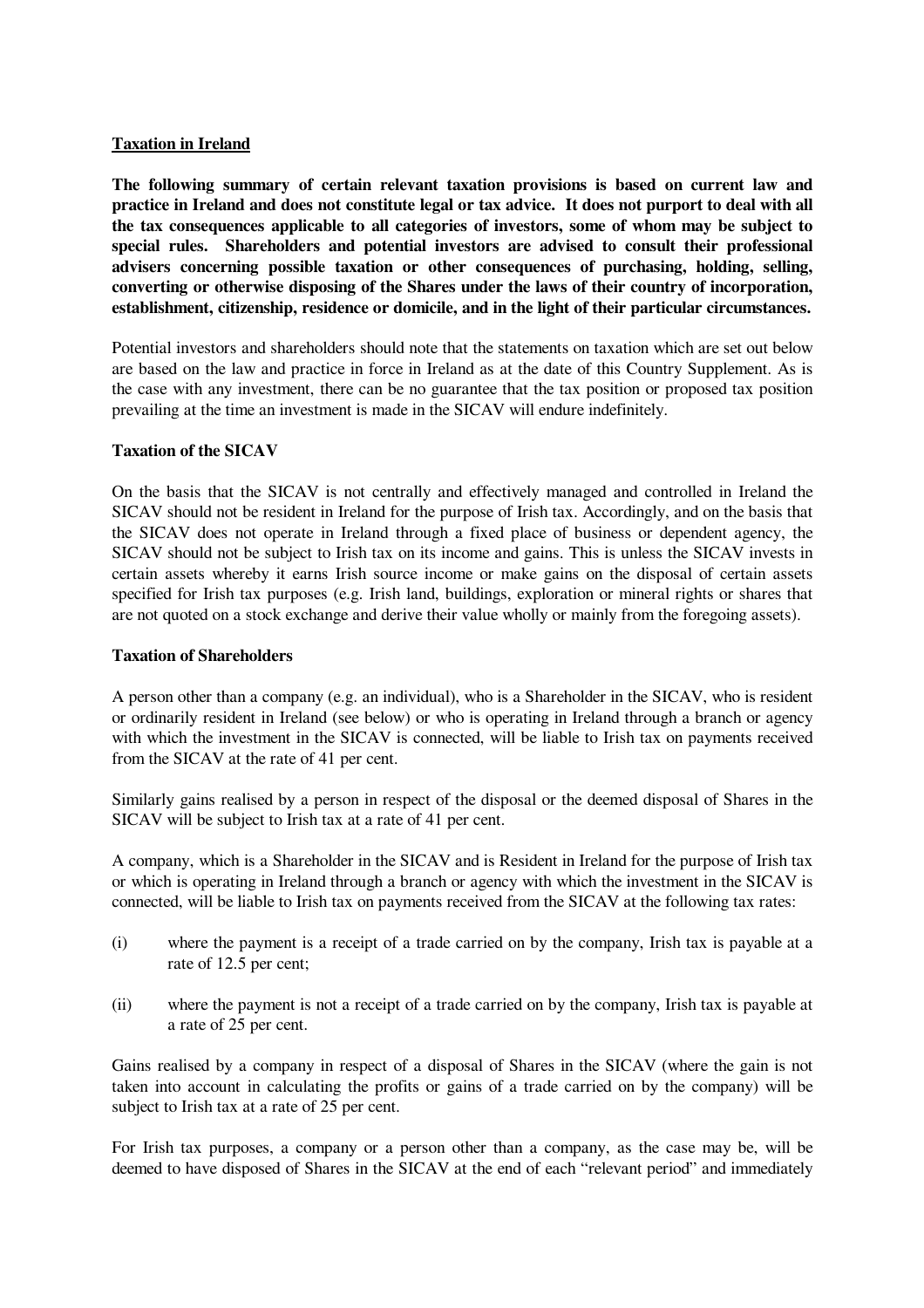## Taxation in Ireland

**The following summary of certain relevant taxation provisions is based on current law and practice in Ireland and does not constitute legal or tax advice. It does not purport to deal with all the tax consequences applicable to all categories of investors, some of whom may be subject to special rules. Shareholders and potential investors are advised to consult their professional advisers concerning possible taxation or other consequences of purchasing, holding, selling, converting or otherwise disposing of the Shares under the laws of their country of incorporation, establishment, citizenship, residence or domicile, and in the light of their particular circumstances.**

Potential investors and shareholders should note that the statements on taxation which are set out below are based on the law and practice in force in Ireland as at the date of this Country Supplement. As is the case with any investment, there can be no guarantee that the tax position or proposed tax position prevailing at the time an investment is made in the SICAV will endure indefinitely.

### Taxation of the SICAV

On the basis that the SICAV is not centrally and effectively managed and controlled in Ireland the SICAV should not be resident in Ireland for the purpose of Irish tax. Accordingly, and on the basis that the SICAV does not operate in Ireland through a fixed place of business or dependent agency, the SICAV should not be subject to Irish tax on its income and gains. This is unless the SICAV invests in certain assets whereby it earns Irish source income or make gains on the disposal of certain assets specified for Irish tax purposes (e.g. Irish land, buildings, exploration or mineral rights or shares that are not quoted on a stock exchange and derive their value wholly or mainly from the foregoing assets).

### Taxation of Shareholders

A person other than a company (e.g. an individual), who is a Shareholder in the SICAV, who is resident or ordinarily resident in Ireland (see below) or who is operating in Ireland through a branch or agency with which the investment in the SICAV is connected, will be liable to Irish tax on payments received from the SICAV at the rate of 41 per cent.

Similarly gains realised by a person in respect of the disposal or the deemed disposal of Shares in the SICAV will be subject to Irish tax at a rate of 41 per cent.

A company, which is a Shareholder in the SICAV and is Resident in Ireland for the purpose of Irish tax or which is operating in Ireland through a branch or agency with which the investment in the SICAV is connected, will be liable to Irish tax on payments received from the SICAV at the following tax rates:

(i) where the payment is a receipt of a trade carried on by the company, Irish tax is payable at a rate of 12.5 per cent;

(ii) where the payment is not a receipt of a trade carried on by the company, Irish tax is payable at a rate of 25 per cent.

Gains realised by a company in respect of a disposal of Shares in the SICAV (where the gain is not taken into account in calculating the profits or gains of a trade carried on by the company) will be subject to Irish tax at a rate of 25 per cent.

For Irish tax purposes, a company or a person other than a company, as the case may be, will be deemed to have disposed of Shares in the SICAV at the end of each "relevant period" and immediately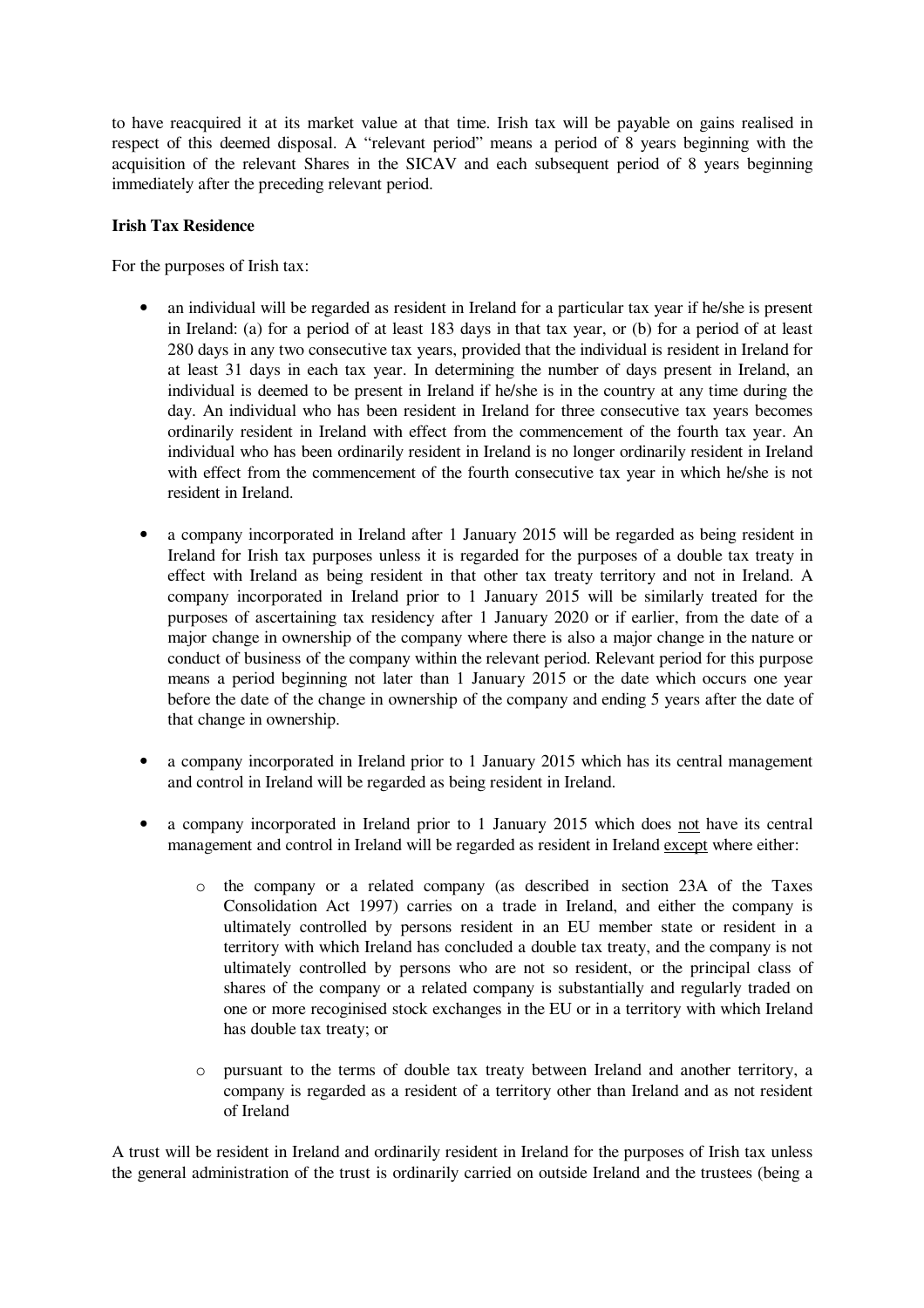to have reacquired it at its market value at that time. Irish tax will be payable on gains realised in respect of this deemed disposal. A "relevant period" means a period of 8 years beginning with the acquisition of the relevant Shares in the SICAV and each subsequent period of 8 years beginning immediately after the preceding relevant period.

**Irish Tax Residence**

For the purposes of Irish tax:

- an individual will be regarded as resident in Ireland for a particular tax year if he/she is present in Ireland: (a) for a period of at least 183 days in that tax year, or (b) for a period of at least 280 days in any two consecutive tax years, provided that the individual is resident in Ireland for at least 31 days in each tax year. In determining the number of days present in Ireland, an individual is deemed to be present in Ireland if he/she is in the country at any time during the day. An individual who has been resident in Ireland for three consecutive tax years becomes ordinarily resident in Ireland with effect from the commencement of the fourth tax year. An individual who has been ordinarily resident in Ireland is no longer ordinarily resident in Ireland with effect from the commencement of the fourth consecutive tax year in which he/she is not resident in Ireland.

- a company incorporated in Ireland after 1 January 2015 will be regarded as being resident in Ireland for Irish tax purposes unless it is regarded for the purposes of a double tax treaty in effect with Ireland as being resident in that other tax treaty territory and not in Ireland. A company incorporated in Ireland prior to 1 January 2015 will be similarly treated for the purposes of ascertaining tax residency after 1 January 2020 or if earlier, from the date of a major change in ownership of the company where there is also a major change in the nature or conduct of business of the company within the relevant period. Relevant period for this purpose means a period beginning not later than 1 January 2015 or the date which occurs one year before the date of the change in ownership of the company and ending 5 years after the date of that change in ownership.

- a company incorporated in Ireland prior to 1 January 2015 which has its central management and control in Ireland will be regarded as being resident in Ireland.

- a company incorporated in Ireland prior to 1 January 2015 which does <u>not</u> have its central management and control in Ireland will be regarded as resident in Ireland <u>except</u> where either:

    - the company or a related company (as described in section 23A of the Taxes Consolidation Act 1997) carries on a trade in Ireland, and either the company is ultimately controlled by persons resident in an EU member state or resident in a territory with which Ireland has concluded a double tax treaty, and the company is not ultimately controlled by persons who are not so resident, or the principal class of shares of the company or a related company is substantially and regularly traded on one or more recogiinised stock exchanges in the EU or in a territory with which Ireland has double tax treaty; or

    - pursuant to the terms of double tax treaty between Ireland and another territory, a company is regarded as a resident of a territory other than Ireland and as not resident of Ireland

A trust will be resident in Ireland and ordinarily resident in Ireland for the purposes of Irish tax unless the general administration of the trust is ordinarily carried on outside Ireland and the trustees (being a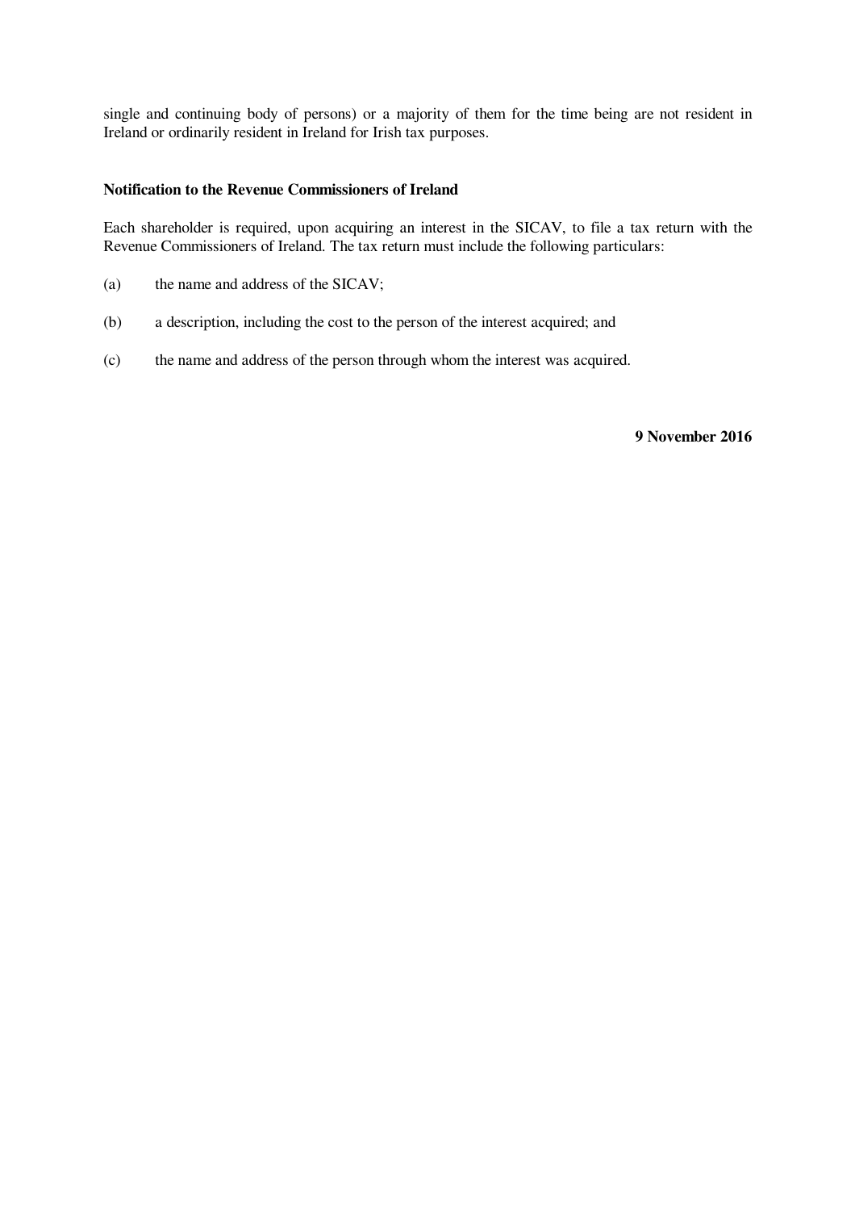single and continuing body of persons) or a majority of them for the time being are not resident in Ireland or ordinarily resident in Ireland for Irish tax purposes.

**Notification to the Revenue Commissioners of Ireland**

Each shareholder is required, upon acquiring an interest in the SICAV, to file a tax return with the Revenue Commissioners of Ireland. The tax return must include the following particulars:

(a) the name and address of the SICAV;

(b) a description, including the cost to the person of the interest acquired; and

(c) the name and address of the person through whom the interest was acquired.

**9 November 2016**